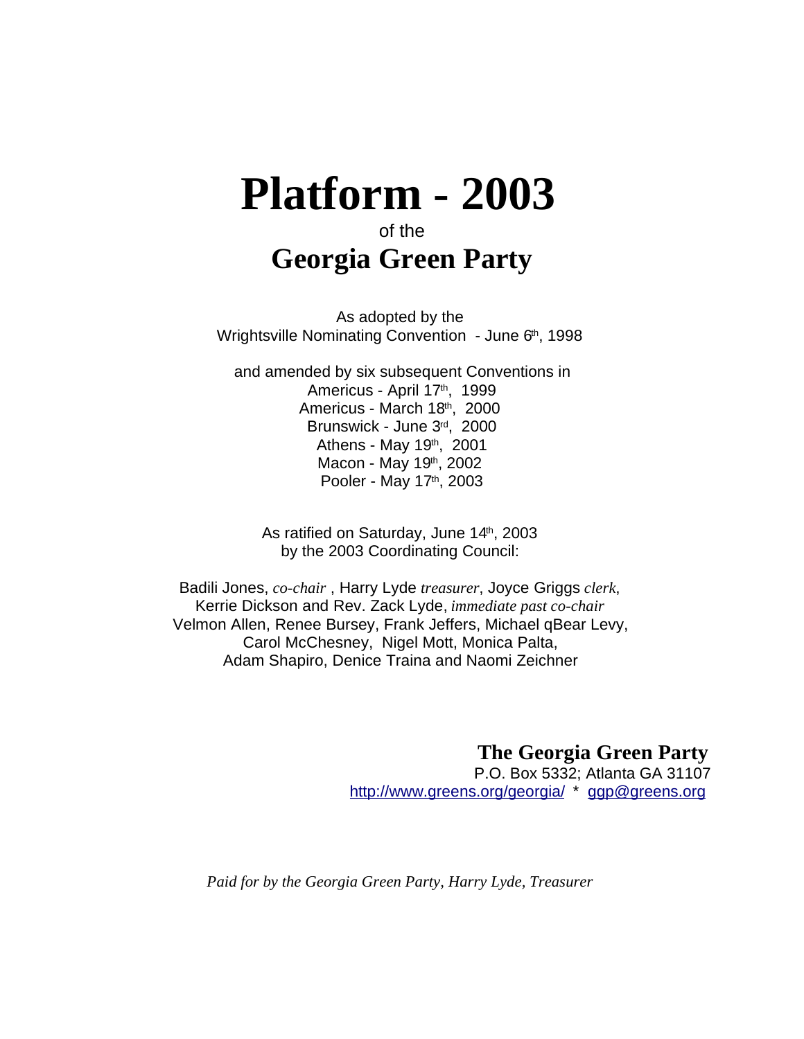# Platform - 2003

of the

## Georgia Green Party

As adopted by the
Wrightsville Nominating Convention - June 6th, 1998

and amended by six subsequent Conventions in
Americus - April 17th, 1999
Americus - March 18th, 2000
Brunswick - June 3rd, 2000
Athens - May 19th, 2001
Macon - May 19th, 2002
Pooler - May 17th, 2003

As ratified on Saturday, June 14th, 2003
by the 2003 Coordinating Council:

Badili Jones, *co-chair* , Harry Lyde *treasurer*, Joyce Griggs *clerk*,
Kerrie Dickson and Rev. Zack Lyde, *immediate past co-chair*
Velmon Allen, Renee Bursey, Frank Jeffers, Michael qBear Levy,
Carol McChesney, Nigel Mott, Monica Palta,
Adam Shapiro, Denice Traina and Naomi Zeichner

**The Georgia Green Party**
P.O. Box 5332; Atlanta GA 31107
http://www.greens.org/georgia/ * ggp@greens.org

*Paid for by the Georgia Green Party, Harry Lyde, Treasurer*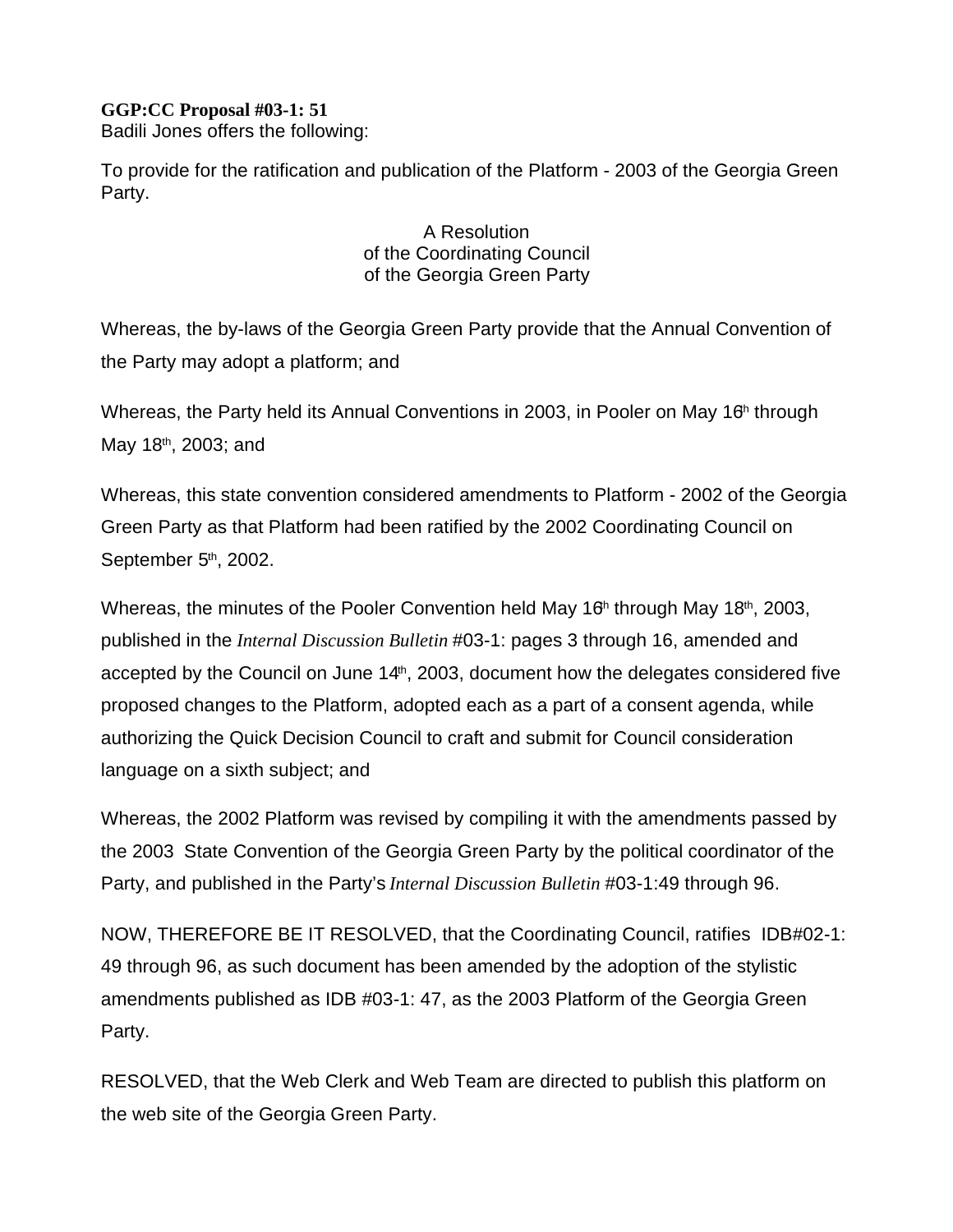**GGP:CC Proposal #03-1: 51**
Badili Jones offers the following:

To provide for the ratification and publication of the Platform - 2003 of the Georgia Green Party.

A Resolution
of the Coordinating Council
of the Georgia Green Party

Whereas, the by-laws of the Georgia Green Party provide that the Annual Convention of the Party may adopt a platform; and

Whereas, the Party held its Annual Conventions in 2003, in Pooler on May 16th through May 18th, 2003; and

Whereas, this state convention considered amendments to Platform - 2002 of the Georgia Green Party as that Platform had been ratified by the 2002 Coordinating Council on September 5th, 2002.

Whereas, the minutes of the Pooler Convention held May 16th through May 18th, 2003, published in the *Internal Discussion Bulletin* #03-1: pages 3 through 16, amended and accepted by the Council on June 14th, 2003, document how the delegates considered five proposed changes to the Platform, adopted each as a part of a consent agenda, while authorizing the Quick Decision Council to craft and submit for Council consideration language on a sixth subject; and

Whereas, the 2002 Platform was revised by compiling it with the amendments passed by the 2003 State Convention of the Georgia Green Party by the political coordinator of the Party, and published in the Party's *Internal Discussion Bulletin* #03-1:49 through 96.

NOW, THEREFORE BE IT RESOLVED, that the Coordinating Council, ratifies IDB#02-1: 49 through 96, as such document has been amended by the adoption of the stylistic amendments published as IDB #03-1: 47, as the 2003 Platform of the Georgia Green Party.

RESOLVED, that the Web Clerk and Web Team are directed to publish this platform on the web site of the Georgia Green Party.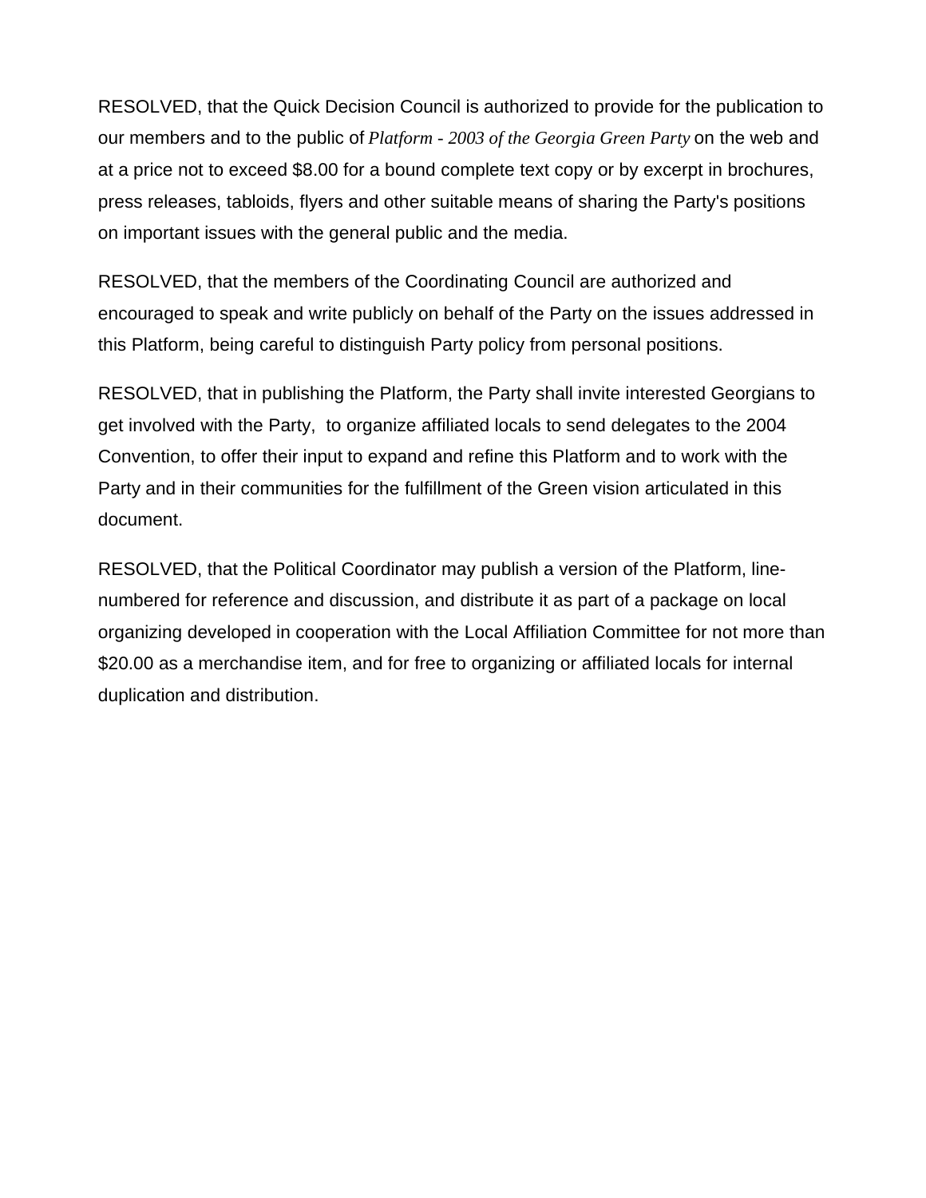RESOLVED, that the Quick Decision Council is authorized to provide for the publication to our members and to the public of *Platform - 2003 of the Georgia Green Party* on the web and at a price not to exceed $8.00 for a bound complete text copy or by excerpt in brochures, press releases, tabloids, flyers and other suitable means of sharing the Party's positions on important issues with the general public and the media.

RESOLVED, that the members of the Coordinating Council are authorized and encouraged to speak and write publicly on behalf of the Party on the issues addressed in this Platform, being careful to distinguish Party policy from personal positions.

RESOLVED, that in publishing the Platform, the Party shall invite interested Georgians to get involved with the Party, to organize affiliated locals to send delegates to the 2004 Convention, to offer their input to expand and refine this Platform and to work with the Party and in their communities for the fulfillment of the Green vision articulated in this document.

RESOLVED, that the Political Coordinator may publish a version of the Platform, line-numbered for reference and discussion, and distribute it as part of a package on local organizing developed in cooperation with the Local Affiliation Committee for not more than $20.00 as a merchandise item, and for free to organizing or affiliated locals for internal duplication and distribution.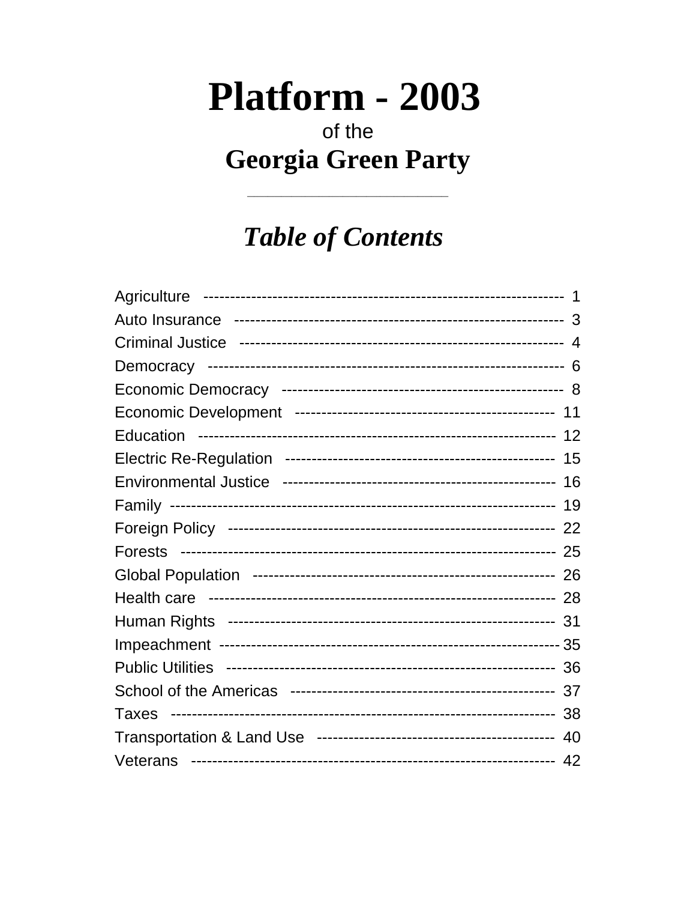# Platform - 2003

of the

## Georgia Green Party

---

## *Table of Contents*

| Section | Page |
|---|---|
| Agriculture | 1 |
| Auto Insurance | 3 |
| Criminal Justice | 4 |
| Democracy | 6 |
| Economic Democracy | 8 |
| Economic Development | 11 |
| Education | 12 |
| Electric Re-Regulation | 15 |
| Environmental Justice | 16 |
| Family | 19 |
| Foreign Policy | 22 |
| Forests | 25 |
| Global Population | 26 |
| Health care | 28 |
| Human Rights | 31 |
| Impeachment | 35 |
| Public Utilities | 36 |
| School of the Americas | 37 |
| Taxes | 38 |
| Transportation & Land Use | 40 |
| Veterans | 42 |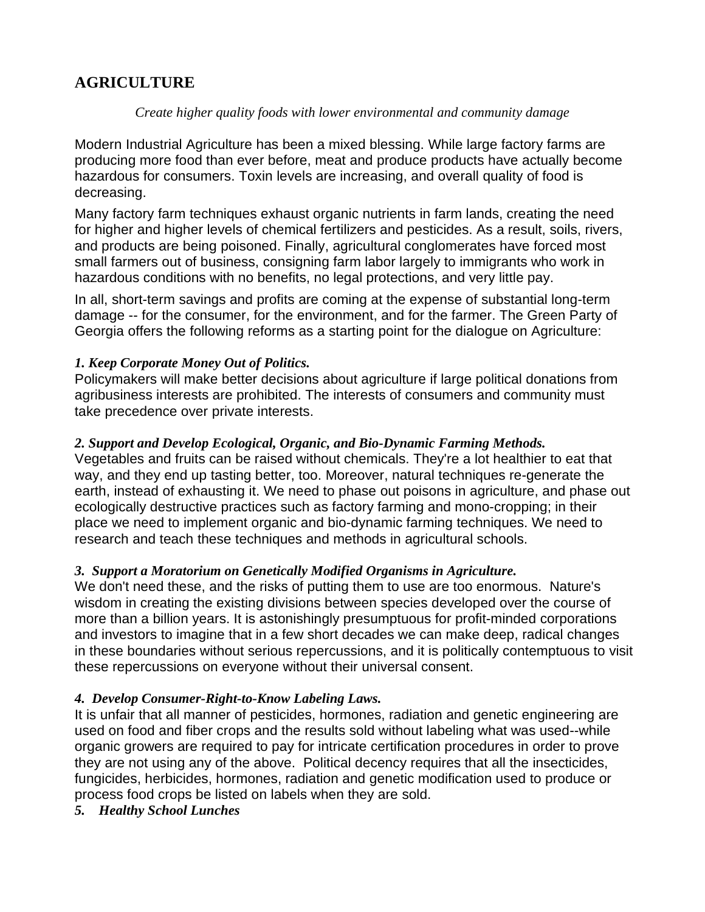## AGRICULTURE

*Create higher quality foods with lower environmental and community damage*

Modern Industrial Agriculture has been a mixed blessing. While large factory farms are producing more food than ever before, meat and produce products have actually become hazardous for consumers. Toxin levels are increasing, and overall quality of food is decreasing.

Many factory farm techniques exhaust organic nutrients in farm lands, creating the need for higher and higher levels of chemical fertilizers and pesticides. As a result, soils, rivers, and products are being poisoned. Finally, agricultural conglomerates have forced most small farmers out of business, consigning farm labor largely to immigrants who work in hazardous conditions with no benefits, no legal protections, and very little pay.

In all, short-term savings and profits are coming at the expense of substantial long-term damage -- for the consumer, for the environment, and for the farmer. The Green Party of Georgia offers the following reforms as a starting point for the dialogue on Agriculture:

***1. Keep Corporate Money Out of Politics.***
Policymakers will make better decisions about agriculture if large political donations from agribusiness interests are prohibited. The interests of consumers and community must take precedence over private interests.

***2. Support and Develop Ecological, Organic, and Bio-Dynamic Farming Methods.***
Vegetables and fruits can be raised without chemicals. They're a lot healthier to eat that way, and they end up tasting better, too. Moreover, natural techniques re-generate the earth, instead of exhausting it. We need to phase out poisons in agriculture, and phase out ecologically destructive practices such as factory farming and mono-cropping; in their place we need to implement organic and bio-dynamic farming techniques. We need to research and teach these techniques and methods in agricultural schools.

***3. Support a Moratorium on Genetically Modified Organisms in Agriculture.***
We don't need these, and the risks of putting them to use are too enormous. Nature's wisdom in creating the existing divisions between species developed over the course of more than a billion years. It is astonishingly presumptuous for profit-minded corporations and investors to imagine that in a few short decades we can make deep, radical changes in these boundaries without serious repercussions, and it is politically contemptuous to visit these repercussions on everyone without their universal consent.

***4. Develop Consumer-Right-to-Know Labeling Laws.***
It is unfair that all manner of pesticides, hormones, radiation and genetic engineering are used on food and fiber crops and the results sold without labeling what was used--while organic growers are required to pay for intricate certification procedures in order to prove they are not using any of the above. Political decency requires that all the insecticides, fungicides, herbicides, hormones, radiation and genetic modification used to produce or process food crops be listed on labels when they are sold.

***5. Healthy School Lunches***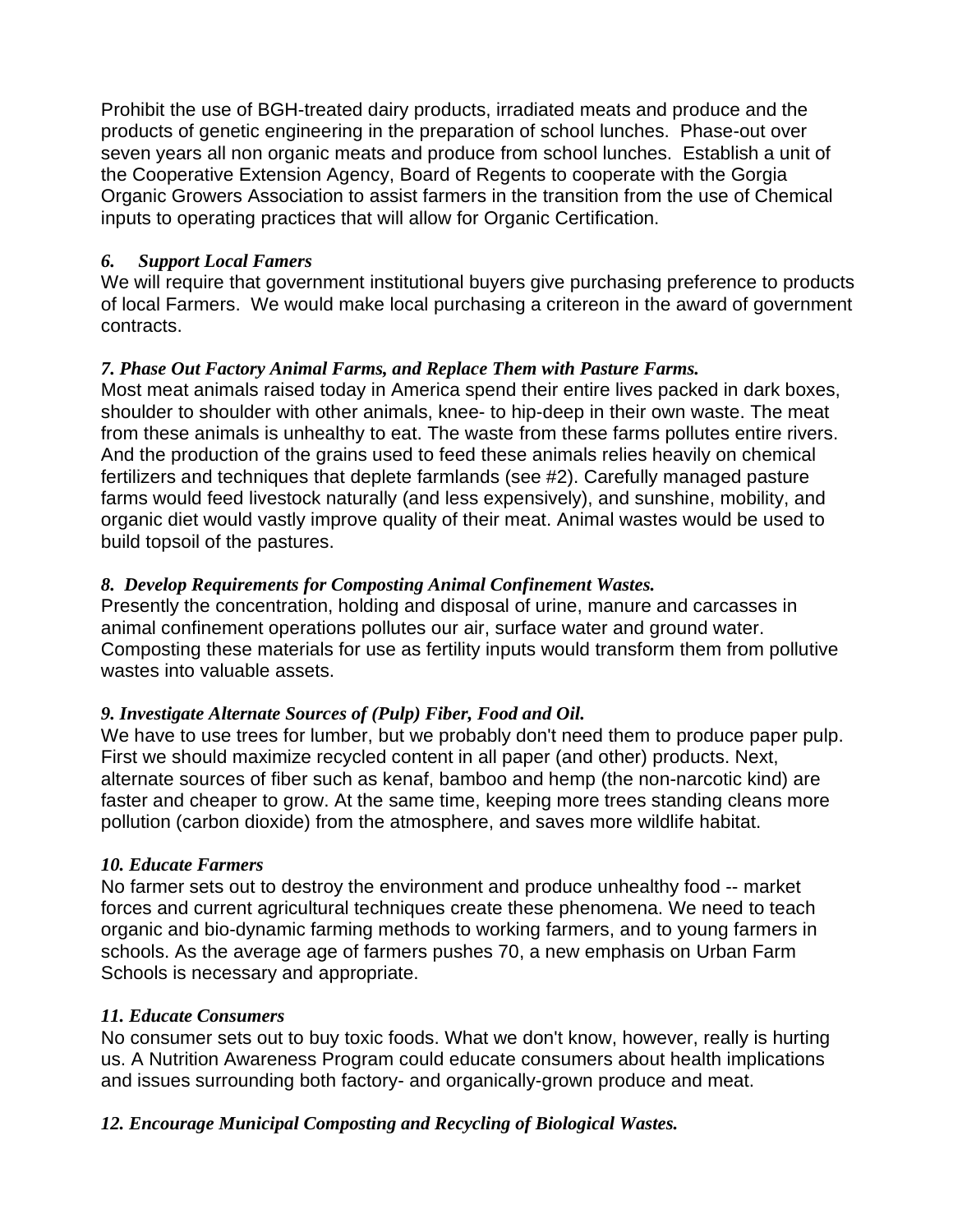Prohibit the use of BGH-treated dairy products, irradiated meats and produce and the products of genetic engineering in the preparation of school lunches. Phase-out over seven years all non organic meats and produce from school lunches. Establish a unit of the Cooperative Extension Agency, Board of Regents to cooperate with the Gorgia Organic Growers Association to assist farmers in the transition from the use of Chemical inputs to operating practices that will allow for Organic Certification.

***6. Support Local Famers***

We will require that government institutional buyers give purchasing preference to products of local Farmers. We would make local purchasing a critereon in the award of government contracts.

***7. Phase Out Factory Animal Farms, and Replace Them with Pasture Farms.***

Most meat animals raised today in America spend their entire lives packed in dark boxes, shoulder to shoulder with other animals, knee- to hip-deep in their own waste. The meat from these animals is unhealthy to eat. The waste from these farms pollutes entire rivers. And the production of the grains used to feed these animals relies heavily on chemical fertilizers and techniques that deplete farmlands (see #2). Carefully managed pasture farms would feed livestock naturally (and less expensively), and sunshine, mobility, and organic diet would vastly improve quality of their meat. Animal wastes would be used to build topsoil of the pastures.

***8. Develop Requirements for Composting Animal Confinement Wastes.***

Presently the concentration, holding and disposal of urine, manure and carcasses in animal confinement operations pollutes our air, surface water and ground water. Composting these materials for use as fertility inputs would transform them from pollutive wastes into valuable assets.

***9. Investigate Alternate Sources of (Pulp) Fiber, Food and Oil.***

We have to use trees for lumber, but we probably don't need them to produce paper pulp. First we should maximize recycled content in all paper (and other) products. Next, alternate sources of fiber such as kenaf, bamboo and hemp (the non-narcotic kind) are faster and cheaper to grow. At the same time, keeping more trees standing cleans more pollution (carbon dioxide) from the atmosphere, and saves more wildlife habitat.

***10. Educate Farmers***

No farmer sets out to destroy the environment and produce unhealthy food -- market forces and current agricultural techniques create these phenomena. We need to teach organic and bio-dynamic farming methods to working farmers, and to young farmers in schools. As the average age of farmers pushes 70, a new emphasis on Urban Farm Schools is necessary and appropriate.

***11. Educate Consumers***

No consumer sets out to buy toxic foods. What we don't know, however, really is hurting us. A Nutrition Awareness Program could educate consumers about health implications and issues surrounding both factory- and organically-grown produce and meat.

***12. Encourage Municipal Composting and Recycling of Biological Wastes.***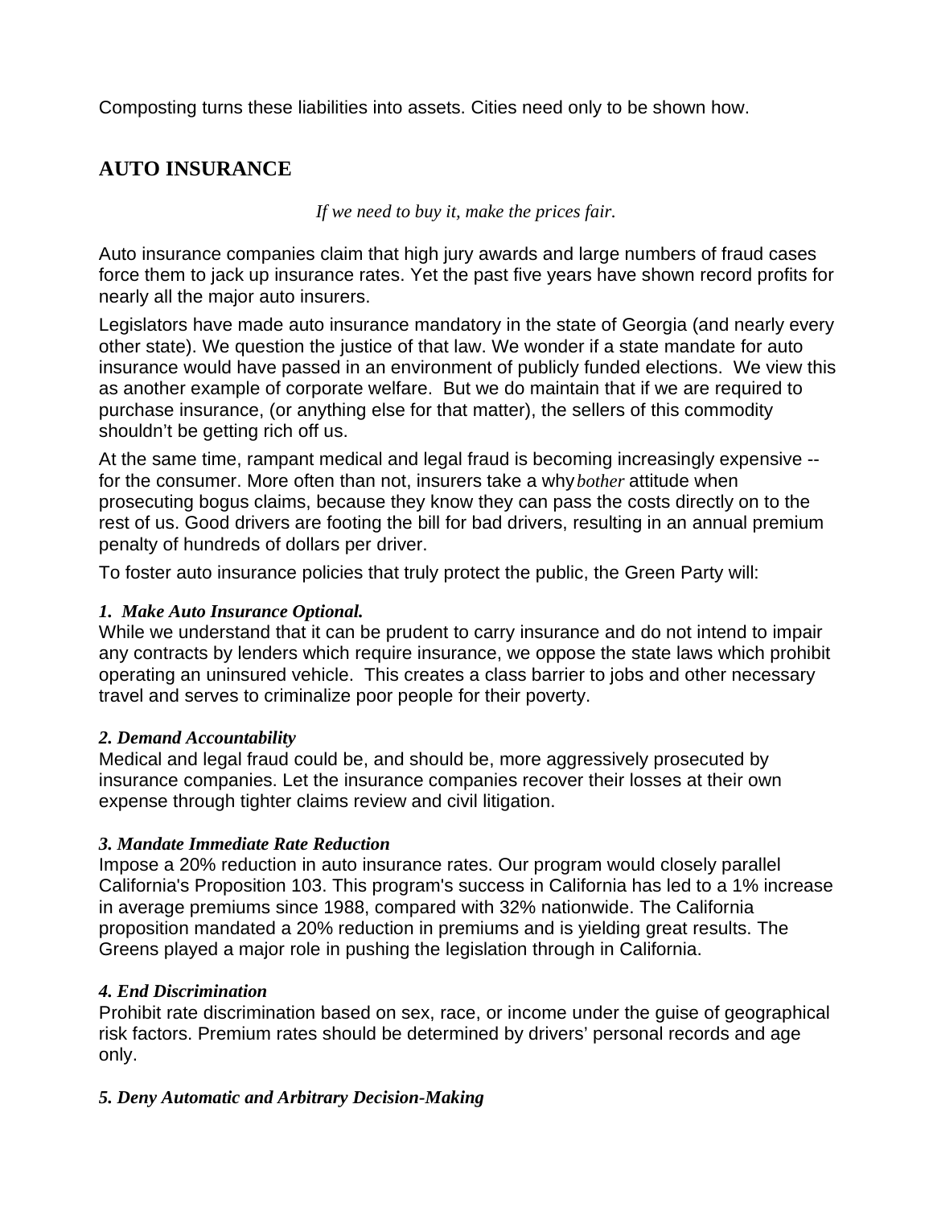Composting turns these liabilities into assets. Cities need only to be shown how.

## AUTO INSURANCE

*If we need to buy it, make the prices fair.*

Auto insurance companies claim that high jury awards and large numbers of fraud cases force them to jack up insurance rates. Yet the past five years have shown record profits for nearly all the major auto insurers.

Legislators have made auto insurance mandatory in the state of Georgia (and nearly every other state). We question the justice of that law. We wonder if a state mandate for auto insurance would have passed in an environment of publicly funded elections. We view this as another example of corporate welfare. But we do maintain that if we are required to purchase insurance, (or anything else for that matter), the sellers of this commodity shouldn't be getting rich off us.

At the same time, rampant medical and legal fraud is becoming increasingly expensive -- for the consumer. More often than not, insurers take a why *bother* attitude when prosecuting bogus claims, because they know they can pass the costs directly on to the rest of us. Good drivers are footing the bill for bad drivers, resulting in an annual premium penalty of hundreds of dollars per driver.

To foster auto insurance policies that truly protect the public, the Green Party will:

***1. Make Auto Insurance Optional.***
While we understand that it can be prudent to carry insurance and do not intend to impair any contracts by lenders which require insurance, we oppose the state laws which prohibit operating an uninsured vehicle. This creates a class barrier to jobs and other necessary travel and serves to criminalize poor people for their poverty.

***2. Demand Accountability***
Medical and legal fraud could be, and should be, more aggressively prosecuted by insurance companies. Let the insurance companies recover their losses at their own expense through tighter claims review and civil litigation.

***3. Mandate Immediate Rate Reduction***
Impose a 20% reduction in auto insurance rates. Our program would closely parallel California's Proposition 103. This program's success in California has led to a 1% increase in average premiums since 1988, compared with 32% nationwide. The California proposition mandated a 20% reduction in premiums and is yielding great results. The Greens played a major role in pushing the legislation through in California.

***4. End Discrimination***
Prohibit rate discrimination based on sex, race, or income under the guise of geographical risk factors. Premium rates should be determined by drivers' personal records and age only.

***5. Deny Automatic and Arbitrary Decision-Making***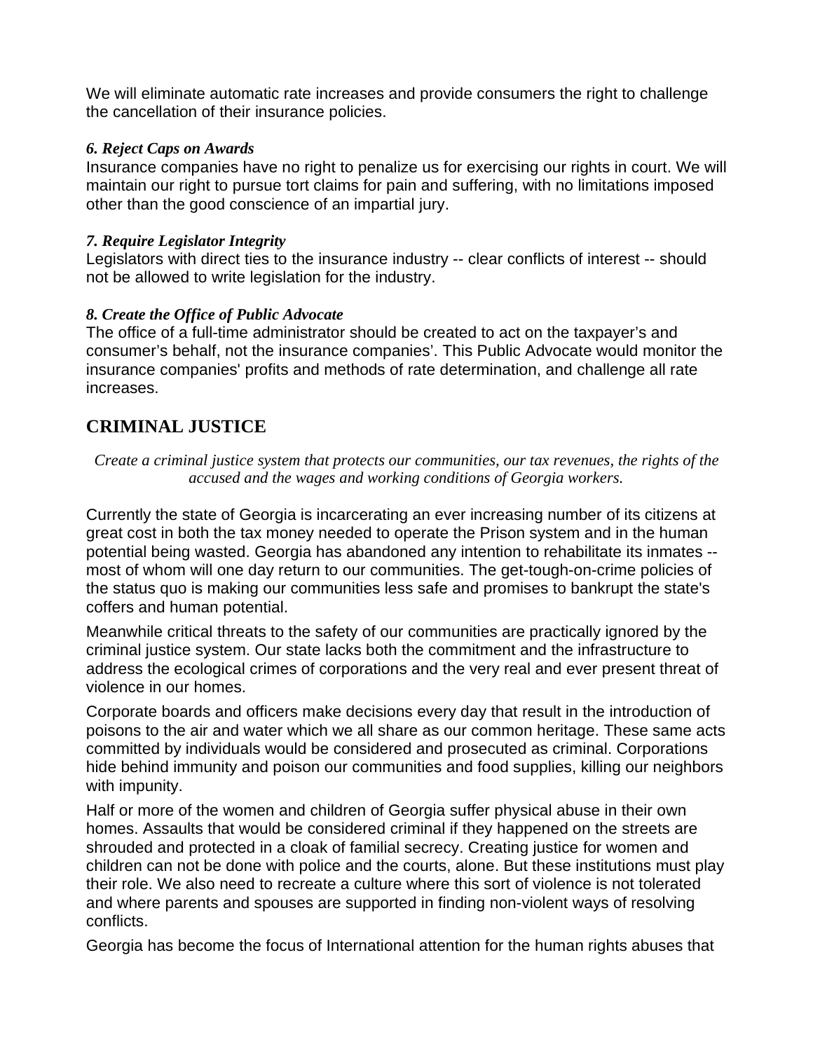We will eliminate automatic rate increases and provide consumers the right to challenge the cancellation of their insurance policies.

***6. Reject Caps on Awards***
Insurance companies have no right to penalize us for exercising our rights in court. We will maintain our right to pursue tort claims for pain and suffering, with no limitations imposed other than the good conscience of an impartial jury.

***7. Require Legislator Integrity***
Legislators with direct ties to the insurance industry -- clear conflicts of interest -- should not be allowed to write legislation for the industry.

***8. Create the Office of Public Advocate***
The office of a full-time administrator should be created to act on the taxpayer's and consumer's behalf, not the insurance companies'. This Public Advocate would monitor the insurance companies' profits and methods of rate determination, and challenge all rate increases.

## CRIMINAL JUSTICE

*Create a criminal justice system that protects our communities, our tax revenues, the rights of the accused and the wages and working conditions of Georgia workers.*

Currently the state of Georgia is incarcerating an ever increasing number of its citizens at great cost in both the tax money needed to operate the Prison system and in the human potential being wasted. Georgia has abandoned any intention to rehabilitate its inmates -- most of whom will one day return to our communities. The get-tough-on-crime policies of the status quo is making our communities less safe and promises to bankrupt the state's coffers and human potential.

Meanwhile critical threats to the safety of our communities are practically ignored by the criminal justice system. Our state lacks both the commitment and the infrastructure to address the ecological crimes of corporations and the very real and ever present threat of violence in our homes.

Corporate boards and officers make decisions every day that result in the introduction of poisons to the air and water which we all share as our common heritage. These same acts committed by individuals would be considered and prosecuted as criminal. Corporations hide behind immunity and poison our communities and food supplies, killing our neighbors with impunity.

Half or more of the women and children of Georgia suffer physical abuse in their own homes. Assaults that would be considered criminal if they happened on the streets are shrouded and protected in a cloak of familial secrecy. Creating justice for women and children can not be done with police and the courts, alone. But these institutions must play their role. We also need to recreate a culture where this sort of violence is not tolerated and where parents and spouses are supported in finding non-violent ways of resolving conflicts.

Georgia has become the focus of International attention for the human rights abuses that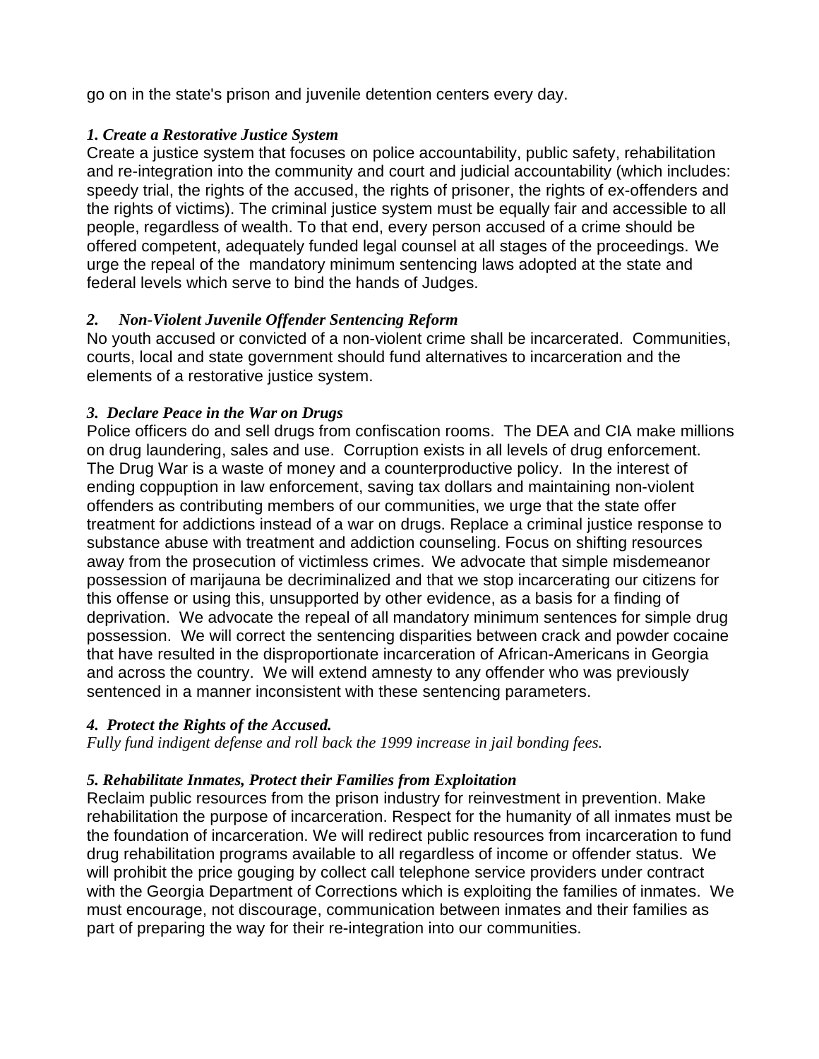go on in the state's prison and juvenile detention centers every day.

### *1. Create a Restorative Justice System*

Create a justice system that focuses on police accountability, public safety, rehabilitation and re-integration into the community and court and judicial accountability (which includes: speedy trial, the rights of the accused, the rights of prisoner, the rights of ex-offenders and the rights of victims). The criminal justice system must be equally fair and accessible to all people, regardless of wealth. To that end, every person accused of a crime should be offered competent, adequately funded legal counsel at all stages of the proceedings. We urge the repeal of the mandatory minimum sentencing laws adopted at the state and federal levels which serve to bind the hands of Judges.

### *2. Non-Violent Juvenile Offender Sentencing Reform*

No youth accused or convicted of a non-violent crime shall be incarcerated. Communities, courts, local and state government should fund alternatives to incarceration and the elements of a restorative justice system.

### *3. Declare Peace in the War on Drugs*

Police officers do and sell drugs from confiscation rooms. The DEA and CIA make millions on drug laundering, sales and use. Corruption exists in all levels of drug enforcement. The Drug War is a waste of money and a counterproductive policy. In the interest of ending coppuption in law enforcement, saving tax dollars and maintaining non-violent offenders as contributing members of our communities, we urge that the state offer treatment for addictions instead of a war on drugs. Replace a criminal justice response to substance abuse with treatment and addiction counseling. Focus on shifting resources away from the prosecution of victimless crimes. We advocate that simple misdemeanor possession of marijauna be decriminalized and that we stop incarcerating our citizens for this offense or using this, unsupported by other evidence, as a basis for a finding of deprivation. We advocate the repeal of all mandatory minimum sentences for simple drug possession. We will correct the sentencing disparities between crack and powder cocaine that have resulted in the disproportionate incarceration of African-Americans in Georgia and across the country. We will extend amnesty to any offender who was previously sentenced in a manner inconsistent with these sentencing parameters.

### *4. Protect the Rights of the Accused.*

*Fully fund indigent defense and roll back the 1999 increase in jail bonding fees.*

### *5. Rehabilitate Inmates, Protect their Families from Exploitation*

Reclaim public resources from the prison industry for reinvestment in prevention. Make rehabilitation the purpose of incarceration. Respect for the humanity of all inmates must be the foundation of incarceration. We will redirect public resources from incarceration to fund drug rehabilitation programs available to all regardless of income or offender status. We will prohibit the price gouging by collect call telephone service providers under contract with the Georgia Department of Corrections which is exploiting the families of inmates. We must encourage, not discourage, communication between inmates and their families as part of preparing the way for their re-integration into our communities.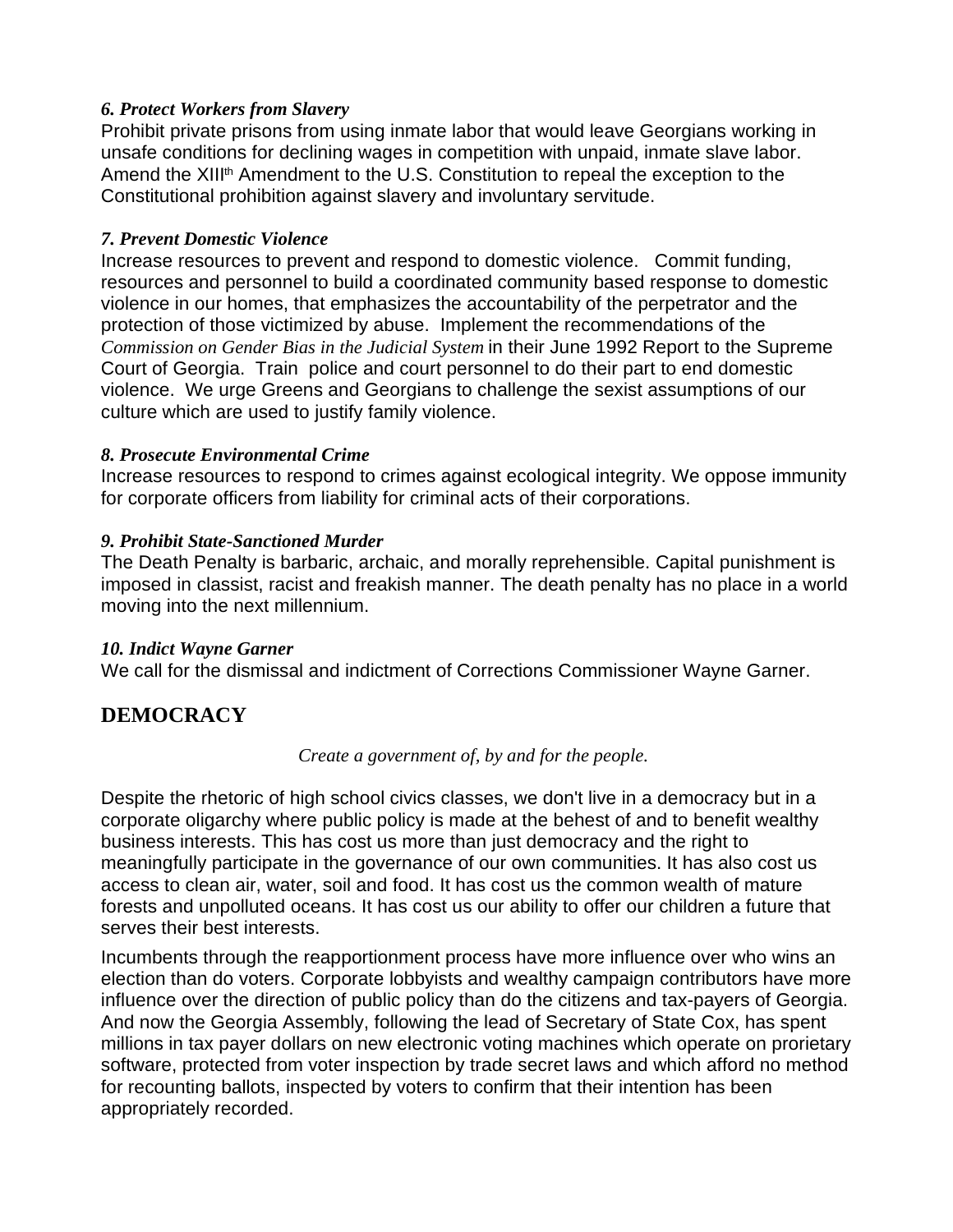*6. Protect Workers from Slavery*

Prohibit private prisons from using inmate labor that would leave Georgians working in unsafe conditions for declining wages in competition with unpaid, inmate slave labor. Amend the XIII[th] Amendment to the U.S. Constitution to repeal the exception to the Constitutional prohibition against slavery and involuntary servitude.

*7. Prevent Domestic Violence*

Increase resources to prevent and respond to domestic violence. Commit funding, resources and personnel to build a coordinated community based response to domestic violence in our homes, that emphasizes the accountability of the perpetrator and the protection of those victimized by abuse. Implement the recommendations of the *Commission on Gender Bias in the Judicial System* in their June 1992 Report to the Supreme Court of Georgia. Train police and court personnel to do their part to end domestic violence. We urge Greens and Georgians to challenge the sexist assumptions of our culture which are used to justify family violence.

*8. Prosecute Environmental Crime*

Increase resources to respond to crimes against ecological integrity. We oppose immunity for corporate officers from liability for criminal acts of their corporations.

*9. Prohibit State-Sanctioned Murder*

The Death Penalty is barbaric, archaic, and morally reprehensible. Capital punishment is imposed in classist, racist and freakish manner. The death penalty has no place in a world moving into the next millennium.

*10. Indict Wayne Garner*

We call for the dismissal and indictment of Corrections Commissioner Wayne Garner.

## DEMOCRACY

*Create a government of, by and for the people.*

Despite the rhetoric of high school civics classes, we don't live in a democracy but in a corporate oligarchy where public policy is made at the behest of and to benefit wealthy business interests. This has cost us more than just democracy and the right to meaningfully participate in the governance of our own communities. It has also cost us access to clean air, water, soil and food. It has cost us the common wealth of mature forests and unpolluted oceans. It has cost us our ability to offer our children a future that serves their best interests.

Incumbents through the reapportionment process have more influence over who wins an election than do voters. Corporate lobbyists and wealthy campaign contributors have more influence over the direction of public policy than do the citizens and tax-payers of Georgia. And now the Georgia Assembly, following the lead of Secretary of State Cox, has spent millions in tax payer dollars on new electronic voting machines which operate on prorietary software, protected from voter inspection by trade secret laws and which afford no method for recounting ballots, inspected by voters to confirm that their intention has been appropriately recorded.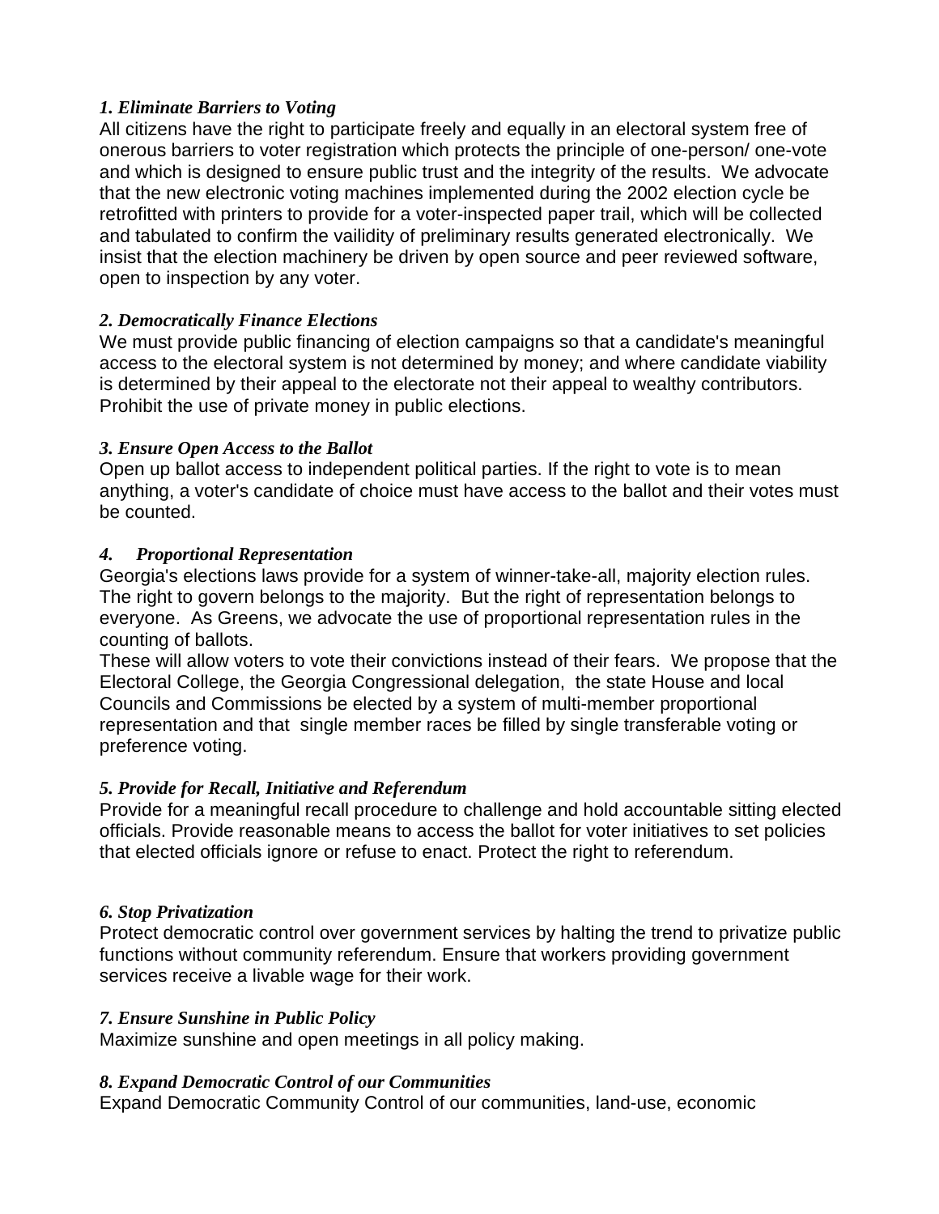***1. Eliminate Barriers to Voting***

All citizens have the right to participate freely and equally in an electoral system free of onerous barriers to voter registration which protects the principle of one-person/ one-vote and which is designed to ensure public trust and the integrity of the results. We advocate that the new electronic voting machines implemented during the 2002 election cycle be retrofitted with printers to provide for a voter-inspected paper trail, which will be collected and tabulated to confirm the vailidity of preliminary results generated electronically. We insist that the election machinery be driven by open source and peer reviewed software, open to inspection by any voter.

***2. Democratically Finance Elections***

We must provide public financing of election campaigns so that a candidate's meaningful access to the electoral system is not determined by money; and where candidate viability is determined by their appeal to the electorate not their appeal to wealthy contributors. Prohibit the use of private money in public elections.

***3. Ensure Open Access to the Ballot***

Open up ballot access to independent political parties. If the right to vote is to mean anything, a voter's candidate of choice must have access to the ballot and their votes must be counted.

***4. Proportional Representation***

Georgia's elections laws provide for a system of winner-take-all, majority election rules. The right to govern belongs to the majority. But the right of representation belongs to everyone. As Greens, we advocate the use of proportional representation rules in the counting of ballots.

These will allow voters to vote their convictions instead of their fears. We propose that the Electoral College, the Georgia Congressional delegation, the state House and local Councils and Commissions be elected by a system of multi-member proportional representation and that single member races be filled by single transferable voting or preference voting.

***5. Provide for Recall, Initiative and Referendum***

Provide for a meaningful recall procedure to challenge and hold accountable sitting elected officials. Provide reasonable means to access the ballot for voter initiatives to set policies that elected officials ignore or refuse to enact. Protect the right to referendum.

***6. Stop Privatization***

Protect democratic control over government services by halting the trend to privatize public functions without community referendum. Ensure that workers providing government services receive a livable wage for their work.

***7. Ensure Sunshine in Public Policy***

Maximize sunshine and open meetings in all policy making.

***8. Expand Democratic Control of our Communities***

Expand Democratic Community Control of our communities, land-use, economic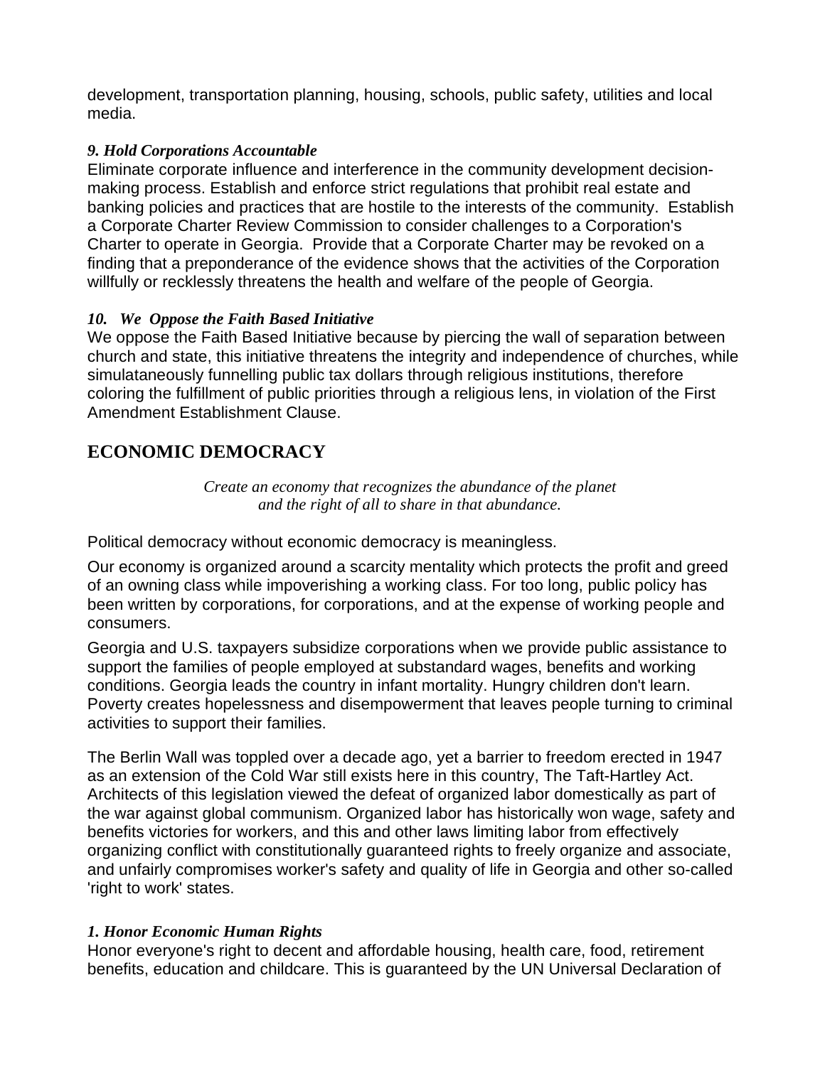development, transportation planning, housing, schools, public safety, utilities and local media.

***9. Hold Corporations Accountable***

Eliminate corporate influence and interference in the community development decision-making process. Establish and enforce strict regulations that prohibit real estate and banking policies and practices that are hostile to the interests of the community. Establish a Corporate Charter Review Commission to consider challenges to a Corporation's Charter to operate in Georgia. Provide that a Corporate Charter may be revoked on a finding that a preponderance of the evidence shows that the activities of the Corporation willfully or recklessly threatens the health and welfare of the people of Georgia.

***10. We Oppose the Faith Based Initiative***

We oppose the Faith Based Initiative because by piercing the wall of separation between church and state, this initiative threatens the integrity and independence of churches, while simulataneously funnelling public tax dollars through religious institutions, therefore coloring the fulfillment of public priorities through a religious lens, in violation of the First Amendment Establishment Clause.

## ECONOMIC DEMOCRACY

*Create an economy that recognizes the abundance of the planet and the right of all to share in that abundance.*

Political democracy without economic democracy is meaningless.

Our economy is organized around a scarcity mentality which protects the profit and greed of an owning class while impoverishing a working class. For too long, public policy has been written by corporations, for corporations, and at the expense of working people and consumers.

Georgia and U.S. taxpayers subsidize corporations when we provide public assistance to support the families of people employed at substandard wages, benefits and working conditions. Georgia leads the country in infant mortality. Hungry children don't learn. Poverty creates hopelessness and disempowerment that leaves people turning to criminal activities to support their families.

The Berlin Wall was toppled over a decade ago, yet a barrier to freedom erected in 1947 as an extension of the Cold War still exists here in this country, The Taft-Hartley Act. Architects of this legislation viewed the defeat of organized labor domestically as part of the war against global communism. Organized labor has historically won wage, safety and benefits victories for workers, and this and other laws limiting labor from effectively organizing conflict with constitutionally guaranteed rights to freely organize and associate, and unfairly compromises worker's safety and quality of life in Georgia and other so-called 'right to work' states.

***1. Honor Economic Human Rights***

Honor everyone's right to decent and affordable housing, health care, food, retirement benefits, education and childcare. This is guaranteed by the UN Universal Declaration of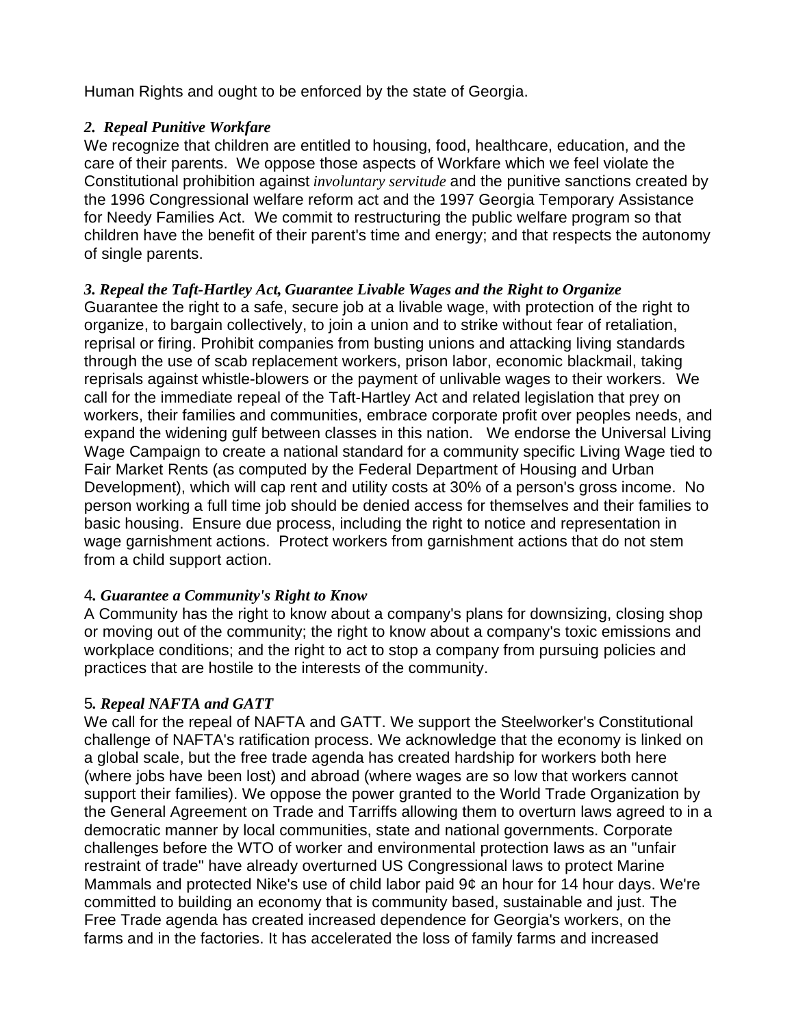Human Rights and ought to be enforced by the state of Georgia.

***2. Repeal Punitive Workfare***

We recognize that children are entitled to housing, food, healthcare, education, and the care of their parents. We oppose those aspects of Workfare which we feel violate the Constitutional prohibition against *involuntary servitude* and the punitive sanctions created by the 1996 Congressional welfare reform act and the 1997 Georgia Temporary Assistance for Needy Families Act. We commit to restructuring the public welfare program so that children have the benefit of their parent's time and energy; and that respects the autonomy of single parents.

***3. Repeal the Taft-Hartley Act, Guarantee Livable Wages and the Right to Organize***

Guarantee the right to a safe, secure job at a livable wage, with protection of the right to organize, to bargain collectively, to join a union and to strike without fear of retaliation, reprisal or firing. Prohibit companies from busting unions and attacking living standards through the use of scab replacement workers, prison labor, economic blackmail, taking reprisals against whistle-blowers or the payment of unlivable wages to their workers. We call for the immediate repeal of the Taft-Hartley Act and related legislation that prey on workers, their families and communities, embrace corporate profit over peoples needs, and expand the widening gulf between classes in this nation. We endorse the Universal Living Wage Campaign to create a national standard for a community specific Living Wage tied to Fair Market Rents (as computed by the Federal Department of Housing and Urban Development), which will cap rent and utility costs at 30% of a person's gross income. No person working a full time job should be denied access for themselves and their families to basic housing. Ensure due process, including the right to notice and representation in wage garnishment actions. Protect workers from garnishment actions that do not stem from a child support action.

4***. Guarantee a Community's Right to Know***

A Community has the right to know about a company's plans for downsizing, closing shop or moving out of the community; the right to know about a company's toxic emissions and workplace conditions; and the right to act to stop a company from pursuing policies and practices that are hostile to the interests of the community.

5***. Repeal NAFTA and GATT***

We call for the repeal of NAFTA and GATT. We support the Steelworker's Constitutional challenge of NAFTA's ratification process. We acknowledge that the economy is linked on a global scale, but the free trade agenda has created hardship for workers both here (where jobs have been lost) and abroad (where wages are so low that workers cannot support their families). We oppose the power granted to the World Trade Organization by the General Agreement on Trade and Tarriffs allowing them to overturn laws agreed to in a democratic manner by local communities, state and national governments. Corporate challenges before the WTO of worker and environmental protection laws as an "unfair restraint of trade" have already overturned US Congressional laws to protect Marine Mammals and protected Nike's use of child labor paid 9¢ an hour for 14 hour days. We're committed to building an economy that is community based, sustainable and just. The Free Trade agenda has created increased dependence for Georgia's workers, on the farms and in the factories. It has accelerated the loss of family farms and increased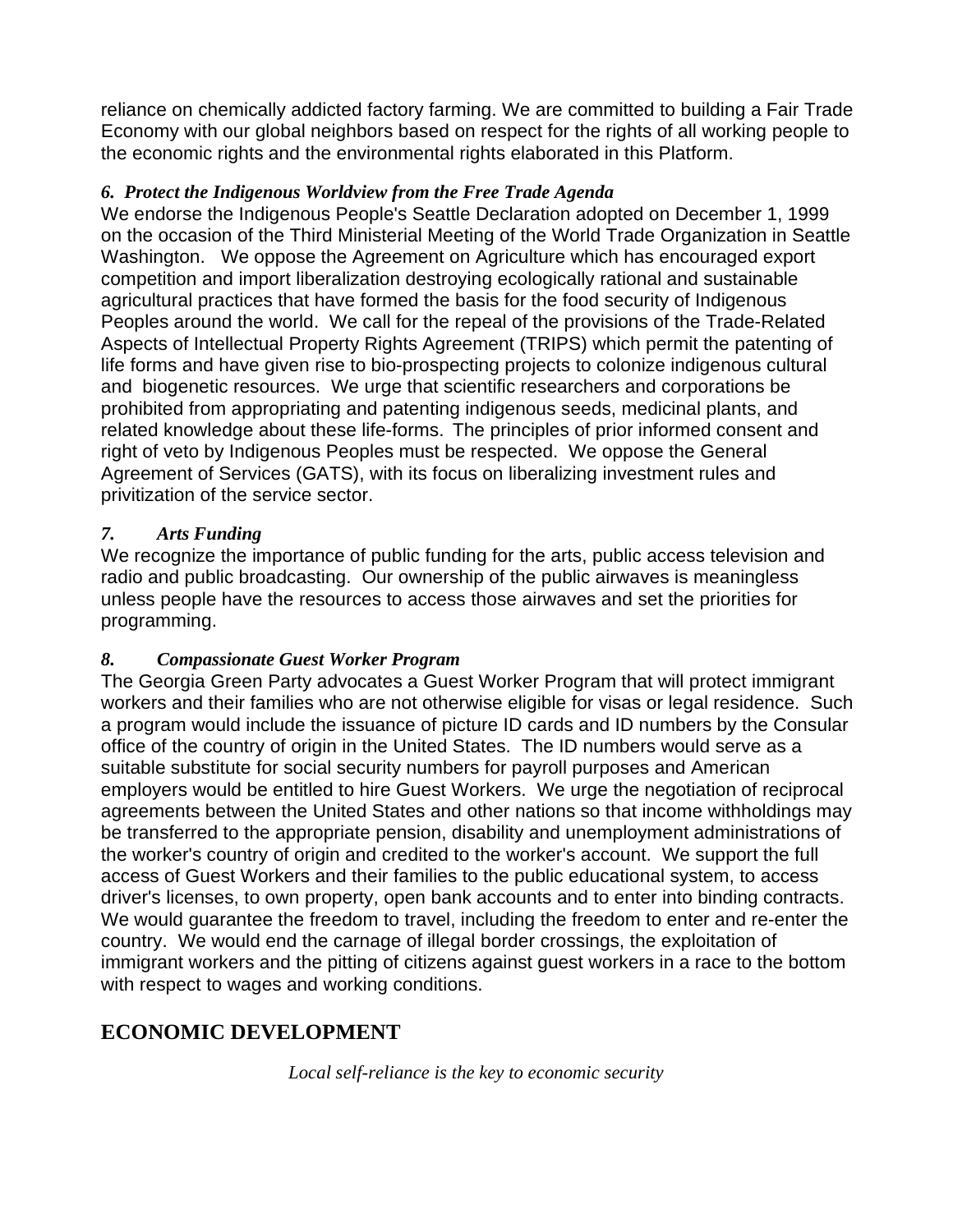reliance on chemically addicted factory farming. We are committed to building a Fair Trade Economy with our global neighbors based on respect for the rights of all working people to the economic rights and the environmental rights elaborated in this Platform.

***6. Protect the Indigenous Worldview from the Free Trade Agenda***

We endorse the Indigenous People's Seattle Declaration adopted on December 1, 1999 on the occasion of the Third Ministerial Meeting of the World Trade Organization in Seattle Washington. We oppose the Agreement on Agriculture which has encouraged export competition and import liberalization destroying ecologically rational and sustainable agricultural practices that have formed the basis for the food security of Indigenous Peoples around the world. We call for the repeal of the provisions of the Trade-Related Aspects of Intellectual Property Rights Agreement (TRIPS) which permit the patenting of life forms and have given rise to bio-prospecting projects to colonize indigenous cultural and biogenetic resources. We urge that scientific researchers and corporations be prohibited from appropriating and patenting indigenous seeds, medicinal plants, and related knowledge about these life-forms. The principles of prior informed consent and right of veto by Indigenous Peoples must be respected. We oppose the General Agreement of Services (GATS), with its focus on liberalizing investment rules and privitization of the service sector.

***7. Arts Funding***

We recognize the importance of public funding for the arts, public access television and radio and public broadcasting. Our ownership of the public airwaves is meaningless unless people have the resources to access those airwaves and set the priorities for programming.

***8. Compassionate Guest Worker Program***

The Georgia Green Party advocates a Guest Worker Program that will protect immigrant workers and their families who are not otherwise eligible for visas or legal residence. Such a program would include the issuance of picture ID cards and ID numbers by the Consular office of the country of origin in the United States. The ID numbers would serve as a suitable substitute for social security numbers for payroll purposes and American employers would be entitled to hire Guest Workers. We urge the negotiation of reciprocal agreements between the United States and other nations so that income withholdings may be transferred to the appropriate pension, disability and unemployment administrations of the worker's country of origin and credited to the worker's account. We support the full access of Guest Workers and their families to the public educational system, to access driver's licenses, to own property, open bank accounts and to enter into binding contracts. We would guarantee the freedom to travel, including the freedom to enter and re-enter the country. We would end the carnage of illegal border crossings, the exploitation of immigrant workers and the pitting of citizens against guest workers in a race to the bottom with respect to wages and working conditions.

## ECONOMIC DEVELOPMENT

*Local self-reliance is the key to economic security*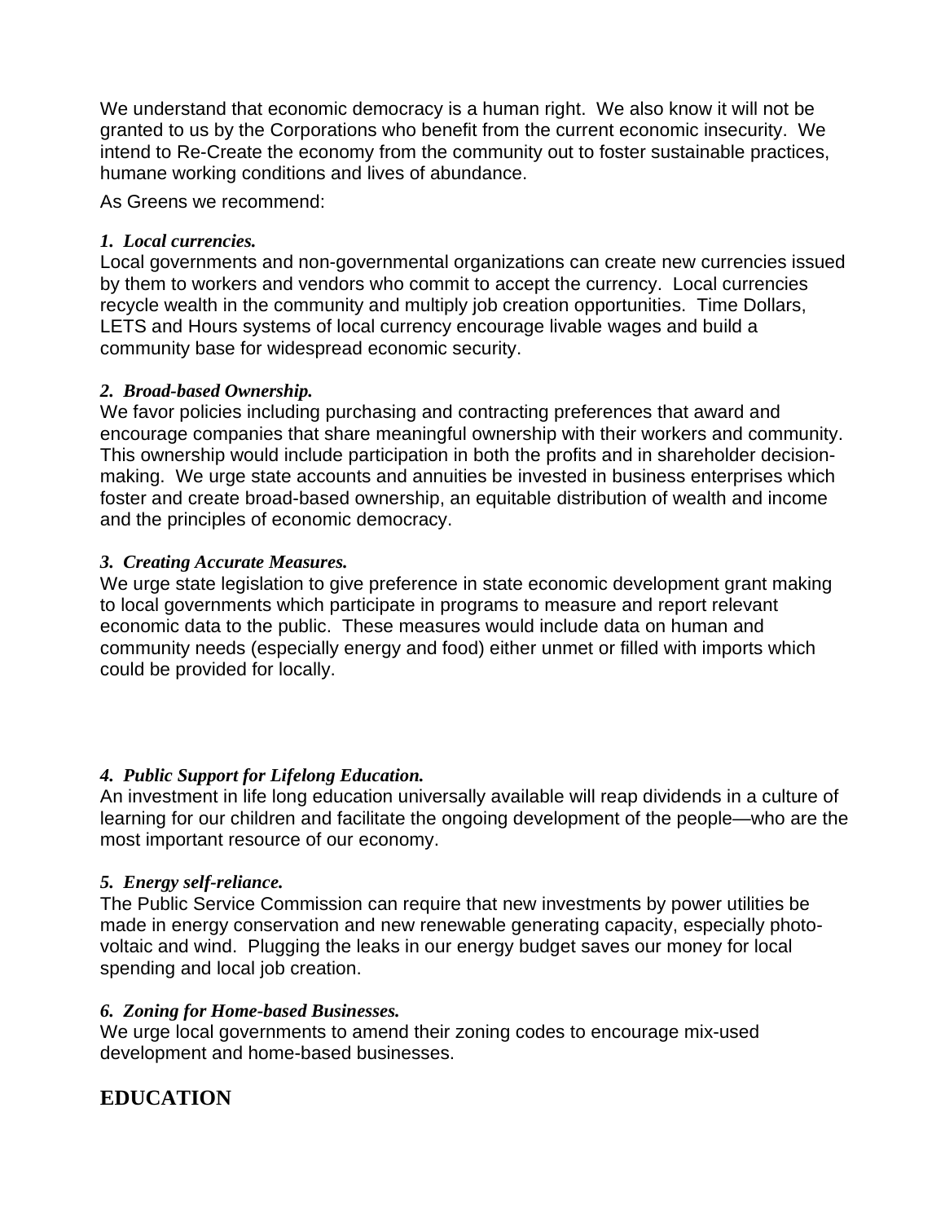We understand that economic democracy is a human right.  We also know it will not be granted to us by the Corporations who benefit from the current economic insecurity.  We intend to Re-Create the economy from the community out to foster sustainable practices, humane working conditions and lives of abundance.

As Greens we recommend:

***1.  Local currencies.***
Local governments and non-governmental organizations can create new currencies issued by them to workers and vendors who commit to accept the currency.  Local currencies recycle wealth in the community and multiply job creation opportunities.  Time Dollars, LETS and Hours systems of local currency encourage livable wages and build a community base for widespread economic security.

***2.  Broad-based Ownership.***
We favor policies including purchasing and contracting preferences that award and encourage companies that share meaningful ownership with their workers and community.  This ownership would include participation in both the profits and in shareholder decision-making.  We urge state accounts and annuities be invested in business enterprises which foster and create broad-based ownership, an equitable distribution of wealth and income and the principles of economic democracy.

***3.  Creating Accurate Measures.***
We urge state legislation to give preference in state economic development grant making to local governments which participate in programs to measure and report relevant economic data to the public.  These measures would include data on human and community needs (especially energy and food) either unmet or filled with imports which could be provided for locally.

***4.  Public Support for Lifelong Education.***
An investment in life long education universally available will reap dividends in a culture of learning for our children and facilitate the ongoing development of the people—who are the most important resource of our economy.

***5.  Energy self-reliance.***
The Public Service Commission can require that new investments by power utilities be made in energy conservation and new renewable generating capacity, especially photo-voltaic and wind.  Plugging the leaks in our energy budget saves our money for local spending and local job creation.

***6.  Zoning for Home-based Businesses.***
We urge local governments to amend their zoning codes to encourage mix-used development and home-based businesses.

## EDUCATION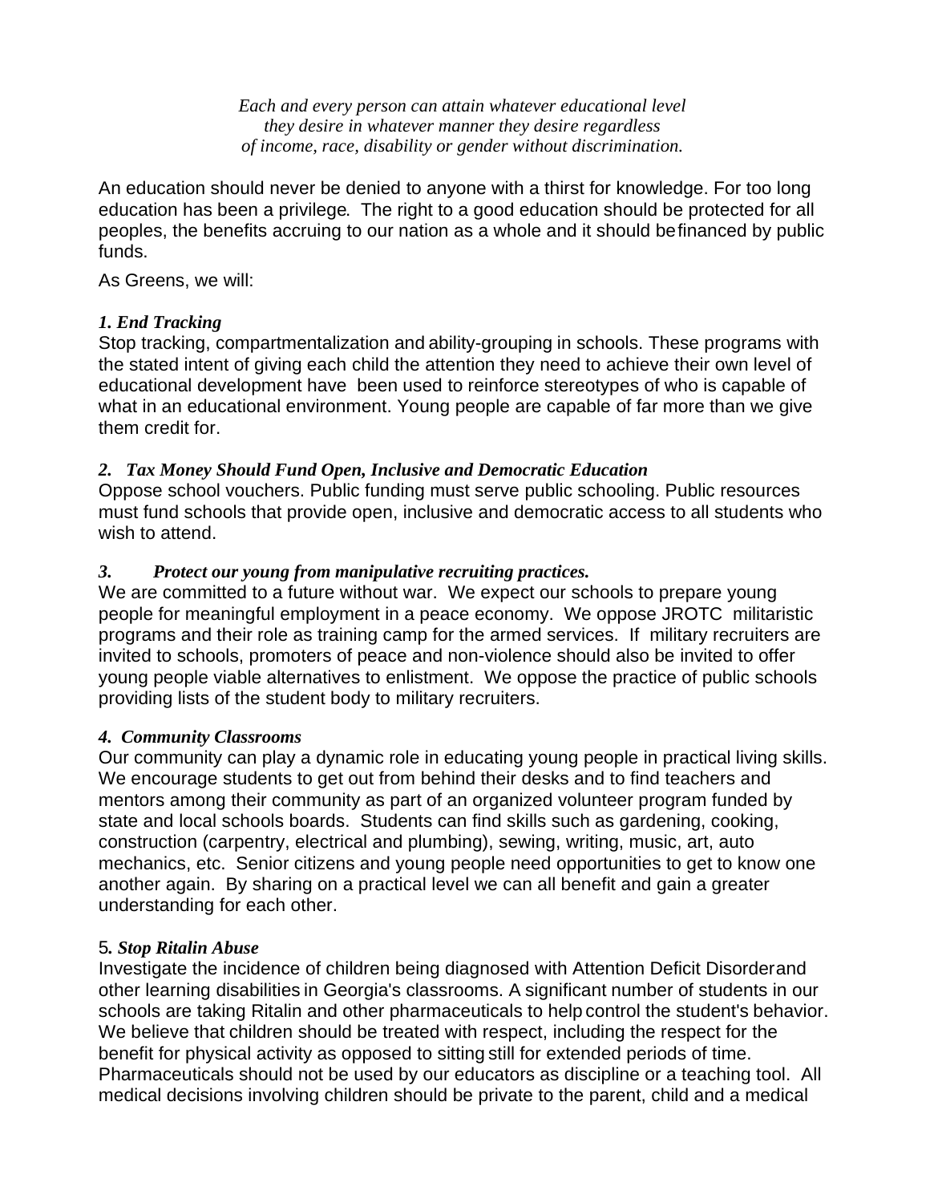*Each and every person can attain whatever educational level they desire in whatever manner they desire regardless of income, race, disability or gender without discrimination.*

An education should never be denied to anyone with a thirst for knowledge. For too long education has been a privilege. The right to a good education should be protected for all peoples, the benefits accruing to our nation as a whole and it should be financed by public funds.

As Greens, we will:

***1. End Tracking***

Stop tracking, compartmentalization and ability-grouping in schools. These programs with the stated intent of giving each child the attention they need to achieve their own level of educational development have been used to reinforce stereotypes of who is capable of what in an educational environment. Young people are capable of far more than we give them credit for.

***2. Tax Money Should Fund Open, Inclusive and Democratic Education***

Oppose school vouchers. Public funding must serve public schooling. Public resources must fund schools that provide open, inclusive and democratic access to all students who wish to attend.

***3. Protect our young from manipulative recruiting practices.***

We are committed to a future without war. We expect our schools to prepare young people for meaningful employment in a peace economy. We oppose JROTC militaristic programs and their role as training camp for the armed services. If military recruiters are invited to schools, promoters of peace and non-violence should also be invited to offer young people viable alternatives to enlistment. We oppose the practice of public schools providing lists of the student body to military recruiters.

***4. Community Classrooms***

Our community can play a dynamic role in educating young people in practical living skills. We encourage students to get out from behind their desks and to find teachers and mentors among their community as part of an organized volunteer program funded by state and local schools boards. Students can find skills such as gardening, cooking, construction (carpentry, electrical and plumbing), sewing, writing, music, art, auto mechanics, etc. Senior citizens and young people need opportunities to get to know one another again. By sharing on a practical level we can all benefit and gain a greater understanding for each other.

5***. Stop Ritalin Abuse***

Investigate the incidence of children being diagnosed with Attention Deficit Disorder and other learning disabilities in Georgia's classrooms. A significant number of students in our schools are taking Ritalin and other pharmaceuticals to help control the student's behavior. We believe that children should be treated with respect, including the respect for the benefit for physical activity as opposed to sitting still for extended periods of time. Pharmaceuticals should not be used by our educators as discipline or a teaching tool. All medical decisions involving children should be private to the parent, child and a medical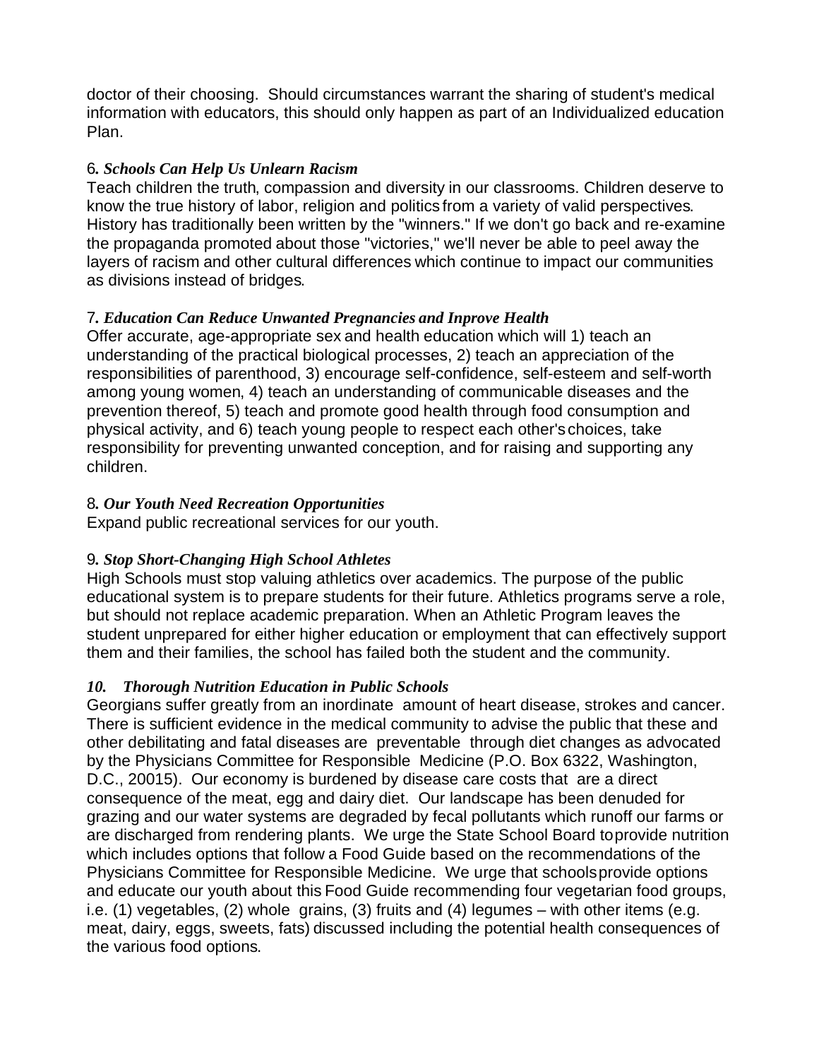doctor of their choosing. Should circumstances warrant the sharing of student's medical information with educators, this should only happen as part of an Individualized education Plan.

6*. **Schools Can Help Us Unlearn Racism***

Teach children the truth, compassion and diversity in our classrooms. Children deserve to know the true history of labor, religion and politics from a variety of valid perspectives. History has traditionally been written by the "winners." If we don't go back and re-examine the propaganda promoted about those "victories," we'll never be able to peel away the layers of racism and other cultural differences which continue to impact our communities as divisions instead of bridges.

7*. **Education Can Reduce Unwanted Pregnancies and Inprove Health***

Offer accurate, age-appropriate sex and health education which will 1) teach an understanding of the practical biological processes, 2) teach an appreciation of the responsibilities of parenthood, 3) encourage self-confidence, self-esteem and self-worth among young women, 4) teach an understanding of communicable diseases and the prevention thereof, 5) teach and promote good health through food consumption and physical activity, and 6) teach young people to respect each other's choices, take responsibility for preventing unwanted conception, and for raising and supporting any children.

8*. **Our Youth Need Recreation Opportunities***

Expand public recreational services for our youth.

9*. **Stop Short-Changing High School Athletes***

High Schools must stop valuing athletics over academics. The purpose of the public educational system is to prepare students for their future. Athletics programs serve a role, but should not replace academic preparation. When an Athletic Program leaves the student unprepared for either higher education or employment that can effectively support them and their families, the school has failed both the student and the community.

***10. Thorough Nutrition Education in Public Schools***

Georgians suffer greatly from an inordinate amount of heart disease, strokes and cancer. There is sufficient evidence in the medical community to advise the public that these and other debilitating and fatal diseases are preventable through diet changes as advocated by the Physicians Committee for Responsible Medicine (P.O. Box 6322, Washington, D.C., 20015). Our economy is burdened by disease care costs that are a direct consequence of the meat, egg and dairy diet. Our landscape has been denuded for grazing and our water systems are degraded by fecal pollutants which runoff our farms or are discharged from rendering plants. We urge the State School Board to provide nutrition which includes options that follow a Food Guide based on the recommendations of the Physicians Committee for Responsible Medicine. We urge that schools provide options and educate our youth about this Food Guide recommending four vegetarian food groups, i.e. (1) vegetables, (2) whole grains, (3) fruits and (4) legumes – with other items (e.g. meat, dairy, eggs, sweets, fats) discussed including the potential health consequences of the various food options.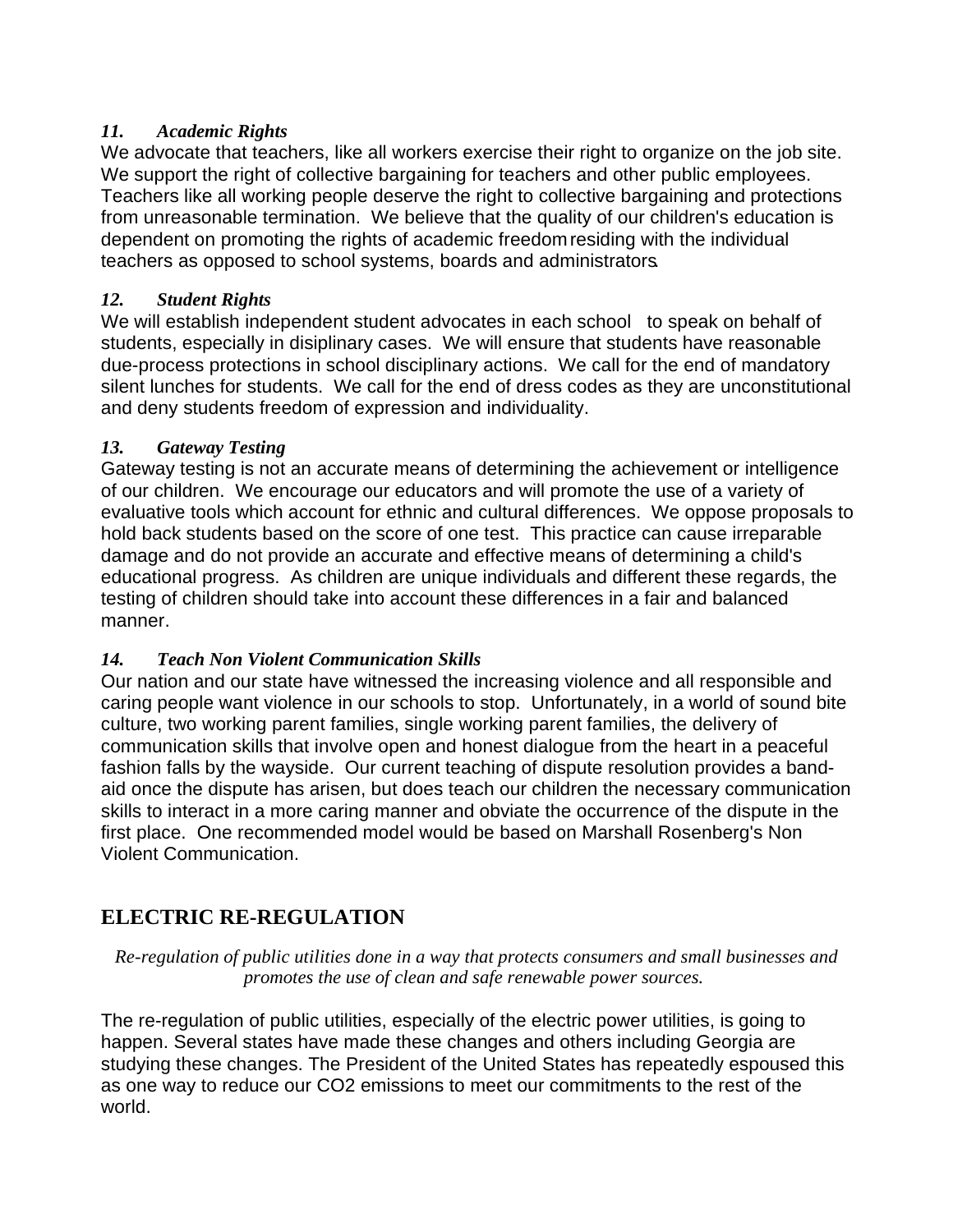### *11. Academic Rights*

We advocate that teachers, like all workers exercise their right to organize on the job site. We support the right of collective bargaining for teachers and other public employees. Teachers like all working people deserve the right to collective bargaining and protections from unreasonable termination. We believe that the quality of our children's education is dependent on promoting the rights of academic freedom residing with the individual teachers as opposed to school systems, boards and administrators.

### *12. Student Rights*

We will establish independent student advocates in each school to speak on behalf of students, especially in disiplinary cases. We will ensure that students have reasonable due-process protections in school disciplinary actions. We call for the end of mandatory silent lunches for students. We call for the end of dress codes as they are unconstitutional and deny students freedom of expression and individuality.

### *13. Gateway Testing*

Gateway testing is not an accurate means of determining the achievement or intelligence of our children. We encourage our educators and will promote the use of a variety of evaluative tools which account for ethnic and cultural differences. We oppose proposals to hold back students based on the score of one test. This practice can cause irreparable damage and do not provide an accurate and effective means of determining a child's educational progress. As children are unique individuals and different these regards, the testing of children should take into account these differences in a fair and balanced manner.

### *14. Teach Non Violent Communication Skills*

Our nation and our state have witnessed the increasing violence and all responsible and caring people want violence in our schools to stop. Unfortunately, in a world of sound bite culture, two working parent families, single working parent families, the delivery of communication skills that involve open and honest dialogue from the heart in a peaceful fashion falls by the wayside. Our current teaching of dispute resolution provides a band-aid once the dispute has arisen, but does teach our children the necessary communication skills to interact in a more caring manner and obviate the occurrence of the dispute in the first place. One recommended model would be based on Marshall Rosenberg's Non Violent Communication.

## ELECTRIC RE-REGULATION

*Re-regulation of public utilities done in a way that protects consumers and small businesses and promotes the use of clean and safe renewable power sources.*

The re-regulation of public utilities, especially of the electric power utilities, is going to happen. Several states have made these changes and others including Georgia are studying these changes. The President of the United States has repeatedly espoused this as one way to reduce our $CO_2$ emissions to meet our commitments to the rest of the world.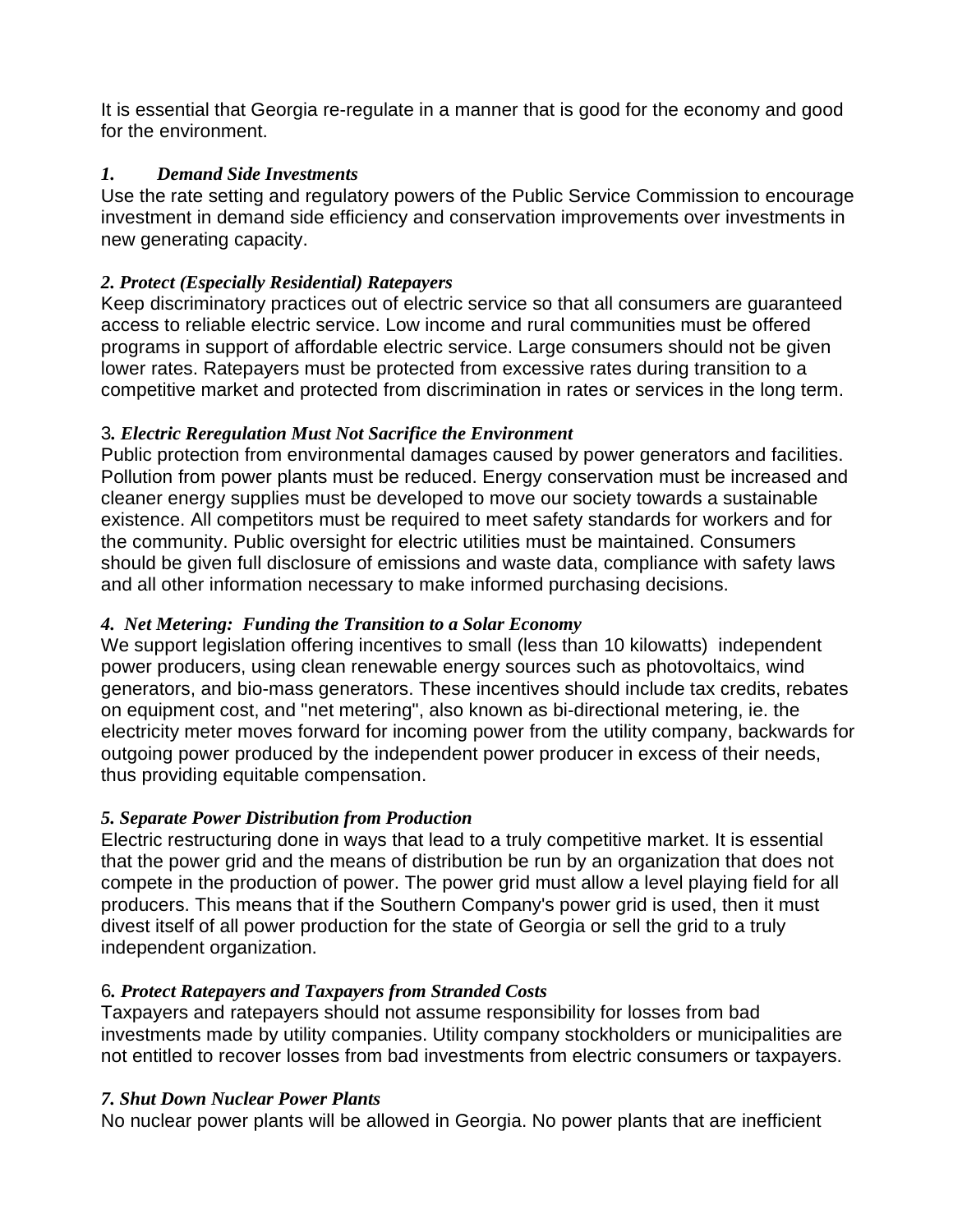It is essential that Georgia re-regulate in a manner that is good for the economy and good for the environment.

***1. Demand Side Investments***

Use the rate setting and regulatory powers of the Public Service Commission to encourage investment in demand side efficiency and conservation improvements over investments in new generating capacity.

***2. Protect (Especially Residential) Ratepayers***

Keep discriminatory practices out of electric service so that all consumers are guaranteed access to reliable electric service. Low income and rural communities must be offered programs in support of affordable electric service. Large consumers should not be given lower rates. Ratepayers must be protected from excessive rates during transition to a competitive market and protected from discrimination in rates or services in the long term.

3***. Electric Reregulation Must Not Sacrifice the Environment***

Public protection from environmental damages caused by power generators and facilities. Pollution from power plants must be reduced. Energy conservation must be increased and cleaner energy supplies must be developed to move our society towards a sustainable existence. All competitors must be required to meet safety standards for workers and for the community. Public oversight for electric utilities must be maintained. Consumers should be given full disclosure of emissions and waste data, compliance with safety laws and all other information necessary to make informed purchasing decisions.

***4. Net Metering: Funding the Transition to a Solar Economy***

We support legislation offering incentives to small (less than 10 kilowatts) independent power producers, using clean renewable energy sources such as photovoltaics, wind generators, and bio-mass generators. These incentives should include tax credits, rebates on equipment cost, and "net metering", also known as bi-directional metering, ie. the electricity meter moves forward for incoming power from the utility company, backwards for outgoing power produced by the independent power producer in excess of their needs, thus providing equitable compensation.

***5. Separate Power Distribution from Production***

Electric restructuring done in ways that lead to a truly competitive market. It is essential that the power grid and the means of distribution be run by an organization that does not compete in the production of power. The power grid must allow a level playing field for all producers. This means that if the Southern Company's power grid is used, then it must divest itself of all power production for the state of Georgia or sell the grid to a truly independent organization.

6***. Protect Ratepayers and Taxpayers from Stranded Costs***

Taxpayers and ratepayers should not assume responsibility for losses from bad investments made by utility companies. Utility company stockholders or municipalities are not entitled to recover losses from bad investments from electric consumers or taxpayers.

***7. Shut Down Nuclear Power Plants***

No nuclear power plants will be allowed in Georgia. No power plants that are inefficient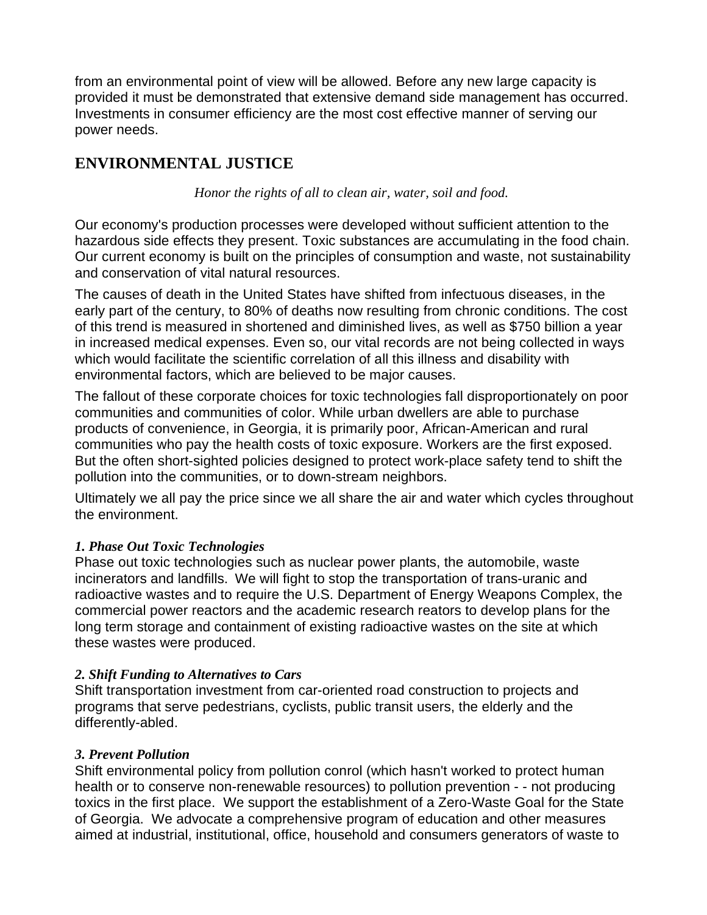from an environmental point of view will be allowed. Before any new large capacity is provided it must be demonstrated that extensive demand side management has occurred. Investments in consumer efficiency are the most cost effective manner of serving our power needs.

## ENVIRONMENTAL JUSTICE

*Honor the rights of all to clean air, water, soil and food.*

Our economy's production processes were developed without sufficient attention to the hazardous side effects they present. Toxic substances are accumulating in the food chain. Our current economy is built on the principles of consumption and waste, not sustainability and conservation of vital natural resources.

The causes of death in the United States have shifted from infectuous diseases, in the early part of the century, to 80% of deaths now resulting from chronic conditions. The cost of this trend is measured in shortened and diminished lives, as well as $750 billion a year in increased medical expenses. Even so, our vital records are not being collected in ways which would facilitate the scientific correlation of all this illness and disability with environmental factors, which are believed to be major causes.

The fallout of these corporate choices for toxic technologies fall disproportionately on poor communities and communities of color. While urban dwellers are able to purchase products of convenience, in Georgia, it is primarily poor, African-American and rural communities who pay the health costs of toxic exposure. Workers are the first exposed. But the often short-sighted policies designed to protect work-place safety tend to shift the pollution into the communities, or to down-stream neighbors.

Ultimately we all pay the price since we all share the air and water which cycles throughout the environment.

***1. Phase Out Toxic Technologies***
Phase out toxic technologies such as nuclear power plants, the automobile, waste incinerators and landfills. We will fight to stop the transportation of trans-uranic and radioactive wastes and to require the U.S. Department of Energy Weapons Complex, the commercial power reactors and the academic research reators to develop plans for the long term storage and containment of existing radioactive wastes on the site at which these wastes were produced.

***2. Shift Funding to Alternatives to Cars***
Shift transportation investment from car-oriented road construction to projects and programs that serve pedestrians, cyclists, public transit users, the elderly and the differently-abled.

***3. Prevent Pollution***
Shift environmental policy from pollution conrol (which hasn't worked to protect human health or to conserve non-renewable resources) to pollution prevention - - not producing toxics in the first place. We support the establishment of a Zero-Waste Goal for the State of Georgia. We advocate a comprehensive program of education and other measures aimed at industrial, institutional, office, household and consumers generators of waste to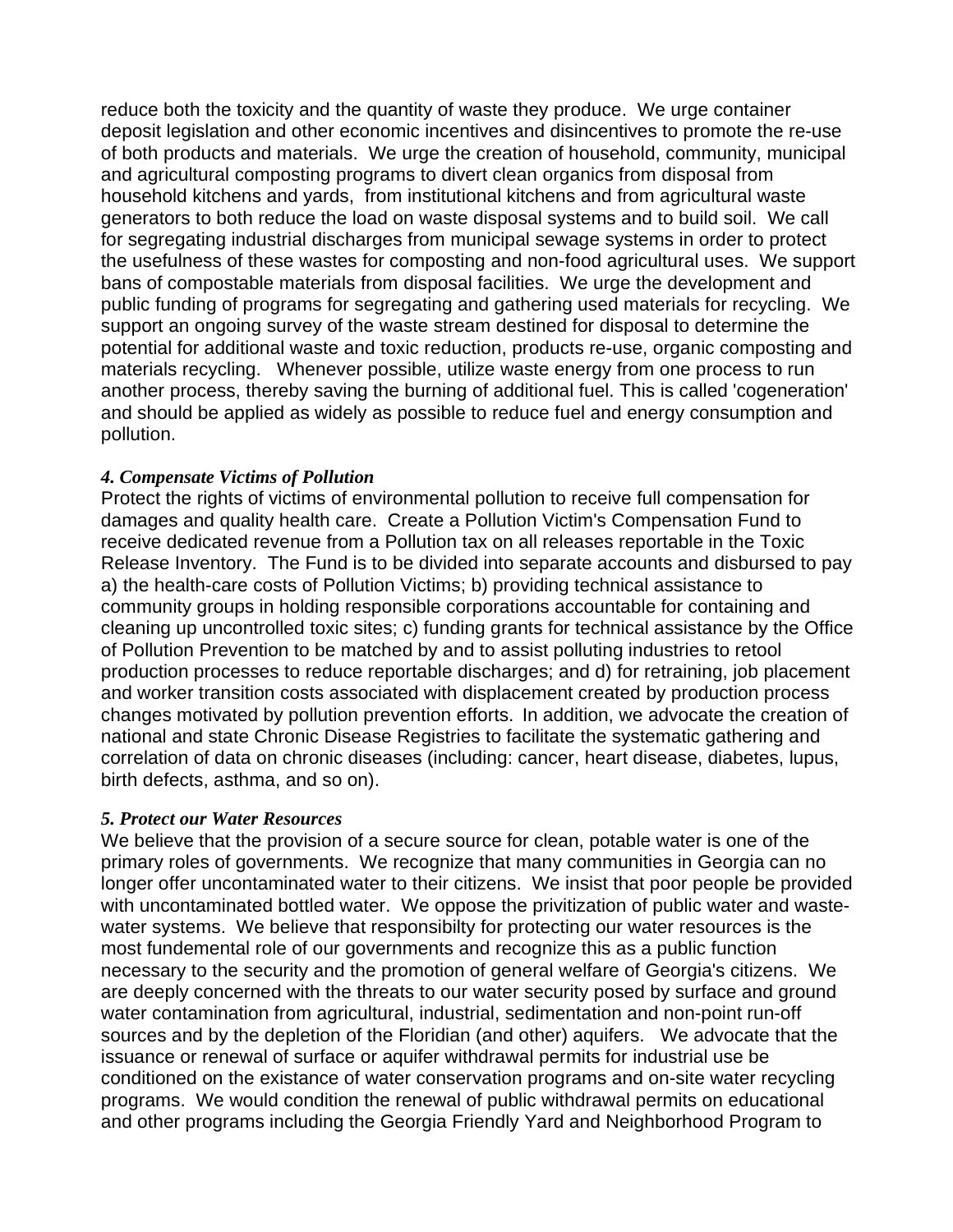reduce both the toxicity and the quantity of waste they produce. We urge container deposit legislation and other economic incentives and disincentives to promote the re-use of both products and materials. We urge the creation of household, community, municipal and agricultural composting programs to divert clean organics from disposal from household kitchens and yards, from institutional kitchens and from agricultural waste generators to both reduce the load on waste disposal systems and to build soil. We call for segregating industrial discharges from municipal sewage systems in order to protect the usefulness of these wastes for composting and non-food agricultural uses. We support bans of compostable materials from disposal facilities. We urge the development and public funding of programs for segregating and gathering used materials for recycling. We support an ongoing survey of the waste stream destined for disposal to determine the potential for additional waste and toxic reduction, products re-use, organic composting and materials recycling. Whenever possible, utilize waste energy from one process to run another process, thereby saving the burning of additional fuel. This is called 'cogeneration' and should be applied as widely as possible to reduce fuel and energy consumption and pollution.

#### *4. Compensate Victims of Pollution*

Protect the rights of victims of environmental pollution to receive full compensation for damages and quality health care. Create a Pollution Victim's Compensation Fund to receive dedicated revenue from a Pollution tax on all releases reportable in the Toxic Release Inventory. The Fund is to be divided into separate accounts and disbursed to pay a) the health-care costs of Pollution Victims; b) providing technical assistance to community groups in holding responsible corporations accountable for containing and cleaning up uncontrolled toxic sites; c) funding grants for technical assistance by the Office of Pollution Prevention to be matched by and to assist polluting industries to retool production processes to reduce reportable discharges; and d) for retraining, job placement and worker transition costs associated with displacement created by production process changes motivated by pollution prevention efforts. In addition, we advocate the creation of national and state Chronic Disease Registries to facilitate the systematic gathering and correlation of data on chronic diseases (including: cancer, heart disease, diabetes, lupus, birth defects, asthma, and so on).

#### *5. Protect our Water Resources*

We believe that the provision of a secure source for clean, potable water is one of the primary roles of governments. We recognize that many communities in Georgia can no longer offer uncontaminated water to their citizens. We insist that poor people be provided with uncontaminated bottled water. We oppose the privitization of public water and waste-water systems. We believe that responsibilty for protecting our water resources is the most fundemental role of our governments and recognize this as a public function necessary to the security and the promotion of general welfare of Georgia's citizens. We are deeply concerned with the threats to our water security posed by surface and ground water contamination from agricultural, industrial, sedimentation and non-point run-off sources and by the depletion of the Floridian (and other) aquifers. We advocate that the issuance or renewal of surface or aquifer withdrawal permits for industrial use be conditioned on the existance of water conservation programs and on-site water recycling programs. We would condition the renewal of public withdrawal permits on educational and other programs including the Georgia Friendly Yard and Neighborhood Program to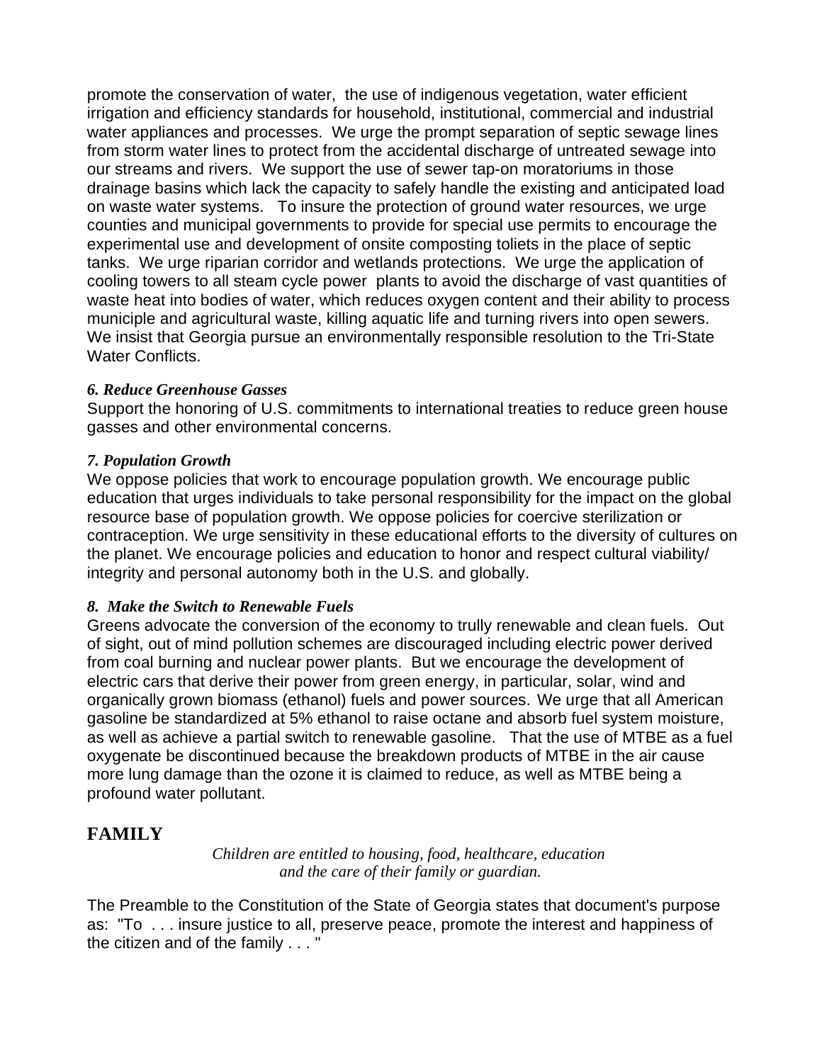promote the conservation of water, the use of indigenous vegetation, water efficient irrigation and efficiency standards for household, institutional, commercial and industrial water appliances and processes. We urge the prompt separation of septic sewage lines from storm water lines to protect from the accidental discharge of untreated sewage into our streams and rivers. We support the use of sewer tap-on moratoriums in those drainage basins which lack the capacity to safely handle the existing and anticipated load on waste water systems. To insure the protection of ground water resources, we urge counties and municipal governments to provide for special use permits to encourage the experimental use and development of onsite composting toliets in the place of septic tanks. We urge riparian corridor and wetlands protections. We urge the application of cooling towers to all steam cycle power plants to avoid the discharge of vast quantities of waste heat into bodies of water, which reduces oxygen content and their ability to process municiple and agricultural waste, killing aquatic life and turning rivers into open sewers. We insist that Georgia pursue an environmentally responsible resolution to the Tri-State Water Conflicts.

***6. Reduce Greenhouse Gasses***

Support the honoring of U.S. commitments to international treaties to reduce green house gasses and other environmental concerns.

***7. Population Growth***

We oppose policies that work to encourage population growth. We encourage public education that urges individuals to take personal responsibility for the impact on the global resource base of population growth. We oppose policies for coercive sterilization or contraception. We urge sensitivity in these educational efforts to the diversity of cultures on the planet. We encourage policies and education to honor and respect cultural viability/ integrity and personal autonomy both in the U.S. and globally.

***8. Make the Switch to Renewable Fuels***

Greens advocate the conversion of the economy to trully renewable and clean fuels. Out of sight, out of mind pollution schemes are discouraged including electric power derived from coal burning and nuclear power plants. But we encourage the development of electric cars that derive their power from green energy, in particular, solar, wind and organically grown biomass (ethanol) fuels and power sources. We urge that all American gasoline be standardized at 5% ethanol to raise octane and absorb fuel system moisture, as well as achieve a partial switch to renewable gasoline. That the use of MTBE as a fuel oxygenate be discontinued because the breakdown products of MTBE in the air cause more lung damage than the ozone it is claimed to reduce, as well as MTBE being a profound water pollutant.

## FAMILY

*Children are entitled to housing, food, healthcare, education and the care of their family or guardian.*

The Preamble to the Constitution of the State of Georgia states that document's purpose as: "To . . . insure justice to all, preserve peace, promote the interest and happiness of the citizen and of the family . . . "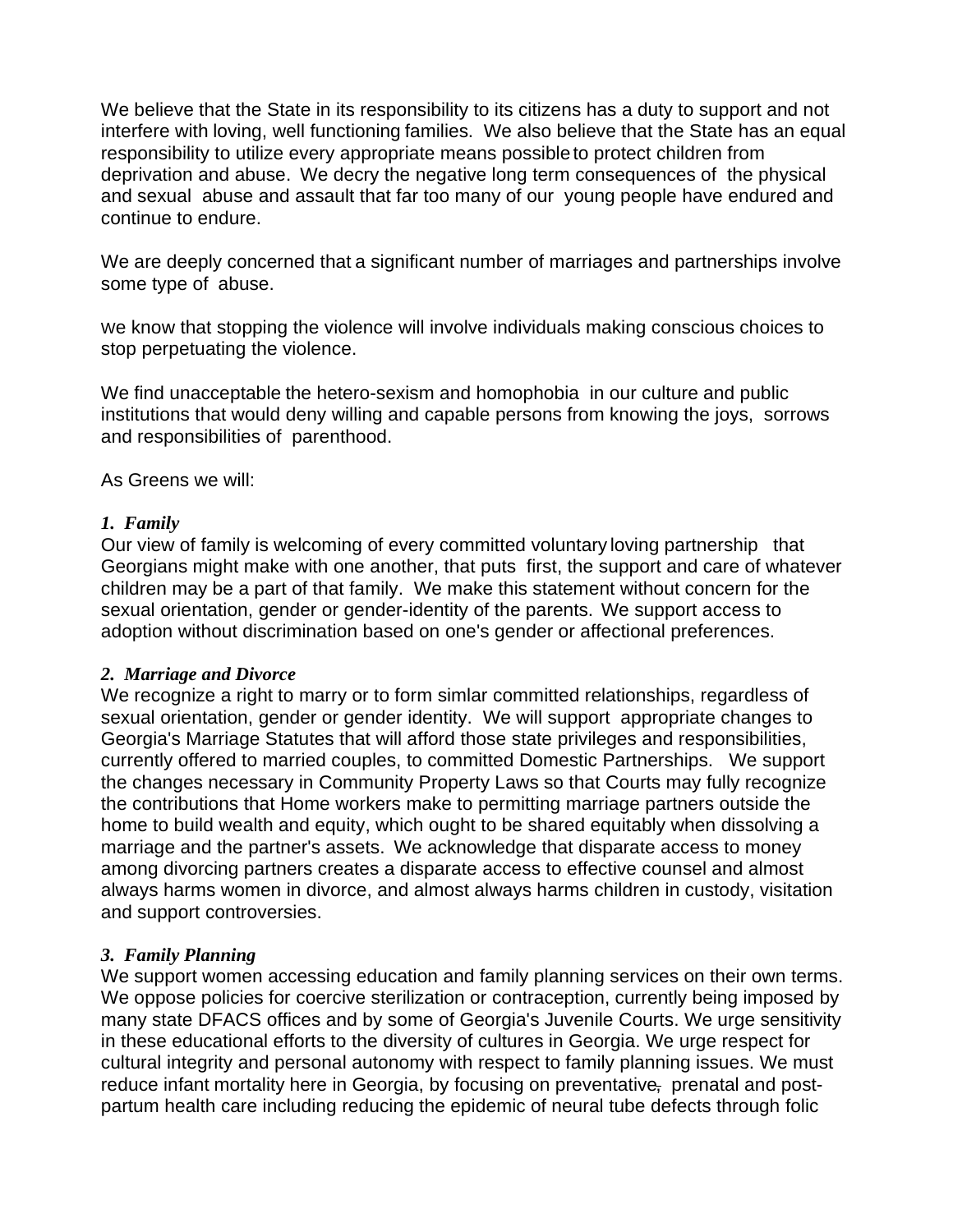We believe that the State in its responsibility to its citizens has a duty to support and not interfere with loving, well functioning families. We also believe that the State has an equal responsibility to utilize every appropriate means possible to protect children from deprivation and abuse. We decry the negative long term consequences of the physical and sexual abuse and assault that far too many of our young people have endured and continue to endure.

We are deeply concerned that a significant number of marriages and partnerships involve some type of abuse.

we know that stopping the violence will involve individuals making conscious choices to stop perpetuating the violence.

We find unacceptable the hetero-sexism and homophobia in our culture and public institutions that would deny willing and capable persons from knowing the joys, sorrows and responsibilities of parenthood.

As Greens we will:

***1. Family***

Our view of family is welcoming of every committed voluntary loving partnership that Georgians might make with one another, that puts first, the support and care of whatever children may be a part of that family. We make this statement without concern for the sexual orientation, gender or gender-identity of the parents. We support access to adoption without discrimination based on one's gender or affectional preferences.

***2. Marriage and Divorce***

We recognize a right to marry or to form simlar committed relationships, regardless of sexual orientation, gender or gender identity. We will support appropriate changes to Georgia's Marriage Statutes that will afford those state privileges and responsibilities, currently offered to married couples, to committed Domestic Partnerships. We support the changes necessary in Community Property Laws so that Courts may fully recognize the contributions that Home workers make to permitting marriage partners outside the home to build wealth and equity, which ought to be shared equitably when dissolving a marriage and the partner's assets. We acknowledge that disparate access to money among divorcing partners creates a disparate access to effective counsel and almost always harms women in divorce, and almost always harms children in custody, visitation and support controversies.

***3. Family Planning***

We support women accessing education and family planning services on their own terms. We oppose policies for coercive sterilization or contraception, currently being imposed by many state DFACS offices and by some of Georgia's Juvenile Courts. We urge sensitivity in these educational efforts to the diversity of cultures in Georgia. We urge respect for cultural integrity and personal autonomy with respect to family planning issues. We must reduce infant mortality here in Georgia, by focusing on preventative, prenatal and post-partum health care including reducing the epidemic of neural tube defects through folic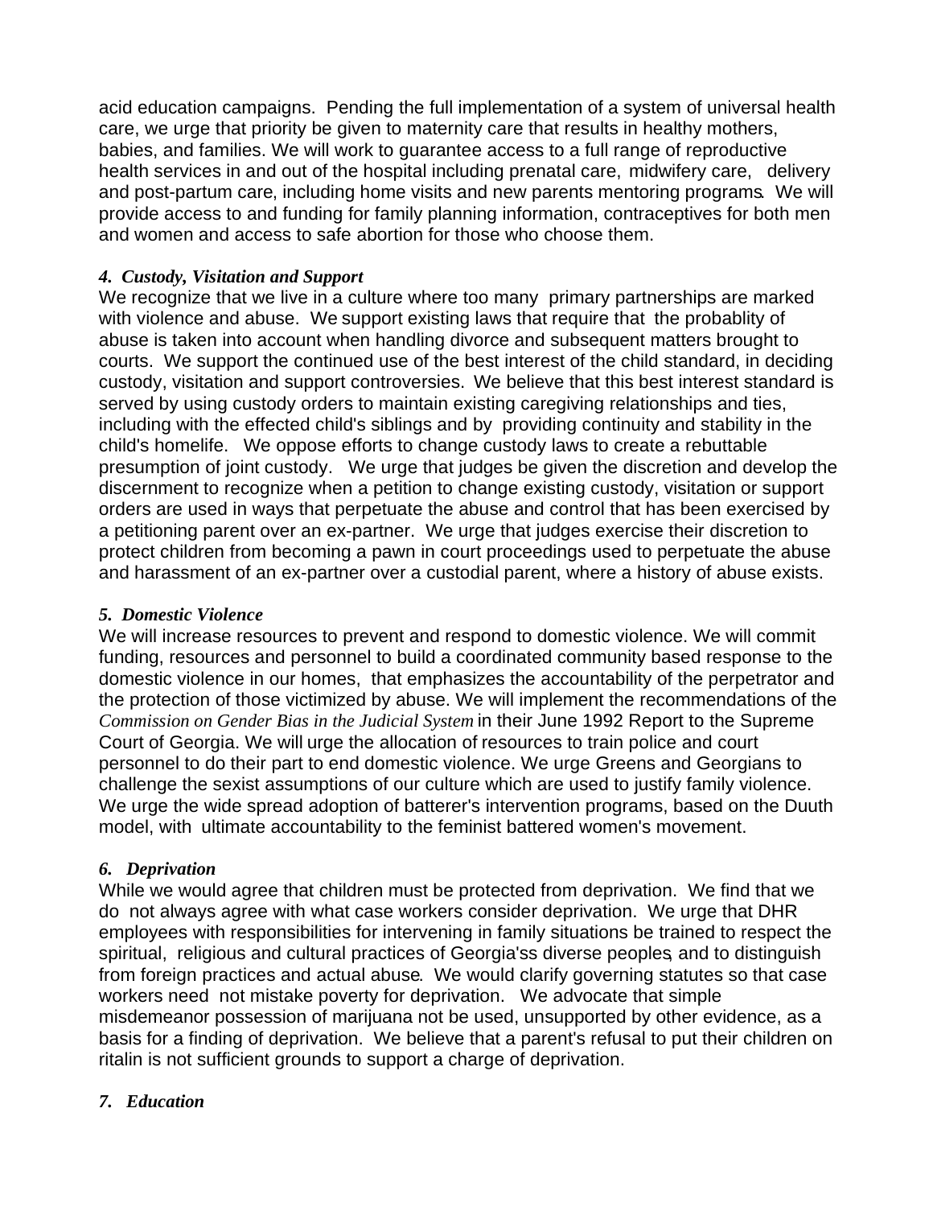acid education campaigns. Pending the full implementation of a system of universal health care, we urge that priority be given to maternity care that results in healthy mothers, babies, and families. We will work to guarantee access to a full range of reproductive health services in and out of the hospital including prenatal care, midwifery care, delivery and post-partum care, including home visits and new parents mentoring programs. We will provide access to and funding for family planning information, contraceptives for both men and women and access to safe abortion for those who choose them.

***4. Custody, Visitation and Support***

We recognize that we live in a culture where too many primary partnerships are marked with violence and abuse. We support existing laws that require that the probablity of abuse is taken into account when handling divorce and subsequent matters brought to courts. We support the continued use of the best interest of the child standard, in deciding custody, visitation and support controversies. We believe that this best interest standard is served by using custody orders to maintain existing caregiving relationships and ties, including with the effected child's siblings and by providing continuity and stability in the child's homelife. We oppose efforts to change custody laws to create a rebuttable presumption of joint custody. We urge that judges be given the discretion and develop the discernment to recognize when a petition to change existing custody, visitation or support orders are used in ways that perpetuate the abuse and control that has been exercised by a petitioning parent over an ex-partner. We urge that judges exercise their discretion to protect children from becoming a pawn in court proceedings used to perpetuate the abuse and harassment of an ex-partner over a custodial parent, where a history of abuse exists.

***5. Domestic Violence***

We will increase resources to prevent and respond to domestic violence. We will commit funding, resources and personnel to build a coordinated community based response to the domestic violence in our homes, that emphasizes the accountability of the perpetrator and the protection of those victimized by abuse. We will implement the recommendations of the *Commission on Gender Bias in the Judicial System* in their June 1992 Report to the Supreme Court of Georgia. We will urge the allocation of resources to train police and court personnel to do their part to end domestic violence. We urge Greens and Georgians to challenge the sexist assumptions of our culture which are used to justify family violence. We urge the wide spread adoption of batterer's intervention programs, based on the Duuth model, with ultimate accountability to the feminist battered women's movement.

***6. Deprivation***

While we would agree that children must be protected from deprivation. We find that we do not always agree with what case workers consider deprivation. We urge that DHR employees with responsibilities for intervening in family situations be trained to respect the spiritual, religious and cultural practices of Georgia'ss diverse peoples, and to distinguish from foreign practices and actual abuse. We would clarify governing statutes so that case workers need not mistake poverty for deprivation. We advocate that simple misdemeanor possession of marijuana not be used, unsupported by other evidence, as a basis for a finding of deprivation. We believe that a parent's refusal to put their children on ritalin is not sufficient grounds to support a charge of deprivation.

***7. Education***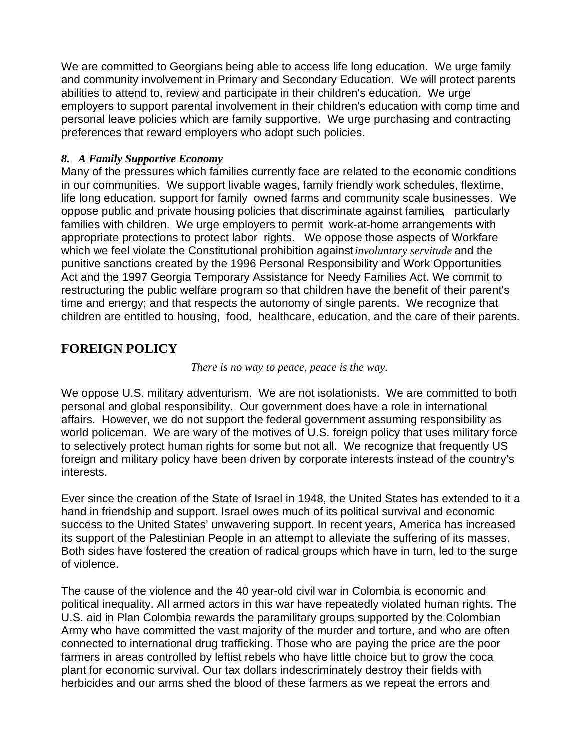We are committed to Georgians being able to access life long education. We urge family and community involvement in Primary and Secondary Education. We will protect parents abilities to attend to, review and participate in their children's education. We urge employers to support parental involvement in their children's education with comp time and personal leave policies which are family supportive. We urge purchasing and contracting preferences that reward employers who adopt such policies.

***8. A Family Supportive Economy***

Many of the pressures which families currently face are related to the economic conditions in our communities. We support livable wages, family friendly work schedules, flextime, life long education, support for family owned farms and community scale businesses. We oppose public and private housing policies that discriminate against families, particularly families with children. We urge employers to permit work-at-home arrangements with appropriate protections to protect labor rights. We oppose those aspects of Workfare which we feel violate the Constitutional prohibition against *involuntary servitude* and the punitive sanctions created by the 1996 Personal Responsibility and Work Opportunities Act and the 1997 Georgia Temporary Assistance for Needy Families Act. We commit to restructuring the public welfare program so that children have the benefit of their parent's time and energy; and that respects the autonomy of single parents. We recognize that children are entitled to housing, food, healthcare, education, and the care of their parents.

## FOREIGN POLICY

*There is no way to peace, peace is the way.*

We oppose U.S. military adventurism. We are not isolationists. We are committed to both personal and global responsibility. Our government does have a role in international affairs. However, we do not support the federal government assuming responsibility as world policeman. We are wary of the motives of U.S. foreign policy that uses military force to selectively protect human rights for some but not all. We recognize that frequently US foreign and military policy have been driven by corporate interests instead of the country's interests.

Ever since the creation of the State of Israel in 1948, the United States has extended to it a hand in friendship and support. Israel owes much of its political survival and economic success to the United States' unwavering support. In recent years, America has increased its support of the Palestinian People in an attempt to alleviate the suffering of its masses. Both sides have fostered the creation of radical groups which have in turn, led to the surge of violence.

The cause of the violence and the 40 year-old civil war in Colombia is economic and political inequality. All armed actors in this war have repeatedly violated human rights. The U.S. aid in Plan Colombia rewards the paramilitary groups supported by the Colombian Army who have committed the vast majority of the murder and torture, and who are often connected to international drug trafficking. Those who are paying the price are the poor farmers in areas controlled by leftist rebels who have little choice but to grow the coca plant for economic survival. Our tax dollars indescriminately destroy their fields with herbicides and our arms shed the blood of these farmers as we repeat the errors and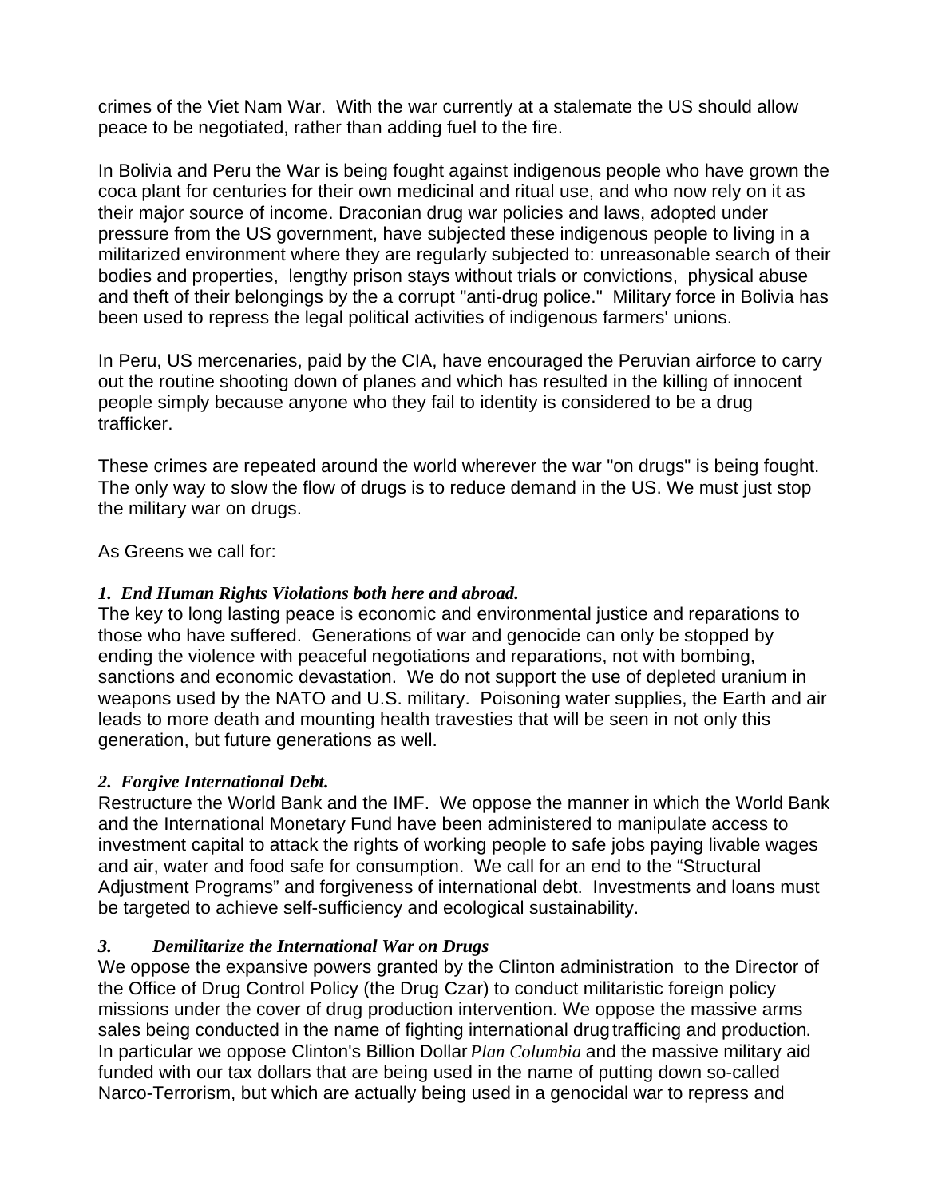crimes of the Viet Nam War.  With the war currently at a stalemate the US should allow peace to be negotiated, rather than adding fuel to the fire.

In Bolivia and Peru the War is being fought against indigenous people who have grown the coca plant for centuries for their own medicinal and ritual use, and who now rely on it as their major source of income. Draconian drug war policies and laws, adopted under pressure from the US government, have subjected these indigenous people to living in a militarized environment where they are regularly subjected to: unreasonable search of their bodies and properties,  lengthy prison stays without trials or convictions,  physical abuse and theft of their belongings by the a corrupt "anti-drug police."  Military force in Bolivia has been used to repress the legal political activities of indigenous farmers' unions.

In Peru, US mercenaries, paid by the CIA, have encouraged the Peruvian airforce to carry out the routine shooting down of planes and which has resulted in the killing of innocent people simply because anyone who they fail to identity is considered to be a drug trafficker.

These crimes are repeated around the world wherever the war "on drugs" is being fought. The only way to slow the flow of drugs is to reduce demand in the US. We must just stop the military war on drugs.

As Greens we call for:

***1.  End Human Rights Violations both here and abroad.***
The key to long lasting peace is economic and environmental justice and reparations to those who have suffered.  Generations of war and genocide can only be stopped by ending the violence with peaceful negotiations and reparations, not with bombing, sanctions and economic devastation.  We do not support the use of depleted uranium in weapons used by the NATO and U.S. military.  Poisoning water supplies, the Earth and air leads to more death and mounting health travesties that will be seen in not only this generation, but future generations as well.

***2.  Forgive International Debt.***
Restructure the World Bank and the IMF.  We oppose the manner in which the World Bank and the International Monetary Fund have been administered to manipulate access to investment capital to attack the rights of working people to safe jobs paying livable wages and air, water and food safe for consumption.  We call for an end to the “Structural Adjustment Programs” and forgiveness of international debt.  Investments and loans must be targeted to achieve self-sufficiency and ecological sustainability.

***3.  Demilitarize the International War on Drugs***
We oppose the expansive powers granted by the Clinton administration  to the Director of the Office of Drug Control Policy (the Drug Czar) to conduct militaristic foreign policy missions under the cover of drug production intervention. We oppose the massive arms sales being conducted in the name of fighting international drug trafficking and production. In particular we oppose Clinton's Billion Dollar *Plan Columbia* and the massive military aid funded with our tax dollars that are being used in the name of putting down so-called Narco-Terrorism, but which are actually being used in a genocidal war to repress and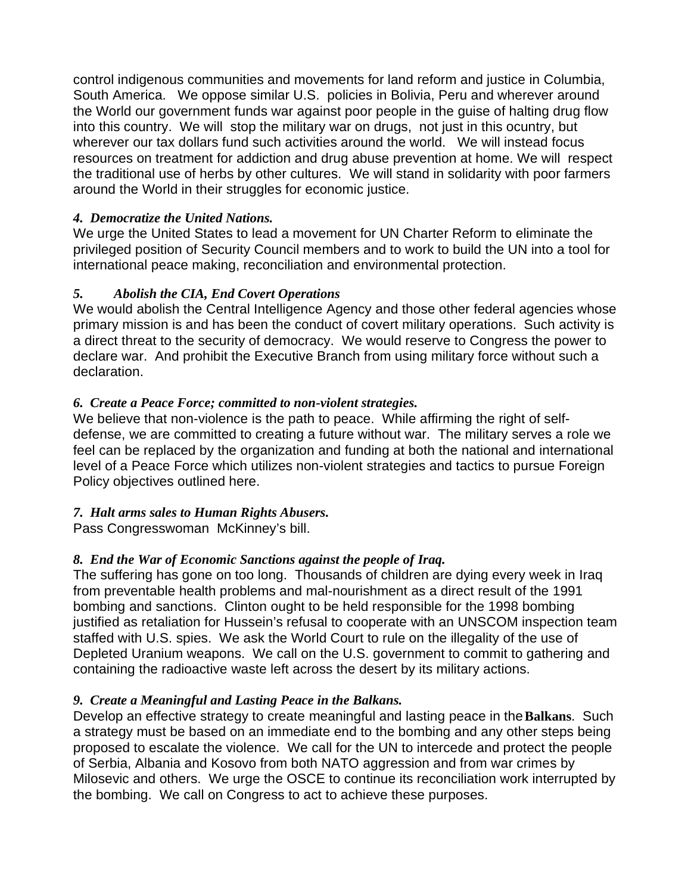control indigenous communities and movements for land reform and justice in Columbia, South America. We oppose similar U.S. policies in Bolivia, Peru and wherever around the World our government funds war against poor people in the guise of halting drug flow into this country. We will stop the military war on drugs, not just in this ocuntry, but wherever our tax dollars fund such activities around the world. We will instead focus resources on treatment for addiction and drug abuse prevention at home. We will respect the traditional use of herbs by other cultures. We will stand in solidarity with poor farmers around the World in their struggles for economic justice.

***4. Democratize the United Nations.***

We urge the United States to lead a movement for UN Charter Reform to eliminate the privileged position of Security Council members and to work to build the UN into a tool for international peace making, reconciliation and environmental protection.

***5. Abolish the CIA, End Covert Operations***

We would abolish the Central Intelligence Agency and those other federal agencies whose primary mission is and has been the conduct of covert military operations. Such activity is a direct threat to the security of democracy. We would reserve to Congress the power to declare war. And prohibit the Executive Branch from using military force without such a declaration.

***6. Create a Peace Force; committed to non-violent strategies.***

We believe that non-violence is the path to peace. While affirming the right of self-defense, we are committed to creating a future without war. The military serves a role we feel can be replaced by the organization and funding at both the national and international level of a Peace Force which utilizes non-violent strategies and tactics to pursue Foreign Policy objectives outlined here.

***7. Halt arms sales to Human Rights Abusers.***

Pass Congresswoman McKinney's bill.

***8. End the War of Economic Sanctions against the people of Iraq.***

The suffering has gone on too long. Thousands of children are dying every week in Iraq from preventable health problems and mal-nourishment as a direct result of the 1991 bombing and sanctions. Clinton ought to be held responsible for the 1998 bombing justified as retaliation for Hussein's refusal to cooperate with an UNSCOM inspection team staffed with U.S. spies. We ask the World Court to rule on the illegality of the use of Depleted Uranium weapons. We call on the U.S. government to commit to gathering and containing the radioactive waste left across the desert by its military actions.

***9. Create a Meaningful and Lasting Peace in the Balkans.***

Develop an effective strategy to create meaningful and lasting peace in the **Balkans**. Such a strategy must be based on an immediate end to the bombing and any other steps being proposed to escalate the violence. We call for the UN to intercede and protect the people of Serbia, Albania and Kosovo from both NATO aggression and from war crimes by Milosevic and others. We urge the OSCE to continue its reconciliation work interrupted by the bombing. We call on Congress to act to achieve these purposes.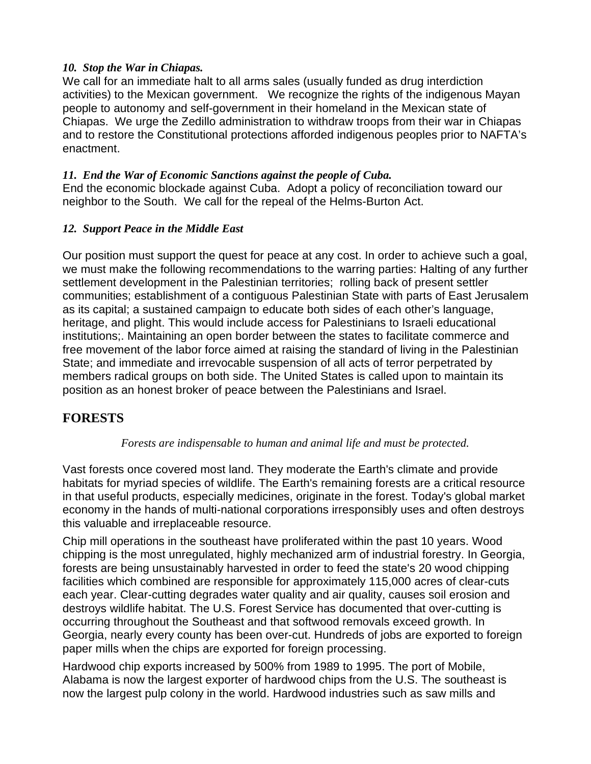*10. Stop the War in Chiapas.*

We call for an immediate halt to all arms sales (usually funded as drug interdiction activities) to the Mexican government. We recognize the rights of the indigenous Mayan people to autonomy and self-government in their homeland in the Mexican state of Chiapas. We urge the Zedillo administration to withdraw troops from their war in Chiapas and to restore the Constitutional protections afforded indigenous peoples prior to NAFTA's enactment.

*11. End the War of Economic Sanctions against the people of Cuba.*

End the economic blockade against Cuba. Adopt a policy of reconciliation toward our neighbor to the South. We call for the repeal of the Helms-Burton Act.

*12. Support Peace in the Middle East*

Our position must support the quest for peace at any cost. In order to achieve such a goal, we must make the following recommendations to the warring parties: Halting of any further settlement development in the Palestinian territories; rolling back of present settler communities; establishment of a contiguous Palestinian State with parts of East Jerusalem as its capital; a sustained campaign to educate both sides of each other's language, heritage, and plight. This would include access for Palestinians to Israeli educational institutions;. Maintaining an open border between the states to facilitate commerce and free movement of the labor force aimed at raising the standard of living in the Palestinian State; and immediate and irrevocable suspension of all acts of terror perpetrated by members radical groups on both side. The United States is called upon to maintain its position as an honest broker of peace between the Palestinians and Israel.

## FORESTS

*Forests are indispensable to human and animal life and must be protected.*

Vast forests once covered most land. They moderate the Earth's climate and provide habitats for myriad species of wildlife. The Earth's remaining forests are a critical resource in that useful products, especially medicines, originate in the forest. Today's global market economy in the hands of multi-national corporations irresponsibly uses and often destroys this valuable and irreplaceable resource.

Chip mill operations in the southeast have proliferated within the past 10 years. Wood chipping is the most unregulated, highly mechanized arm of industrial forestry. In Georgia, forests are being unsustainably harvested in order to feed the state's 20 wood chipping facilities which combined are responsible for approximately 115,000 acres of clear-cuts each year. Clear-cutting degrades water quality and air quality, causes soil erosion and destroys wildlife habitat. The U.S. Forest Service has documented that over-cutting is occurring throughout the Southeast and that softwood removals exceed growth. In Georgia, nearly every county has been over-cut. Hundreds of jobs are exported to foreign paper mills when the chips are exported for foreign processing.

Hardwood chip exports increased by 500% from 1989 to 1995. The port of Mobile, Alabama is now the largest exporter of hardwood chips from the U.S. The southeast is now the largest pulp colony in the world. Hardwood industries such as saw mills and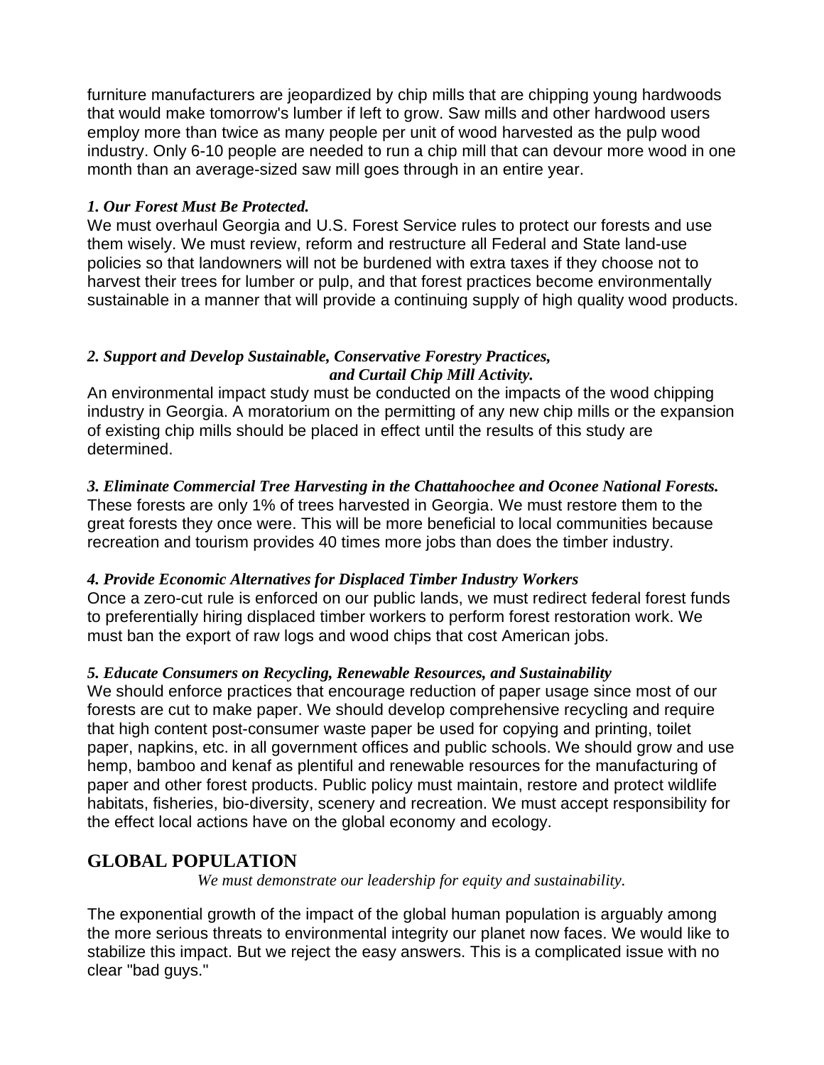furniture manufacturers are jeopardized by chip mills that are chipping young hardwoods that would make tomorrow's lumber if left to grow. Saw mills and other hardwood users employ more than twice as many people per unit of wood harvested as the pulp wood industry. Only 6-10 people are needed to run a chip mill that can devour more wood in one month than an average-sized saw mill goes through in an entire year.

***1. Our Forest Must Be Protected.***

We must overhaul Georgia and U.S. Forest Service rules to protect our forests and use them wisely. We must review, reform and restructure all Federal and State land-use policies so that landowners will not be burdened with extra taxes if they choose not to harvest their trees for lumber or pulp, and that forest practices become environmentally sustainable in a manner that will provide a continuing supply of high quality wood products.

***2. Support and Develop Sustainable, Conservative Forestry Practices, and Curtail Chip Mill Activity.***

An environmental impact study must be conducted on the impacts of the wood chipping industry in Georgia. A moratorium on the permitting of any new chip mills or the expansion of existing chip mills should be placed in effect until the results of this study are determined.

***3. Eliminate Commercial Tree Harvesting in the Chattahoochee and Oconee National Forests.***

These forests are only 1% of trees harvested in Georgia. We must restore them to the great forests they once were. This will be more beneficial to local communities because recreation and tourism provides 40 times more jobs than does the timber industry.

***4. Provide Economic Alternatives for Displaced Timber Industry Workers***

Once a zero-cut rule is enforced on our public lands, we must redirect federal forest funds to preferentially hiring displaced timber workers to perform forest restoration work. We must ban the export of raw logs and wood chips that cost American jobs.

***5. Educate Consumers on Recycling, Renewable Resources, and Sustainability***

We should enforce practices that encourage reduction of paper usage since most of our forests are cut to make paper. We should develop comprehensive recycling and require that high content post-consumer waste paper be used for copying and printing, toilet paper, napkins, etc. in all government offices and public schools. We should grow and use hemp, bamboo and kenaf as plentiful and renewable resources for the manufacturing of paper and other forest products. Public policy must maintain, restore and protect wildlife habitats, fisheries, bio-diversity, scenery and recreation. We must accept responsibility for the effect local actions have on the global economy and ecology.

## GLOBAL POPULATION

*We must demonstrate our leadership for equity and sustainability.*

The exponential growth of the impact of the global human population is arguably among the more serious threats to environmental integrity our planet now faces. We would like to stabilize this impact. But we reject the easy answers. This is a complicated issue with no clear "bad guys."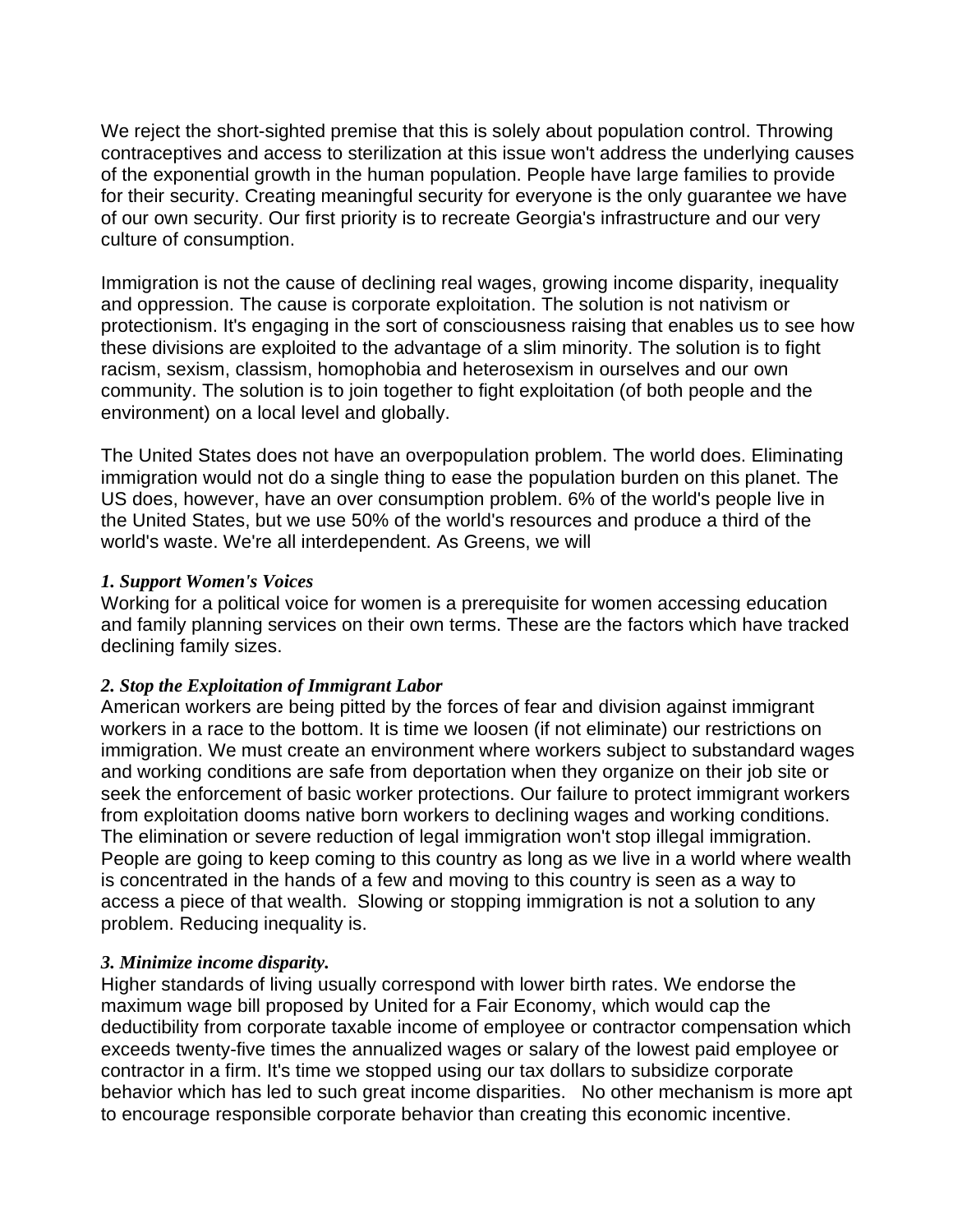We reject the short-sighted premise that this is solely about population control. Throwing contraceptives and access to sterilization at this issue won't address the underlying causes of the exponential growth in the human population. People have large families to provide for their security. Creating meaningful security for everyone is the only guarantee we have of our own security. Our first priority is to recreate Georgia's infrastructure and our very culture of consumption.

Immigration is not the cause of declining real wages, growing income disparity, inequality and oppression. The cause is corporate exploitation. The solution is not nativism or protectionism. It's engaging in the sort of consciousness raising that enables us to see how these divisions are exploited to the advantage of a slim minority. The solution is to fight racism, sexism, classism, homophobia and heterosexism in ourselves and our own community. The solution is to join together to fight exploitation (of both people and the environment) on a local level and globally.

The United States does not have an overpopulation problem. The world does. Eliminating immigration would not do a single thing to ease the population burden on this planet. The US does, however, have an over consumption problem. 6% of the world's people live in the United States, but we use 50% of the world's resources and produce a third of the world's waste. We're all interdependent. As Greens, we will

***1. Support Women's Voices***
Working for a political voice for women is a prerequisite for women accessing education and family planning services on their own terms. These are the factors which have tracked declining family sizes.

***2. Stop the Exploitation of Immigrant Labor***
American workers are being pitted by the forces of fear and division against immigrant workers in a race to the bottom. It is time we loosen (if not eliminate) our restrictions on immigration. We must create an environment where workers subject to substandard wages and working conditions are safe from deportation when they organize on their job site or seek the enforcement of basic worker protections. Our failure to protect immigrant workers from exploitation dooms native born workers to declining wages and working conditions. The elimination or severe reduction of legal immigration won't stop illegal immigration. People are going to keep coming to this country as long as we live in a world where wealth is concentrated in the hands of a few and moving to this country is seen as a way to access a piece of that wealth. Slowing or stopping immigration is not a solution to any problem. Reducing inequality is.

***3. Minimize income disparity.***
Higher standards of living usually correspond with lower birth rates. We endorse the maximum wage bill proposed by United for a Fair Economy, which would cap the deductibility from corporate taxable income of employee or contractor compensation which exceeds twenty-five times the annualized wages or salary of the lowest paid employee or contractor in a firm. It's time we stopped using our tax dollars to subsidize corporate behavior which has led to such great income disparities. No other mechanism is more apt to encourage responsible corporate behavior than creating this economic incentive.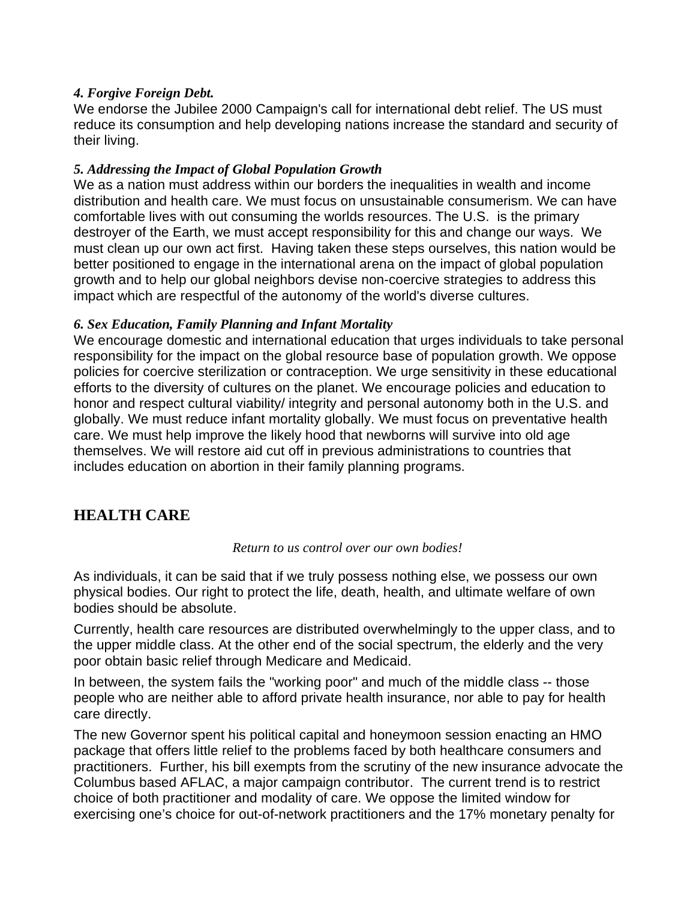***4. Forgive Foreign Debt.***

We endorse the Jubilee 2000 Campaign's call for international debt relief. The US must reduce its consumption and help developing nations increase the standard and security of their living.

***5. Addressing the Impact of Global Population Growth***

We as a nation must address within our borders the inequalities in wealth and income distribution and health care. We must focus on unsustainable consumerism. We can have comfortable lives with out consuming the worlds resources. The U.S. is the primary destroyer of the Earth, we must accept responsibility for this and change our ways. We must clean up our own act first. Having taken these steps ourselves, this nation would be better positioned to engage in the international arena on the impact of global population growth and to help our global neighbors devise non-coercive strategies to address this impact which are respectful of the autonomy of the world's diverse cultures.

***6. Sex Education, Family Planning and Infant Mortality***

We encourage domestic and international education that urges individuals to take personal responsibility for the impact on the global resource base of population growth. We oppose policies for coercive sterilization or contraception. We urge sensitivity in these educational efforts to the diversity of cultures on the planet. We encourage policies and education to honor and respect cultural viability/ integrity and personal autonomy both in the U.S. and globally. We must reduce infant mortality globally. We must focus on preventative health care. We must help improve the likely hood that newborns will survive into old age themselves. We will restore aid cut off in previous administrations to countries that includes education on abortion in their family planning programs.

## HEALTH CARE

*Return to us control over our own bodies!*

As individuals, it can be said that if we truly possess nothing else, we possess our own physical bodies. Our right to protect the life, death, health, and ultimate welfare of own bodies should be absolute.

Currently, health care resources are distributed overwhelmingly to the upper class, and to the upper middle class. At the other end of the social spectrum, the elderly and the very poor obtain basic relief through Medicare and Medicaid.

In between, the system fails the "working poor" and much of the middle class -- those people who are neither able to afford private health insurance, nor able to pay for health care directly.

The new Governor spent his political capital and honeymoon session enacting an HMO package that offers little relief to the problems faced by both healthcare consumers and practitioners. Further, his bill exempts from the scrutiny of the new insurance advocate the Columbus based AFLAC, a major campaign contributor. The current trend is to restrict choice of both practitioner and modality of care. We oppose the limited window for exercising one's choice for out-of-network practitioners and the 17% monetary penalty for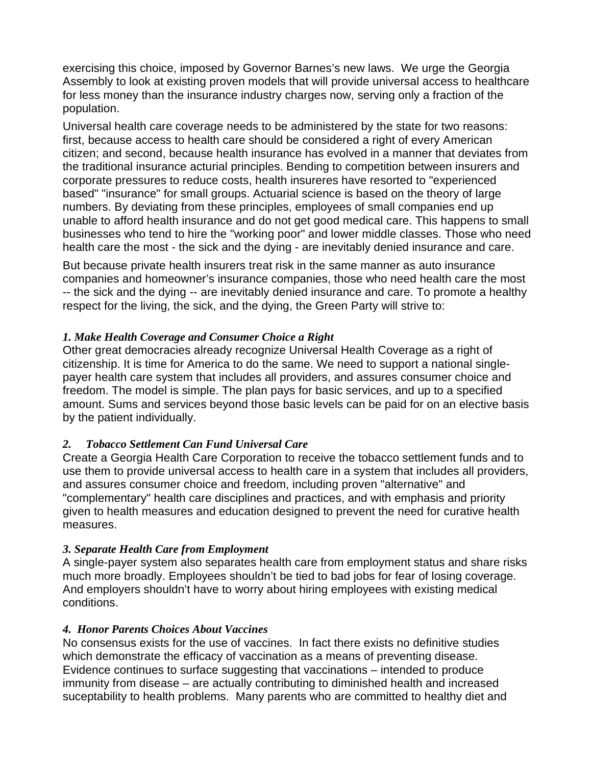exercising this choice, imposed by Governor Barnes's new laws. We urge the Georgia Assembly to look at existing proven models that will provide universal access to healthcare for less money than the insurance industry charges now, serving only a fraction of the population.

Universal health care coverage needs to be administered by the state for two reasons: first, because access to health care should be considered a right of every American citizen; and second, because health insurance has evolved in a manner that deviates from the traditional insurance acturial principles. Bending to competition between insurers and corporate pressures to reduce costs, health insureres have resorted to "experienced based" "insurance" for small groups. Actuarial science is based on the theory of large numbers. By deviating from these principles, employees of small companies end up unable to afford health insurance and do not get good medical care. This happens to small businesses who tend to hire the "working poor" and lower middle classes. Those who need health care the most - the sick and the dying - are inevitably denied insurance and care.

But because private health insurers treat risk in the same manner as auto insurance companies and homeowner's insurance companies, those who need health care the most -- the sick and the dying -- are inevitably denied insurance and care. To promote a healthy respect for the living, the sick, and the dying, the Green Party will strive to:

***1. Make Health Coverage and Consumer Choice a Right***

Other great democracies already recognize Universal Health Coverage as a right of citizenship. It is time for America to do the same. We need to support a national single-payer health care system that includes all providers, and assures consumer choice and freedom. The model is simple. The plan pays for basic services, and up to a specified amount. Sums and services beyond those basic levels can be paid for on an elective basis by the patient individually.

***2. Tobacco Settlement Can Fund Universal Care***

Create a Georgia Health Care Corporation to receive the tobacco settlement funds and to use them to provide universal access to health care in a system that includes all providers, and assures consumer choice and freedom, including proven "alternative" and "complementary" health care disciplines and practices, and with emphasis and priority given to health measures and education designed to prevent the need for curative health measures.

***3. Separate Health Care from Employment***

A single-payer system also separates health care from employment status and share risks much more broadly. Employees shouldn't be tied to bad jobs for fear of losing coverage. And employers shouldn't have to worry about hiring employees with existing medical conditions.

***4. Honor Parents Choices About Vaccines***

No consensus exists for the use of vaccines. In fact there exists no definitive studies which demonstrate the efficacy of vaccination as a means of preventing disease. Evidence continues to surface suggesting that vaccinations – intended to produce immunity from disease – are actually contributing to diminished health and increased suceptability to health problems. Many parents who are committed to healthy diet and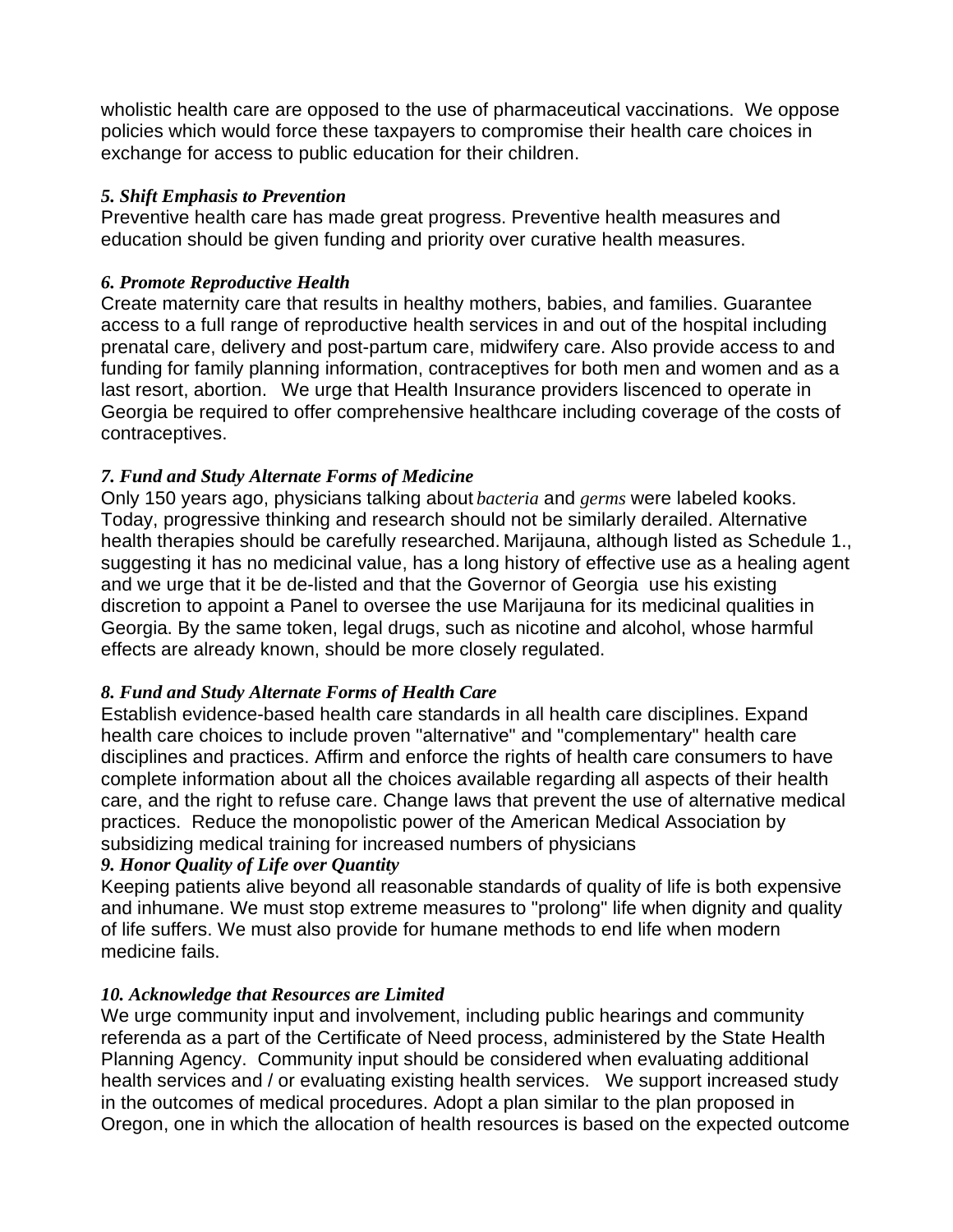wholistic health care are opposed to the use of pharmaceutical vaccinations.  We oppose policies which would force these taxpayers to compromise their health care choices in exchange for access to public education for their children.

***5. Shift Emphasis to Prevention***

Preventive health care has made great progress. Preventive health measures and education should be given funding and priority over curative health measures.

***6. Promote Reproductive Health***

Create maternity care that results in healthy mothers, babies, and families. Guarantee access to a full range of reproductive health services in and out of the hospital including prenatal care, delivery and post-partum care, midwifery care. Also provide access to and funding for family planning information, contraceptives for both men and women and as a last resort, abortion.   We urge that Health Insurance providers liscenced to operate in Georgia be required to offer comprehensive healthcare including coverage of the costs of contraceptives.

***7. Fund and Study Alternate Forms of Medicine***

Only 150 years ago, physicians talking about *bacteria* and *germs* were labeled kooks. Today, progressive thinking and research should not be similarly derailed. Alternative health therapies should be carefully researched. Marijauna, although listed as Schedule 1., suggesting it has no medicinal value, has a long history of effective use as a healing agent and we urge that it be de-listed and that the Governor of Georgia  use his existing discretion to appoint a Panel to oversee the use Marijauna for its medicinal qualities in Georgia. By the same token, legal drugs, such as nicotine and alcohol, whose harmful effects are already known, should be more closely regulated.

***8. Fund and Study Alternate Forms of Health Care***

Establish evidence-based health care standards in all health care disciplines. Expand health care choices to include proven "alternative" and "complementary" health care disciplines and practices. Affirm and enforce the rights of health care consumers to have complete information about all the choices available regarding all aspects of their health care, and the right to refuse care. Change laws that prevent the use of alternative medical practices.  Reduce the monopolistic power of the American Medical Association by subsidizing medical training for increased numbers of physicians

***9. Honor Quality of Life over Quantity***

Keeping patients alive beyond all reasonable standards of quality of life is both expensive and inhumane. We must stop extreme measures to "prolong" life when dignity and quality of life suffers. We must also provide for humane methods to end life when modern medicine fails.

***10. Acknowledge that Resources are Limited***

We urge community input and involvement, including public hearings and community referenda as a part of the Certificate of Need process, administered by the State Health Planning Agency.  Community input should be considered when evaluating additional health services and / or evaluating existing health services.   We support increased study in the outcomes of medical procedures. Adopt a plan similar to the plan proposed in Oregon, one in which the allocation of health resources is based on the expected outcome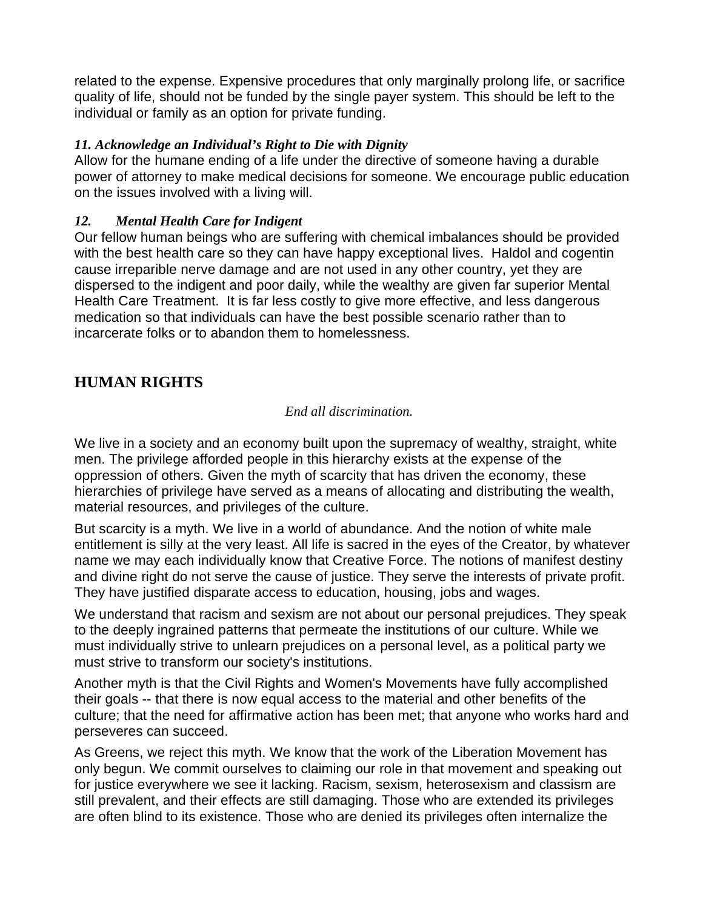related to the expense. Expensive procedures that only marginally prolong life, or sacrifice quality of life, should not be funded by the single payer system. This should be left to the individual or family as an option for private funding.

***11. Acknowledge an Individual's Right to Die with Dignity***

Allow for the humane ending of a life under the directive of someone having a durable power of attorney to make medical decisions for someone. We encourage public education on the issues involved with a living will.

***12. Mental Health Care for Indigent***

Our fellow human beings who are suffering with chemical imbalances should be provided with the best health care so they can have happy exceptional lives. Haldol and cogentin cause irreparible nerve damage and are not used in any other country, yet they are dispersed to the indigent and poor daily, while the wealthy are given far superior Mental Health Care Treatment. It is far less costly to give more effective, and less dangerous medication so that individuals can have the best possible scenario rather than to incarcerate folks or to abandon them to homelessness.

## HUMAN RIGHTS

*End all discrimination.*

We live in a society and an economy built upon the supremacy of wealthy, straight, white men. The privilege afforded people in this hierarchy exists at the expense of the oppression of others. Given the myth of scarcity that has driven the economy, these hierarchies of privilege have served as a means of allocating and distributing the wealth, material resources, and privileges of the culture.

But scarcity is a myth. We live in a world of abundance. And the notion of white male entitlement is silly at the very least. All life is sacred in the eyes of the Creator, by whatever name we may each individually know that Creative Force. The notions of manifest destiny and divine right do not serve the cause of justice. They serve the interests of private profit. They have justified disparate access to education, housing, jobs and wages.

We understand that racism and sexism are not about our personal prejudices. They speak to the deeply ingrained patterns that permeate the institutions of our culture. While we must individually strive to unlearn prejudices on a personal level, as a political party we must strive to transform our society's institutions.

Another myth is that the Civil Rights and Women's Movements have fully accomplished their goals -- that there is now equal access to the material and other benefits of the culture; that the need for affirmative action has been met; that anyone who works hard and perseveres can succeed.

As Greens, we reject this myth. We know that the work of the Liberation Movement has only begun. We commit ourselves to claiming our role in that movement and speaking out for justice everywhere we see it lacking. Racism, sexism, heterosexism and classism are still prevalent, and their effects are still damaging. Those who are extended its privileges are often blind to its existence. Those who are denied its privileges often internalize the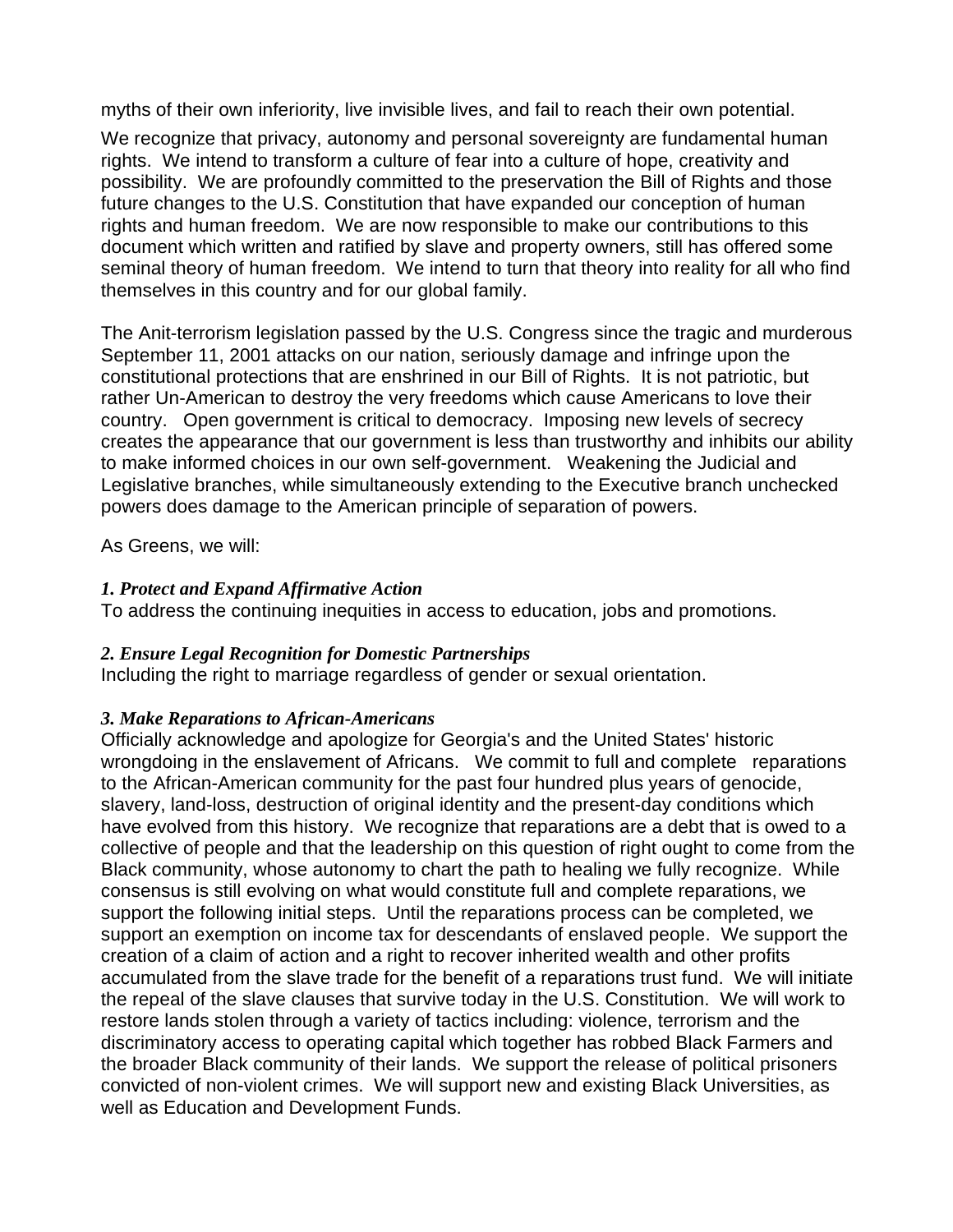myths of their own inferiority, live invisible lives, and fail to reach their own potential.

We recognize that privacy, autonomy and personal sovereignty are fundamental human rights. We intend to transform a culture of fear into a culture of hope, creativity and possibility. We are profoundly committed to the preservation the Bill of Rights and those future changes to the U.S. Constitution that have expanded our conception of human rights and human freedom. We are now responsible to make our contributions to this document which written and ratified by slave and property owners, still has offered some seminal theory of human freedom. We intend to turn that theory into reality for all who find themselves in this country and for our global family.

The Anit-terrorism legislation passed by the U.S. Congress since the tragic and murderous September 11, 2001 attacks on our nation, seriously damage and infringe upon the constitutional protections that are enshrined in our Bill of Rights. It is not patriotic, but rather Un-American to destroy the very freedoms which cause Americans to love their country. Open government is critical to democracy. Imposing new levels of secrecy creates the appearance that our government is less than trustworthy and inhibits our ability to make informed choices in our own self-government. Weakening the Judicial and Legislative branches, while simultaneously extending to the Executive branch unchecked powers does damage to the American principle of separation of powers.

As Greens, we will:

***1. Protect and Expand Affirmative Action***
To address the continuing inequities in access to education, jobs and promotions.

***2. Ensure Legal Recognition for Domestic Partnerships***
Including the right to marriage regardless of gender or sexual orientation.

***3. Make Reparations to African-Americans***
Officially acknowledge and apologize for Georgia's and the United States' historic wrongdoing in the enslavement of Africans. We commit to full and complete reparations to the African-American community for the past four hundred plus years of genocide, slavery, land-loss, destruction of original identity and the present-day conditions which have evolved from this history. We recognize that reparations are a debt that is owed to a collective of people and that the leadership on this question of right ought to come from the Black community, whose autonomy to chart the path to healing we fully recognize. While consensus is still evolving on what would constitute full and complete reparations, we support the following initial steps. Until the reparations process can be completed, we support an exemption on income tax for descendants of enslaved people. We support the creation of a claim of action and a right to recover inherited wealth and other profits accumulated from the slave trade for the benefit of a reparations trust fund. We will initiate the repeal of the slave clauses that survive today in the U.S. Constitution. We will work to restore lands stolen through a variety of tactics including: violence, terrorism and the discriminatory access to operating capital which together has robbed Black Farmers and the broader Black community of their lands. We support the release of political prisoners convicted of non-violent crimes. We will support new and existing Black Universities, as well as Education and Development Funds.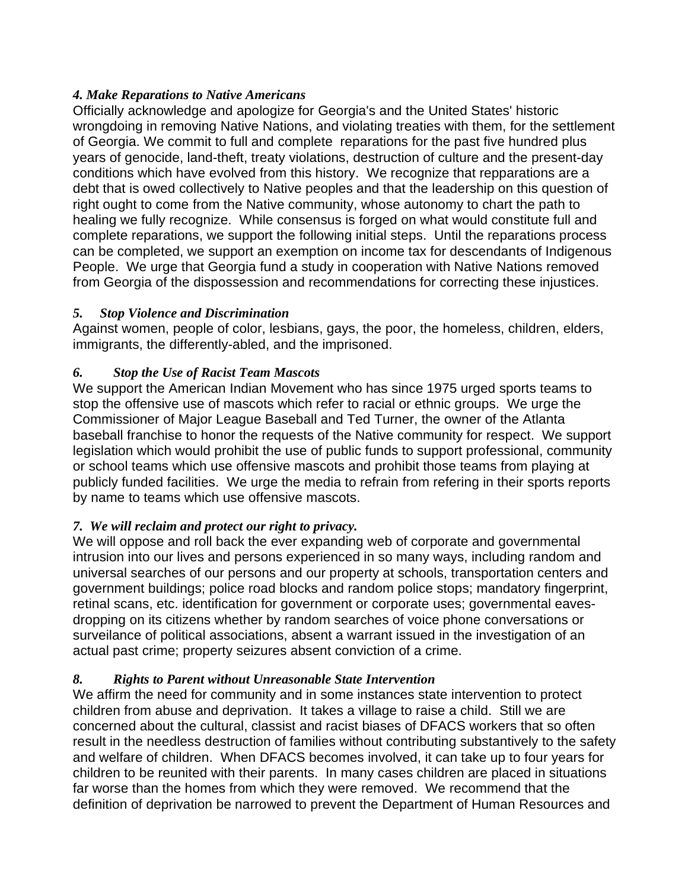### *4. Make Reparations to Native Americans*

Officially acknowledge and apologize for Georgia's and the United States' historic wrongdoing in removing Native Nations, and violating treaties with them, for the settlement of Georgia. We commit to full and complete reparations for the past five hundred plus years of genocide, land-theft, treaty violations, destruction of culture and the present-day conditions which have evolved from this history. We recognize that repparations are a debt that is owed collectively to Native peoples and that the leadership on this question of right ought to come from the Native community, whose autonomy to chart the path to healing we fully recognize. While consensus is forged on what would constitute full and complete reparations, we support the following initial steps. Until the reparations process can be completed, we support an exemption on income tax for descendants of Indigenous People. We urge that Georgia fund a study in cooperation with Native Nations removed from Georgia of the dispossession and recommendations for correcting these injustices.

### *5. Stop Violence and Discrimination*

Against women, people of color, lesbians, gays, the poor, the homeless, children, elders, immigrants, the differently-abled, and the imprisoned.

### *6. Stop the Use of Racist Team Mascots*

We support the American Indian Movement who has since 1975 urged sports teams to stop the offensive use of mascots which refer to racial or ethnic groups. We urge the Commissioner of Major League Baseball and Ted Turner, the owner of the Atlanta baseball franchise to honor the requests of the Native community for respect. We support legislation which would prohibit the use of public funds to support professional, community or school teams which use offensive mascots and prohibit those teams from playing at publicly funded facilities. We urge the media to refrain from refering in their sports reports by name to teams which use offensive mascots.

### *7. We will reclaim and protect our right to privacy.*

We will oppose and roll back the ever expanding web of corporate and governmental intrusion into our lives and persons experienced in so many ways, including random and universal searches of our persons and our property at schools, transportation centers and government buildings; police road blocks and random police stops; mandatory fingerprint, retinal scans, etc. identification for government or corporate uses; governmental eaves-dropping on its citizens whether by random searches of voice phone conversations or surveilance of political associations, absent a warrant issued in the investigation of an actual past crime; property seizures absent conviction of a crime.

### *8. Rights to Parent without Unreasonable State Intervention*

We affirm the need for community and in some instances state intervention to protect children from abuse and deprivation. It takes a village to raise a child. Still we are concerned about the cultural, classist and racist biases of DFACS workers that so often result in the needless destruction of families without contributing substantively to the safety and welfare of children. When DFACS becomes involved, it can take up to four years for children to be reunited with their parents. In many cases children are placed in situations far worse than the homes from which they were removed. We recommend that the definition of deprivation be narrowed to prevent the Department of Human Resources and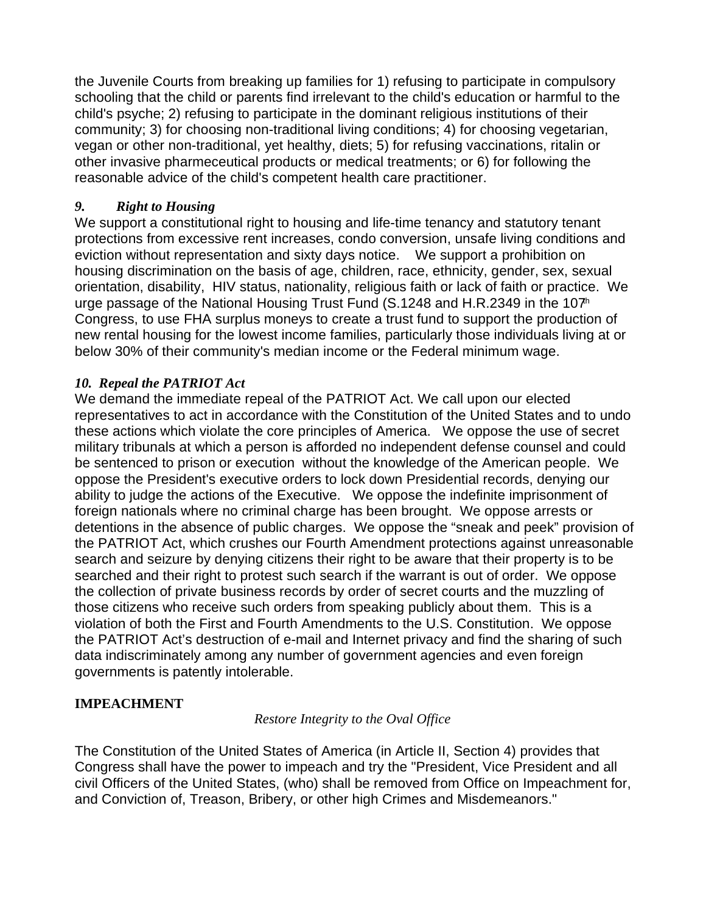the Juvenile Courts from breaking up families for 1) refusing to participate in compulsory schooling that the child or parents find irrelevant to the child's education or harmful to the child's psyche; 2) refusing to participate in the dominant religious institutions of their community; 3) for choosing non-traditional living conditions; 4) for choosing vegetarian, vegan or other non-traditional, yet healthy, diets; 5) for refusing vaccinations, ritalin or other invasive pharmaceutical products or medical treatments; or 6) for following the reasonable advice of the child's competent health care practitioner.

### *9. Right to Housing*

We support a constitutional right to housing and life-time tenancy and statutory tenant protections from excessive rent increases, condo conversion, unsafe living conditions and eviction without representation and sixty days notice. We support a prohibition on housing discrimination on the basis of age, children, race, ethnicity, gender, sex, sexual orientation, disability, HIV status, nationality, religious faith or lack of faith or practice. We urge passage of the National Housing Trust Fund (S.1248 and H.R.2349 in the 107th Congress, to use FHA surplus moneys to create a trust fund to support the production of new rental housing for the lowest income families, particularly those individuals living at or below 30% of their community's median income or the Federal minimum wage.

### *10. Repeal the PATRIOT Act*

We demand the immediate repeal of the PATRIOT Act. We call upon our elected representatives to act in accordance with the Constitution of the United States and to undo these actions which violate the core principles of America. We oppose the use of secret military tribunals at which a person is afforded no independent defense counsel and could be sentenced to prison or execution without the knowledge of the American people. We oppose the President's executive orders to lock down Presidential records, denying our ability to judge the actions of the Executive. We oppose the indefinite imprisonment of foreign nationals where no criminal charge has been brought. We oppose arrests or detentions in the absence of public charges. We oppose the “sneak and peek” provision of the PATRIOT Act, which crushes our Fourth Amendment protections against unreasonable search and seizure by denying citizens their right to be aware that their property is to be searched and their right to protest such search if the warrant is out of order. We oppose the collection of private business records by order of secret courts and the muzzling of those citizens who receive such orders from speaking publicly about them. This is a violation of both the First and Fourth Amendments to the U.S. Constitution. We oppose the PATRIOT Act’s destruction of e-mail and Internet privacy and find the sharing of such data indiscriminately among any number of government agencies and even foreign governments is patently intolerable.

## IMPEACHMENT

*Restore Integrity to the Oval Office*

The Constitution of the United States of America (in Article II, Section 4) provides that Congress shall have the power to impeach and try the "President, Vice President and all civil Officers of the United States, (who) shall be removed from Office on Impeachment for, and Conviction of, Treason, Bribery, or other high Crimes and Misdemeanors."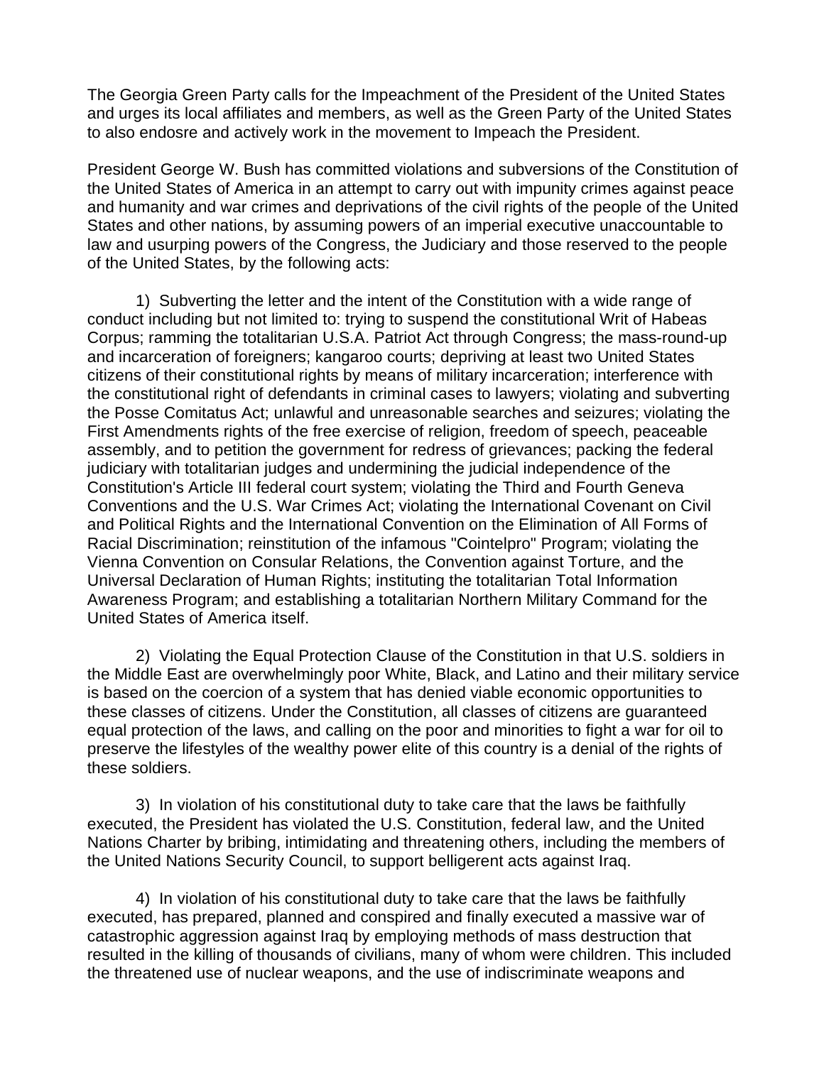The Georgia Green Party calls for the Impeachment of the President of the United States and urges its local affiliates and members, as well as the Green Party of the United States to also endosre and actively work in the movement to Impeach the President.

President George W. Bush has committed violations and subversions of the Constitution of the United States of America in an attempt to carry out with impunity crimes against peace and humanity and war crimes and deprivations of the civil rights of the people of the United States and other nations, by assuming powers of an imperial executive unaccountable to law and usurping powers of the Congress, the Judiciary and those reserved to the people of the United States, by the following acts:

1) Subverting the letter and the intent of the Constitution with a wide range of conduct including but not limited to: trying to suspend the constitutional Writ of Habeas Corpus; ramming the totalitarian U.S.A. Patriot Act through Congress; the mass-round-up and incarceration of foreigners; kangaroo courts; depriving at least two United States citizens of their constitutional rights by means of military incarceration; interference with the constitutional right of defendants in criminal cases to lawyers; violating and subverting the Posse Comitatus Act; unlawful and unreasonable searches and seizures; violating the First Amendments rights of the free exercise of religion, freedom of speech, peaceable assembly, and to petition the government for redress of grievances; packing the federal judiciary with totalitarian judges and undermining the judicial independence of the Constitution's Article III federal court system; violating the Third and Fourth Geneva Conventions and the U.S. War Crimes Act; violating the International Covenant on Civil and Political Rights and the International Convention on the Elimination of All Forms of Racial Discrimination; reinstitution of the infamous "Cointelpro" Program; violating the Vienna Convention on Consular Relations, the Convention against Torture, and the Universal Declaration of Human Rights; instituting the totalitarian Total Information Awareness Program; and establishing a totalitarian Northern Military Command for the United States of America itself.

2) Violating the Equal Protection Clause of the Constitution in that U.S. soldiers in the Middle East are overwhelmingly poor White, Black, and Latino and their military service is based on the coercion of a system that has denied viable economic opportunities to these classes of citizens. Under the Constitution, all classes of citizens are guaranteed equal protection of the laws, and calling on the poor and minorities to fight a war for oil to preserve the lifestyles of the wealthy power elite of this country is a denial of the rights of these soldiers.

3) In violation of his constitutional duty to take care that the laws be faithfully executed, the President has violated the U.S. Constitution, federal law, and the United Nations Charter by bribing, intimidating and threatening others, including the members of the United Nations Security Council, to support belligerent acts against Iraq.

4) In violation of his constitutional duty to take care that the laws be faithfully executed, has prepared, planned and conspired and finally executed a massive war of catastrophic aggression against Iraq by employing methods of mass destruction that resulted in the killing of thousands of civilians, many of whom were children. This included the threatened use of nuclear weapons, and the use of indiscriminate weapons and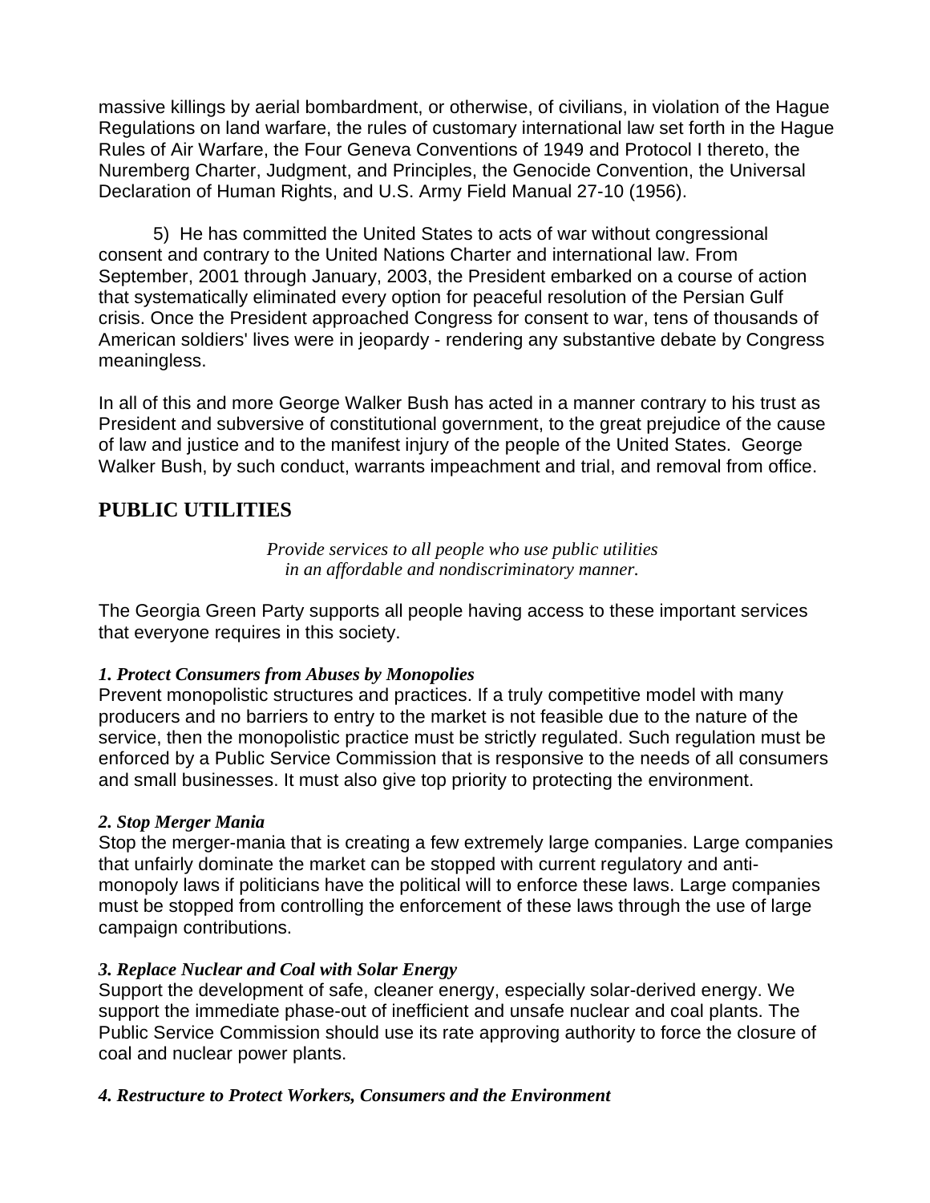massive killings by aerial bombardment, or otherwise, of civilians, in violation of the Hague Regulations on land warfare, the rules of customary international law set forth in the Hague Rules of Air Warfare, the Four Geneva Conventions of 1949 and Protocol I thereto, the Nuremberg Charter, Judgment, and Principles, the Genocide Convention, the Universal Declaration of Human Rights, and U.S. Army Field Manual 27-10 (1956).

5) He has committed the United States to acts of war without congressional consent and contrary to the United Nations Charter and international law. From September, 2001 through January, 2003, the President embarked on a course of action that systematically eliminated every option for peaceful resolution of the Persian Gulf crisis. Once the President approached Congress for consent to war, tens of thousands of American soldiers' lives were in jeopardy - rendering any substantive debate by Congress meaningless.

In all of this and more George Walker Bush has acted in a manner contrary to his trust as President and subversive of constitutional government, to the great prejudice of the cause of law and justice and to the manifest injury of the people of the United States. George Walker Bush, by such conduct, warrants impeachment and trial, and removal from office.

## PUBLIC UTILITIES

*Provide services to all people who use public utilities in an affordable and nondiscriminatory manner.*

The Georgia Green Party supports all people having access to these important services that everyone requires in this society.

***1. Protect Consumers from Abuses by Monopolies***

Prevent monopolistic structures and practices. If a truly competitive model with many producers and no barriers to entry to the market is not feasible due to the nature of the service, then the monopolistic practice must be strictly regulated. Such regulation must be enforced by a Public Service Commission that is responsive to the needs of all consumers and small businesses. It must also give top priority to protecting the environment.

***2. Stop Merger Mania***

Stop the merger-mania that is creating a few extremely large companies. Large companies that unfairly dominate the market can be stopped with current regulatory and anti-monopoly laws if politicians have the political will to enforce these laws. Large companies must be stopped from controlling the enforcement of these laws through the use of large campaign contributions.

***3. Replace Nuclear and Coal with Solar Energy***

Support the development of safe, cleaner energy, especially solar-derived energy. We support the immediate phase-out of inefficient and unsafe nuclear and coal plants. The Public Service Commission should use its rate approving authority to force the closure of coal and nuclear power plants.

***4. Restructure to Protect Workers, Consumers and the Environment***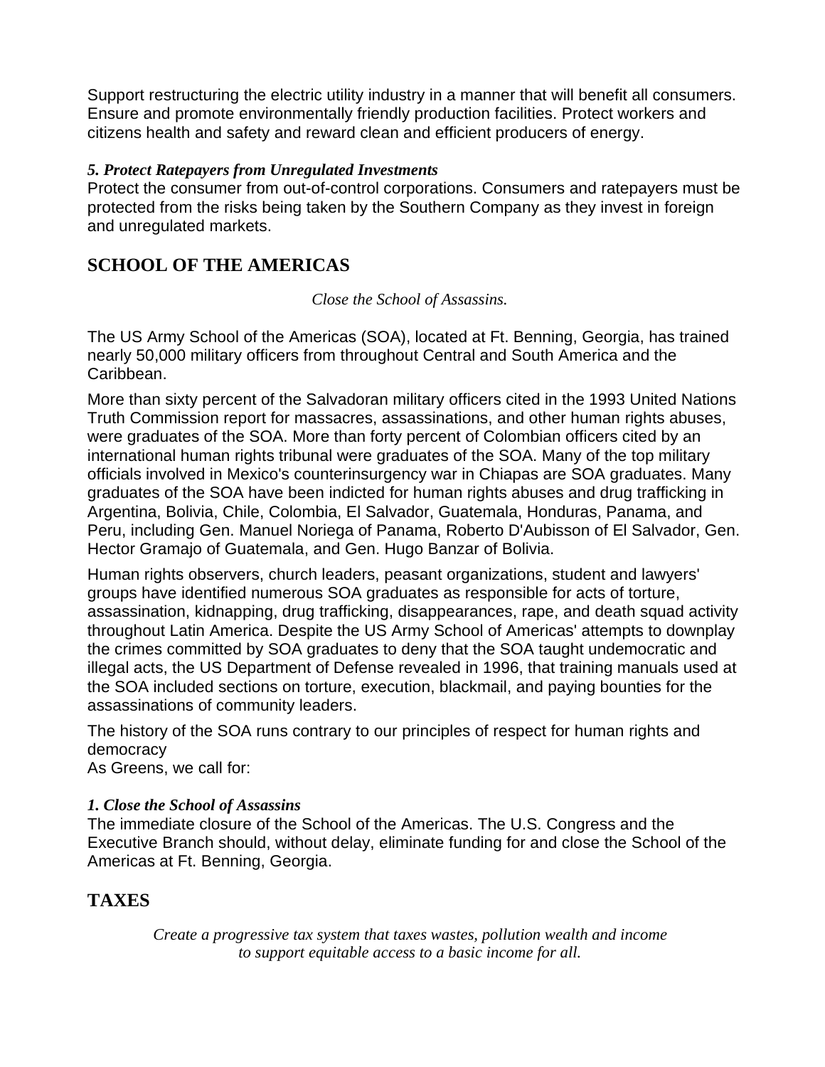Support restructuring the electric utility industry in a manner that will benefit all consumers. Ensure and promote environmentally friendly production facilities. Protect workers and citizens health and safety and reward clean and efficient producers of energy.

***5. Protect Ratepayers from Unregulated Investments***

Protect the consumer from out-of-control corporations. Consumers and ratepayers must be protected from the risks being taken by the Southern Company as they invest in foreign and unregulated markets.

## SCHOOL OF THE AMERICAS

*Close the School of Assassins.*

The US Army School of the Americas (SOA), located at Ft. Benning, Georgia, has trained nearly 50,000 military officers from throughout Central and South America and the Caribbean.

More than sixty percent of the Salvadoran military officers cited in the 1993 United Nations Truth Commission report for massacres, assassinations, and other human rights abuses, were graduates of the SOA. More than forty percent of Colombian officers cited by an international human rights tribunal were graduates of the SOA. Many of the top military officials involved in Mexico's counterinsurgency war in Chiapas are SOA graduates. Many graduates of the SOA have been indicted for human rights abuses and drug trafficking in Argentina, Bolivia, Chile, Colombia, El Salvador, Guatemala, Honduras, Panama, and Peru, including Gen. Manuel Noriega of Panama, Roberto D'Aubisson of El Salvador, Gen. Hector Gramajo of Guatemala, and Gen. Hugo Banzar of Bolivia.

Human rights observers, church leaders, peasant organizations, student and lawyers' groups have identified numerous SOA graduates as responsible for acts of torture, assassination, kidnapping, drug trafficking, disappearances, rape, and death squad activity throughout Latin America. Despite the US Army School of Americas' attempts to downplay the crimes committed by SOA graduates to deny that the SOA taught undemocratic and illegal acts, the US Department of Defense revealed in 1996, that training manuals used at the SOA included sections on torture, execution, blackmail, and paying bounties for the assassinations of community leaders.

The history of the SOA runs contrary to our principles of respect for human rights and democracy
As Greens, we call for:

***1. Close the School of Assassins***

The immediate closure of the School of the Americas. The U.S. Congress and the Executive Branch should, without delay, eliminate funding for and close the School of the Americas at Ft. Benning, Georgia.

## TAXES

*Create a progressive tax system that taxes wastes, pollution wealth and income to support equitable access to a basic income for all.*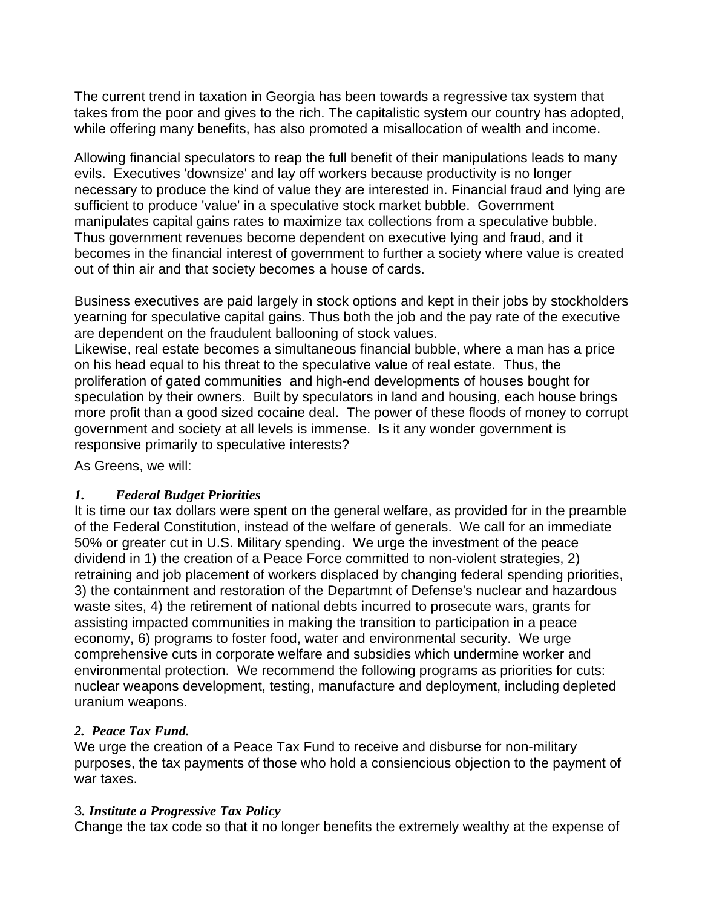The current trend in taxation in Georgia has been towards a regressive tax system that takes from the poor and gives to the rich. The capitalistic system our country has adopted, while offering many benefits, has also promoted a misallocation of wealth and income.

Allowing financial speculators to reap the full benefit of their manipulations leads to many evils. Executives 'downsize' and lay off workers because productivity is no longer necessary to produce the kind of value they are interested in. Financial fraud and lying are sufficient to produce 'value' in a speculative stock market bubble. Government manipulates capital gains rates to maximize tax collections from a speculative bubble. Thus government revenues become dependent on executive lying and fraud, and it becomes in the financial interest of government to further a society where value is created out of thin air and that society becomes a house of cards.

Business executives are paid largely in stock options and kept in their jobs by stockholders yearning for speculative capital gains. Thus both the job and the pay rate of the executive are dependent on the fraudulent ballooning of stock values.
Likewise, real estate becomes a simultaneous financial bubble, where a man has a price on his head equal to his threat to the speculative value of real estate. Thus, the proliferation of gated communities and high-end developments of houses bought for speculation by their owners. Built by speculators in land and housing, each house brings more profit than a good sized cocaine deal. The power of these floods of money to corrupt government and society at all levels is immense. Is it any wonder government is responsive primarily to speculative interests?

As Greens, we will:

***1. Federal Budget Priorities***
It is time our tax dollars were spent on the general welfare, as provided for in the preamble of the Federal Constitution, instead of the welfare of generals. We call for an immediate 50% or greater cut in U.S. Military spending. We urge the investment of the peace dividend in 1) the creation of a Peace Force committed to non-violent strategies, 2) retraining and job placement of workers displaced by changing federal spending priorities, 3) the containment and restoration of the Departmnt of Defense's nuclear and hazardous waste sites, 4) the retirement of national debts incurred to prosecute wars, grants for assisting impacted communities in making the transition to participation in a peace economy, 6) programs to foster food, water and environmental security. We urge comprehensive cuts in corporate welfare and subsidies which undermine worker and environmental protection. We recommend the following programs as priorities for cuts: nuclear weapons development, testing, manufacture and deployment, including depleted uranium weapons.

***2. Peace Tax Fund.***
We urge the creation of a Peace Tax Fund to receive and disburse for non-military purposes, the tax payments of those who hold a consiencious objection to the payment of war taxes.

3***. Institute a Progressive Tax Policy***
Change the tax code so that it no longer benefits the extremely wealthy at the expense of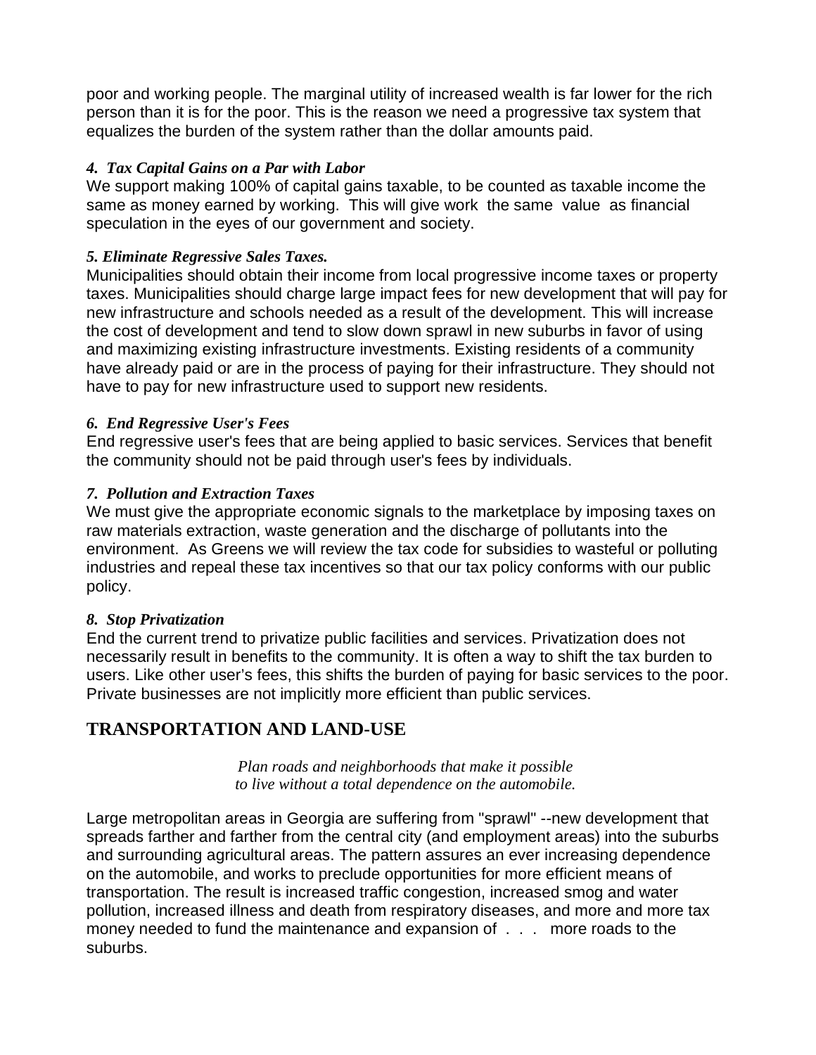poor and working people. The marginal utility of increased wealth is far lower for the rich person than it is for the poor. This is the reason we need a progressive tax system that equalizes the burden of the system rather than the dollar amounts paid.

***4. Tax Capital Gains on a Par with Labor***

We support making 100% of capital gains taxable, to be counted as taxable income the same as money earned by working. This will give work the same value as financial speculation in the eyes of our government and society.

***5. Eliminate Regressive Sales Taxes.***

Municipalities should obtain their income from local progressive income taxes or property taxes. Municipalities should charge large impact fees for new development that will pay for new infrastructure and schools needed as a result of the development. This will increase the cost of development and tend to slow down sprawl in new suburbs in favor of using and maximizing existing infrastructure investments. Existing residents of a community have already paid or are in the process of paying for their infrastructure. They should not have to pay for new infrastructure used to support new residents.

***6. End Regressive User's Fees***

End regressive user's fees that are being applied to basic services. Services that benefit the community should not be paid through user's fees by individuals.

***7. Pollution and Extraction Taxes***

We must give the appropriate economic signals to the marketplace by imposing taxes on raw materials extraction, waste generation and the discharge of pollutants into the environment. As Greens we will review the tax code for subsidies to wasteful or polluting industries and repeal these tax incentives so that our tax policy conforms with our public policy.

***8. Stop Privatization***

End the current trend to privatize public facilities and services. Privatization does not necessarily result in benefits to the community. It is often a way to shift the tax burden to users. Like other user's fees, this shifts the burden of paying for basic services to the poor. Private businesses are not implicitly more efficient than public services.

## TRANSPORTATION AND LAND-USE

*Plan roads and neighborhoods that make it possible to live without a total dependence on the automobile.*

Large metropolitan areas in Georgia are suffering from "sprawl" --new development that spreads farther and farther from the central city (and employment areas) into the suburbs and surrounding agricultural areas. The pattern assures an ever increasing dependence on the automobile, and works to preclude opportunities for more efficient means of transportation. The result is increased traffic congestion, increased smog and water pollution, increased illness and death from respiratory diseases, and more and more tax money needed to fund the maintenance and expansion of . . . more roads to the suburbs.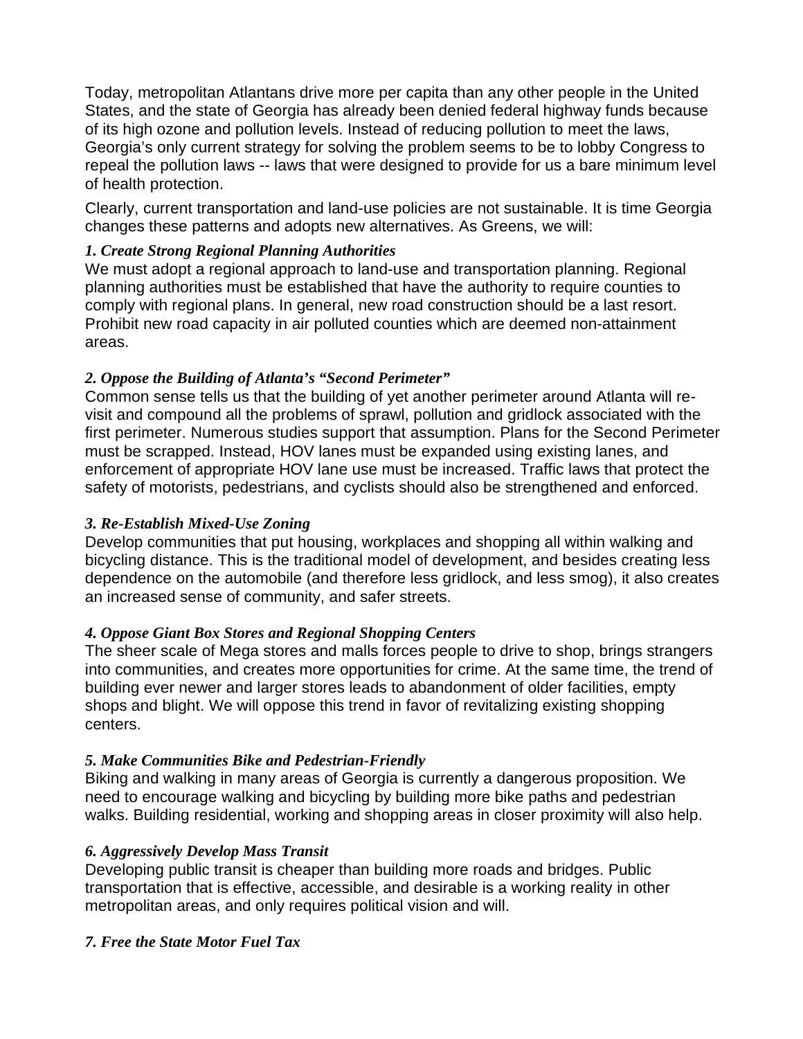Today, metropolitan Atlantans drive more per capita than any other people in the United States, and the state of Georgia has already been denied federal highway funds because of its high ozone and pollution levels. Instead of reducing pollution to meet the laws, Georgia's only current strategy for solving the problem seems to be to lobby Congress to repeal the pollution laws -- laws that were designed to provide for us a bare minimum level of health protection.

Clearly, current transportation and land-use policies are not sustainable. It is time Georgia changes these patterns and adopts new alternatives. As Greens, we will:

***1. Create Strong Regional Planning Authorities***
We must adopt a regional approach to land-use and transportation planning. Regional planning authorities must be established that have the authority to require counties to comply with regional plans. In general, new road construction should be a last resort. Prohibit new road capacity in air polluted counties which are deemed non-attainment areas.

***2. Oppose the Building of Atlanta's "Second Perimeter"***
Common sense tells us that the building of yet another perimeter around Atlanta will re-visit and compound all the problems of sprawl, pollution and gridlock associated with the first perimeter. Numerous studies support that assumption. Plans for the Second Perimeter must be scrapped. Instead, HOV lanes must be expanded using existing lanes, and enforcement of appropriate HOV lane use must be increased. Traffic laws that protect the safety of motorists, pedestrians, and cyclists should also be strengthened and enforced.

***3. Re-Establish Mixed-Use Zoning***
Develop communities that put housing, workplaces and shopping all within walking and bicycling distance. This is the traditional model of development, and besides creating less dependence on the automobile (and therefore less gridlock, and less smog), it also creates an increased sense of community, and safer streets.

***4. Oppose Giant Box Stores and Regional Shopping Centers***
The sheer scale of Mega stores and malls forces people to drive to shop, brings strangers into communities, and creates more opportunities for crime. At the same time, the trend of building ever newer and larger stores leads to abandonment of older facilities, empty shops and blight. We will oppose this trend in favor of revitalizing existing shopping centers.

***5. Make Communities Bike and Pedestrian-Friendly***
Biking and walking in many areas of Georgia is currently a dangerous proposition. We need to encourage walking and bicycling by building more bike paths and pedestrian walks. Building residential, working and shopping areas in closer proximity will also help.

***6. Aggressively Develop Mass Transit***
Developing public transit is cheaper than building more roads and bridges. Public transportation that is effective, accessible, and desirable is a working reality in other metropolitan areas, and only requires political vision and will.

***7. Free the State Motor Fuel Tax***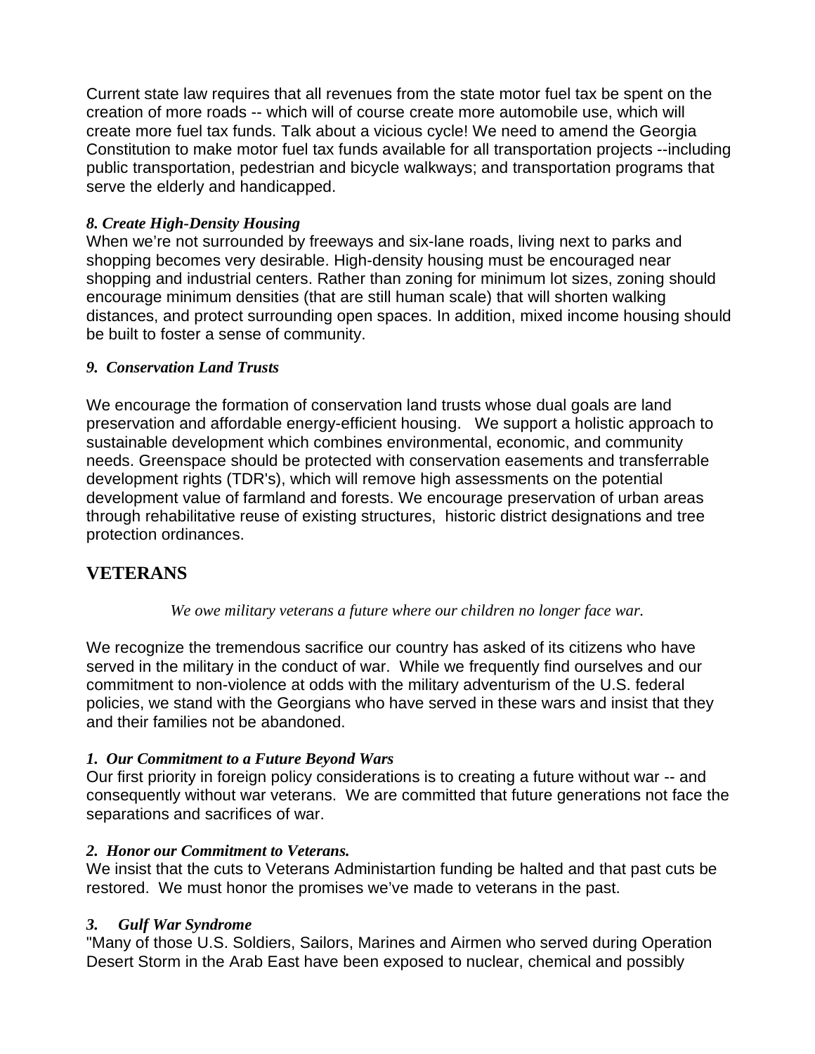Current state law requires that all revenues from the state motor fuel tax be spent on the creation of more roads -- which will of course create more automobile use, which will create more fuel tax funds. Talk about a vicious cycle! We need to amend the Georgia Constitution to make motor fuel tax funds available for all transportation projects --including public transportation, pedestrian and bicycle walkways; and transportation programs that serve the elderly and handicapped.

***8. Create High-Density Housing***

When we're not surrounded by freeways and six-lane roads, living next to parks and shopping becomes very desirable. High-density housing must be encouraged near shopping and industrial centers. Rather than zoning for minimum lot sizes, zoning should encourage minimum densities (that are still human scale) that will shorten walking distances, and protect surrounding open spaces. In addition, mixed income housing should be built to foster a sense of community.

***9. Conservation Land Trusts***

We encourage the formation of conservation land trusts whose dual goals are land preservation and affordable energy-efficient housing. We support a holistic approach to sustainable development which combines environmental, economic, and community needs. Greenspace should be protected with conservation easements and transferrable development rights (TDR's), which will remove high assessments on the potential development value of farmland and forests. We encourage preservation of urban areas through rehabilitative reuse of existing structures, historic district designations and tree protection ordinances.

## VETERANS

*We owe military veterans a future where our children no longer face war.*

We recognize the tremendous sacrifice our country has asked of its citizens who have served in the military in the conduct of war. While we frequently find ourselves and our commitment to non-violence at odds with the military adventurism of the U.S. federal policies, we stand with the Georgians who have served in these wars and insist that they and their families not be abandoned.

***1. Our Commitment to a Future Beyond Wars***

Our first priority in foreign policy considerations is to creating a future without war -- and consequently without war veterans. We are committed that future generations not face the separations and sacrifices of war.

***2. Honor our Commitment to Veterans.***

We insist that the cuts to Veterans Administartion funding be halted and that past cuts be restored. We must honor the promises we've made to veterans in the past.

***3. Gulf War Syndrome***

"Many of those U.S. Soldiers, Sailors, Marines and Airmen who served during Operation Desert Storm in the Arab East have been exposed to nuclear, chemical and possibly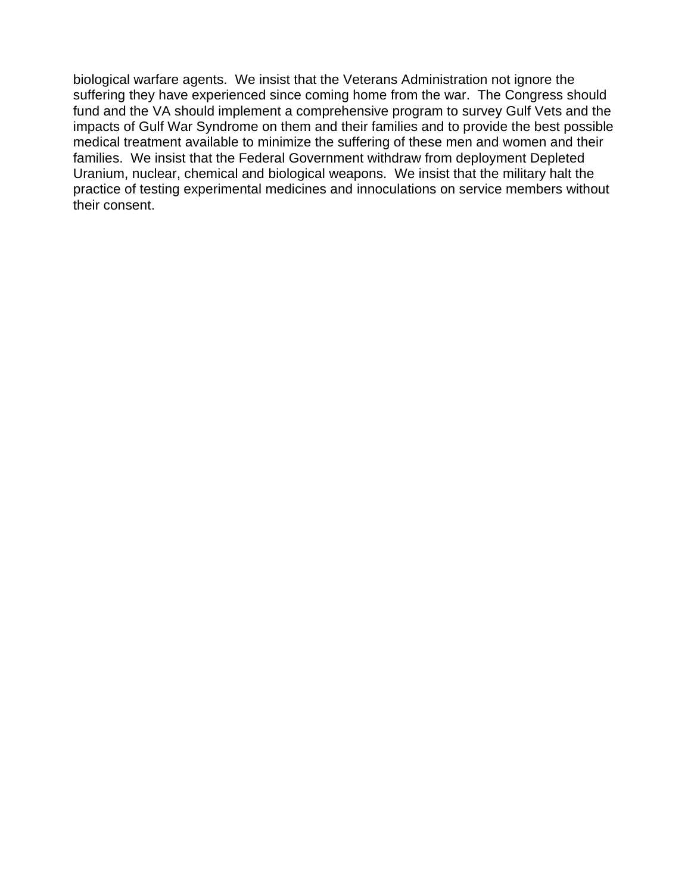biological warfare agents. We insist that the Veterans Administration not ignore the suffering they have experienced since coming home from the war. The Congress should fund and the VA should implement a comprehensive program to survey Gulf Vets and the impacts of Gulf War Syndrome on them and their families and to provide the best possible medical treatment available to minimize the suffering of these men and women and their families. We insist that the Federal Government withdraw from deployment Depleted Uranium, nuclear, chemical and biological weapons. We insist that the military halt the practice of testing experimental medicines and innoculations on service members without their consent.